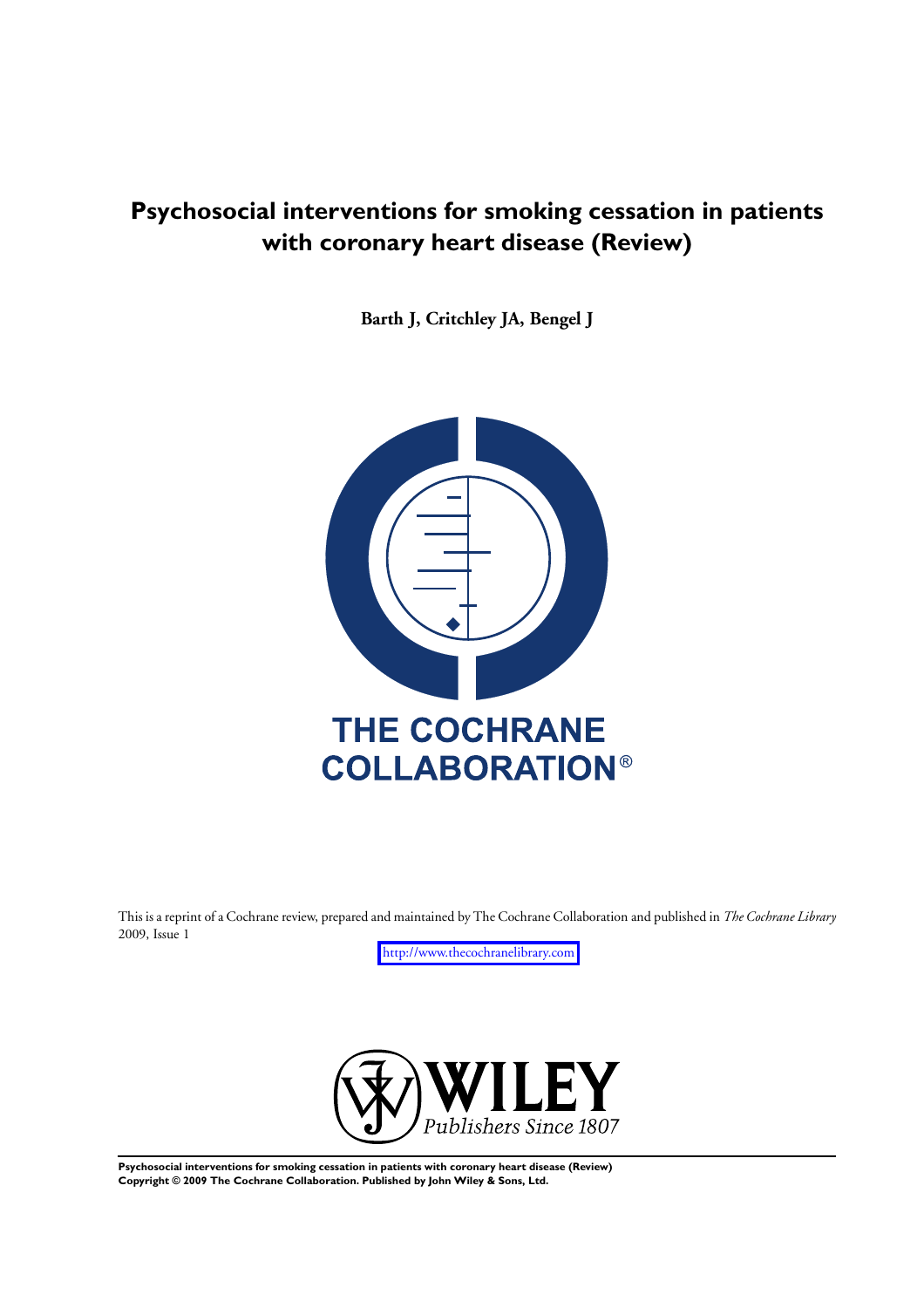# Psychosocial interventions for smoking cessation in patients with coronary heart disease (Review)

**Barth J, Critchley JA, Bengel J**

THE COCHRANE COLLABORATION®

This is a reprint of a Cochrane review, prepared and maintained by The Cochrane Collaboration and published in *The Cochrane Library* 2009, Issue 1

http://www.thecochranelibrary.com

WILEY
*Publishers Since 1807*

**Psychosocial interventions for smoking cessation in patients with coronary heart disease (Review)**
**Copyright © 2009 The Cochrane Collaboration. Published by John Wiley & Sons, Ltd.**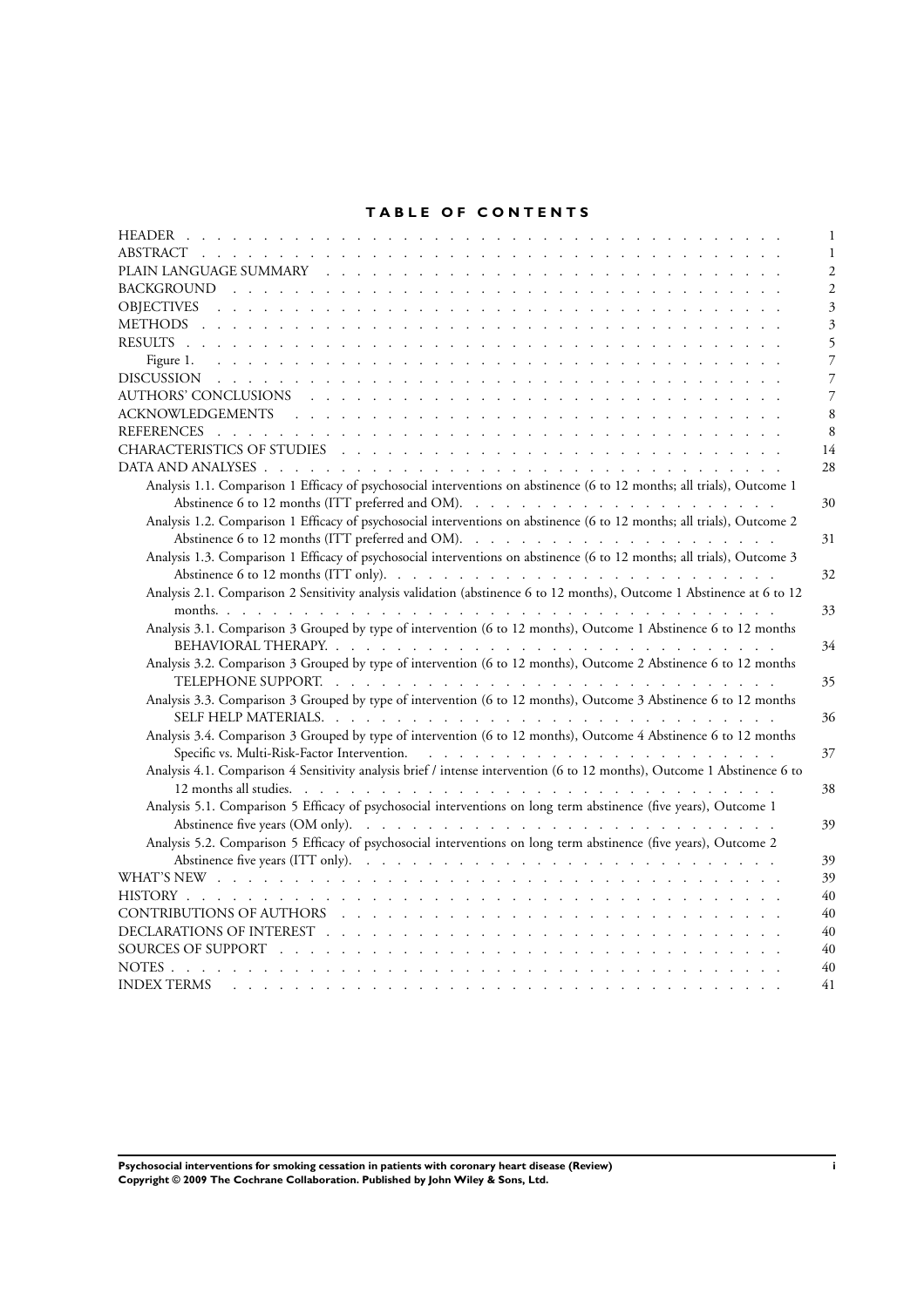# TABLE OF CONTENTS

| | |
|---|---|
| HEADER | 1 |
| ABSTRACT | 1 |
| PLAIN LANGUAGE SUMMARY | 2 |
| BACKGROUND | 2 |
| OBJECTIVES | 3 |
| METHODS | 3 |
| RESULTS | 5 |
| Figure 1. | 7 |
| DISCUSSION | 7 |
| AUTHORS' CONCLUSIONS | 7 |
| ACKNOWLEDGEMENTS | 8 |
| REFERENCES | 8 |
| CHARACTERISTICS OF STUDIES | 14 |
| DATA AND ANALYSES | 28 |
| Analysis 1.1. Comparison 1 Efficacy of psychosocial interventions on abstinence (6 to 12 months; all trials), Outcome 1 Abstinence 6 to 12 months (ITT preferred and OM). | 30 |
| Analysis 1.2. Comparison 1 Efficacy of psychosocial interventions on abstinence (6 to 12 months; all trials), Outcome 2 Abstinence 6 to 12 months (ITT preferred and OM). | 31 |
| Analysis 1.3. Comparison 1 Efficacy of psychosocial interventions on abstinence (6 to 12 months; all trials), Outcome 3 Abstinence 6 to 12 months (ITT only). | 32 |
| Analysis 2.1. Comparison 2 Sensitivity analysis validation (abstinence 6 to 12 months), Outcome 1 Abstinence at 6 to 12 months. | 33 |
| Analysis 3.1. Comparison 3 Grouped by type of intervention (6 to 12 months), Outcome 1 Abstinence 6 to 12 months BEHAVIORAL THERAPY. | 34 |
| Analysis 3.2. Comparison 3 Grouped by type of intervention (6 to 12 months), Outcome 2 Abstinence 6 to 12 months TELEPHONE SUPPORT. | 35 |
| Analysis 3.3. Comparison 3 Grouped by type of intervention (6 to 12 months), Outcome 3 Abstinence 6 to 12 months SELF HELP MATERIALS. | 36 |
| Analysis 3.4. Comparison 3 Grouped by type of intervention (6 to 12 months), Outcome 4 Abstinence 6 to 12 months Specific vs. Multi-Risk-Factor Intervention. | 37 |
| Analysis 4.1. Comparison 4 Sensitivity analysis brief / intense intervention (6 to 12 months), Outcome 1 Abstinence 6 to 12 months all studies. | 38 |
| Analysis 5.1. Comparison 5 Efficacy of psychosocial interventions on long term abstinence (five years), Outcome 1 Abstinence five years (OM only). | 39 |
| Analysis 5.2. Comparison 5 Efficacy of psychosocial interventions on long term abstinence (five years), Outcome 2 Abstinence five years (ITT only). | 39 |
| WHAT'S NEW | 39 |
| HISTORY | 40 |
| CONTRIBUTIONS OF AUTHORS | 40 |
| DECLARATIONS OF INTEREST | 40 |
| SOURCES OF SUPPORT | 40 |
| NOTES | 40 |
| INDEX TERMS | 41 |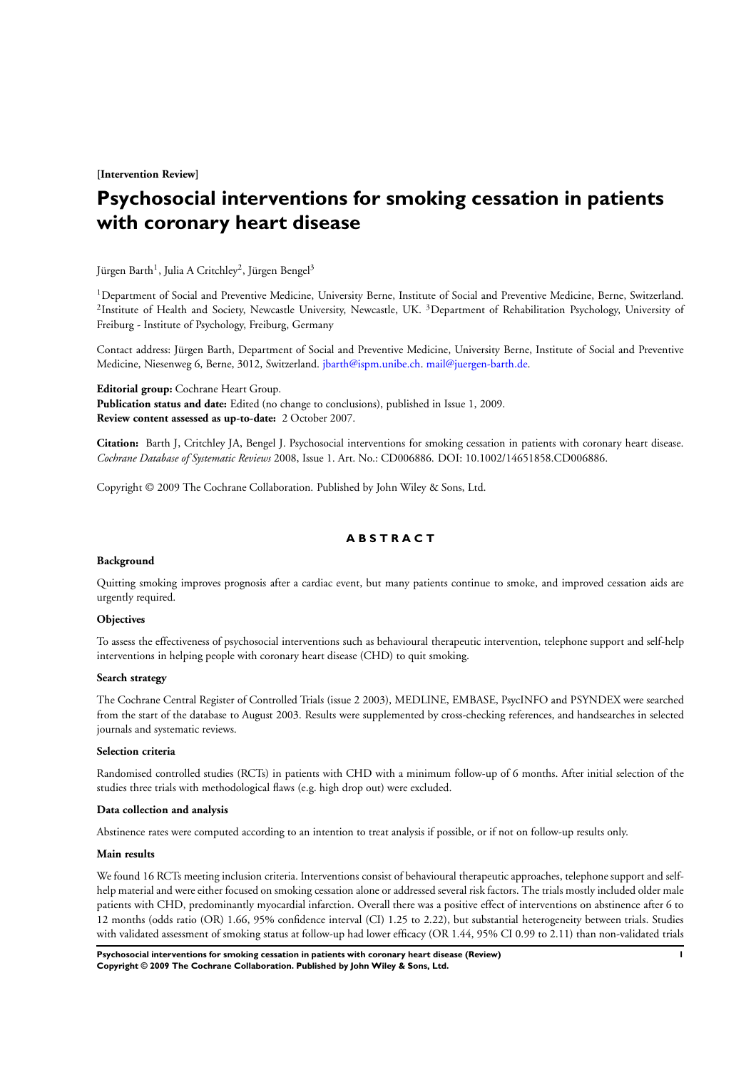**[Intervention Review]**

# Psychosocial interventions for smoking cessation in patients with coronary heart disease

Jürgen Barth[1], Julia A Critchley[2], Jürgen Bengel[3]

[1]Department of Social and Preventive Medicine, University Berne, Institute of Social and Preventive Medicine, Berne, Switzerland. [2]Institute of Health and Society, Newcastle University, Newcastle, UK. [3]Department of Rehabilitation Psychology, University of Freiburg - Institute of Psychology, Freiburg, Germany

Contact address: Jürgen Barth, Department of Social and Preventive Medicine, University Berne, Institute of Social and Preventive Medicine, Niesenweg 6, Berne, 3012, Switzerland. jbarth@ispm.unibe.ch. mail@juergen-barth.de.

**Editorial group:** Cochrane Heart Group.
**Publication status and date:** Edited (no change to conclusions), published in Issue 1, 2009.
**Review content assessed as up-to-date:** 2 October 2007.

**Citation:** Barth J, Critchley JA, Bengel J. Psychosocial interventions for smoking cessation in patients with coronary heart disease. *Cochrane Database of Systematic Reviews* 2008, Issue 1. Art. No.: CD006886. DOI: 10.1002/14651858.CD006886.

Copyright © 2009 The Cochrane Collaboration. Published by John Wiley & Sons, Ltd.

## ABSTRACT

### Background

Quitting smoking improves prognosis after a cardiac event, but many patients continue to smoke, and improved cessation aids are urgently required.

### Objectives

To assess the effectiveness of psychosocial interventions such as behavioural therapeutic intervention, telephone support and self-help interventions in helping people with coronary heart disease (CHD) to quit smoking.

### Search strategy

The Cochrane Central Register of Controlled Trials (issue 2 2003), MEDLINE, EMBASE, PsycINFO and PSYNDEX were searched from the start of the database to August 2003. Results were supplemented by cross-checking references, and handsearches in selected journals and systematic reviews.

### Selection criteria

Randomised controlled studies (RCTs) in patients with CHD with a minimum follow-up of 6 months. After initial selection of the studies three trials with methodological flaws (e.g. high drop out) were excluded.

### Data collection and analysis

Abstinence rates were computed according to an intention to treat analysis if possible, or if not on follow-up results only.

### Main results

We found 16 RCTs meeting inclusion criteria. Interventions consist of behavioural therapeutic approaches, telephone support and self-help material and were either focused on smoking cessation alone or addressed several risk factors. The trials mostly included older male patients with CHD, predominantly myocardial infarction. Overall there was a positive effect of interventions on abstinence after 6 to 12 months (odds ratio (OR) 1.66, 95% confidence interval (CI) 1.25 to 2.22), but substantial heterogeneity between trials. Studies with validated assessment of smoking status at follow-up had lower efficacy (OR 1.44, 95% CI 0.99 to 2.11) than non-validated trials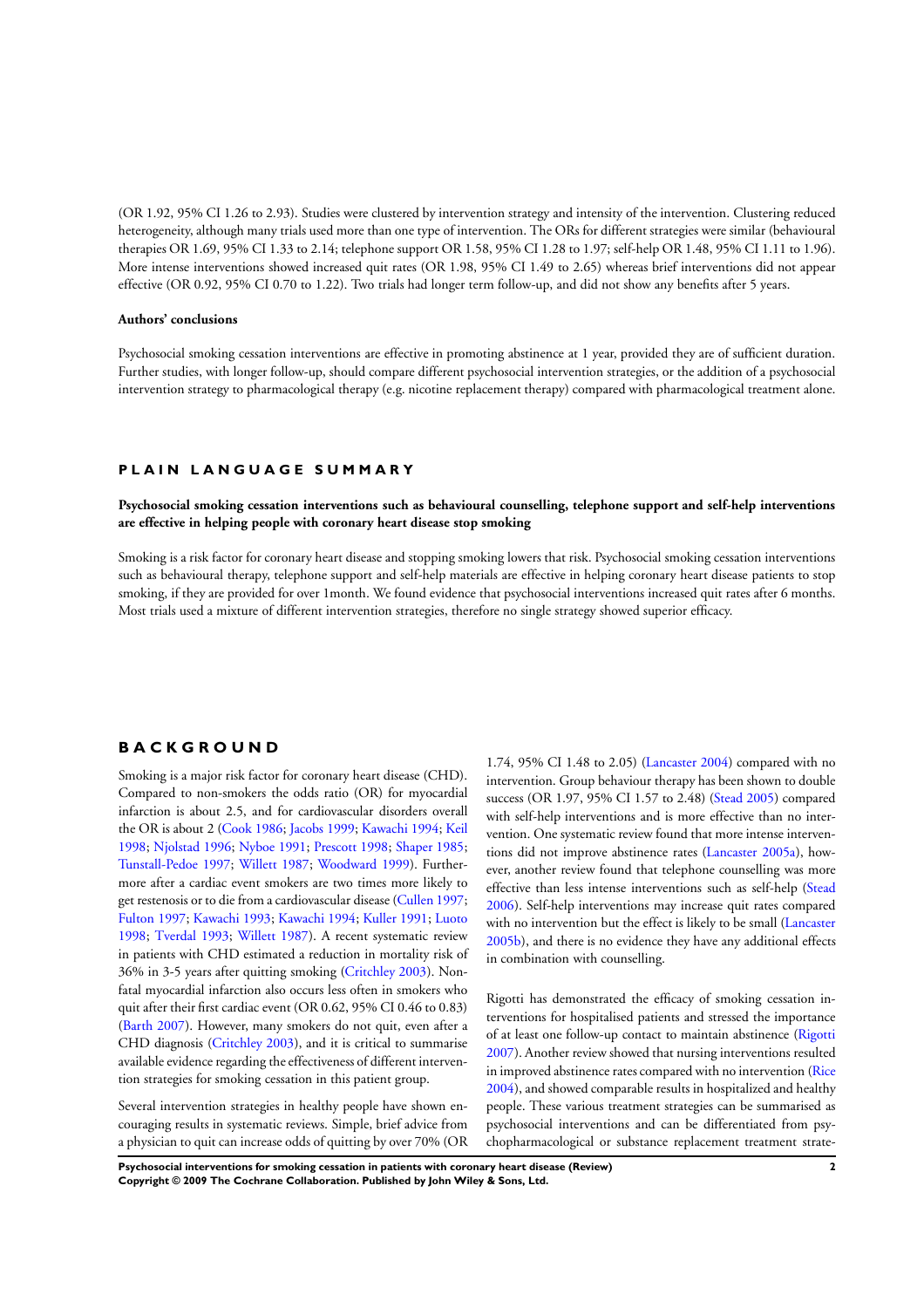(OR 1.92, 95% CI 1.26 to 2.93). Studies were clustered by intervention strategy and intensity of the intervention. Clustering reduced heterogeneity, although many trials used more than one type of intervention. The ORs for different strategies were similar (behavioural therapies OR 1.69, 95% CI 1.33 to 2.14; telephone support OR 1.58, 95% CI 1.28 to 1.97; self-help OR 1.48, 95% CI 1.11 to 1.96). More intense interventions showed increased quit rates (OR 1.98, 95% CI 1.49 to 2.65) whereas brief interventions did not appear effective (OR 0.92, 95% CI 0.70 to 1.22). Two trials had longer term follow-up, and did not show any benefits after 5 years.

**Authors' conclusions**

Psychosocial smoking cessation interventions are effective in promoting abstinence at 1 year, provided they are of sufficient duration. Further studies, with longer follow-up, should compare different psychosocial intervention strategies, or the addition of a psychosocial intervention strategy to pharmacological therapy (e.g. nicotine replacement therapy) compared with pharmacological treatment alone.

## PLAIN LANGUAGE SUMMARY

**Psychosocial smoking cessation interventions such as behavioural counselling, telephone support and self-help interventions are effective in helping people with coronary heart disease stop smoking**

Smoking is a risk factor for coronary heart disease and stopping smoking lowers that risk. Psychosocial smoking cessation interventions such as behavioural therapy, telephone support and self-help materials are effective in helping coronary heart disease patients to stop smoking, if they are provided for over 1month. We found evidence that psychosocial interventions increased quit rates after 6 months. Most trials used a mixture of different intervention strategies, therefore no single strategy showed superior efficacy.

## BACKGROUND

Smoking is a major risk factor for coronary heart disease (CHD). Compared to non-smokers the odds ratio (OR) for myocardial infarction is about 2.5, and for cardiovascular disorders overall the OR is about 2 (Cook 1986; Jacobs 1999; Kawachi 1994; Keil 1998; Njolstad 1996; Nyboe 1991; Prescott 1998; Shaper 1985; Tunstall-Pedoe 1997; Willett 1987; Woodward 1999). Furthermore after a cardiac event smokers are two times more likely to get restenosis or to die from a cardiovascular disease (Cullen 1997; Fulton 1997; Kawachi 1993; Kawachi 1994; Kuller 1991; Luoto 1998; Tverdal 1993; Willett 1987). A recent systematic review in patients with CHD estimated a reduction in mortality risk of 36% in 3-5 years after quitting smoking (Critchley 2003). Non-fatal myocardial infarction also occurs less often in smokers who quit after their first cardiac event (OR 0.62, 95% CI 0.46 to 0.83) (Barth 2007). However, many smokers do not quit, even after a CHD diagnosis (Critchley 2003), and it is critical to summarise available evidence regarding the effectiveness of different intervention strategies for smoking cessation in this patient group.

Several intervention strategies in healthy people have shown encouraging results in systematic reviews. Simple, brief advice from a physician to quit can increase odds of quitting by over 70% (OR 1.74, 95% CI 1.48 to 2.05) (Lancaster 2004) compared with no intervention. Group behaviour therapy has been shown to double success (OR 1.97, 95% CI 1.57 to 2.48) (Stead 2005) compared with self-help interventions and is more effective than no intervention. One systematic review found that more intense interventions did not improve abstinence rates (Lancaster 2005a), however, another review found that telephone counselling was more effective than less intense interventions such as self-help (Stead 2006). Self-help interventions may increase quit rates compared with no intervention but the effect is likely to be small (Lancaster 2005b), and there is no evidence they have any additional effects in combination with counselling.

Rigotti has demonstrated the efficacy of smoking cessation interventions for hospitalised patients and stressed the importance of at least one follow-up contact to maintain abstinence (Rigotti 2007). Another review showed that nursing interventions resulted in improved abstinence rates compared with no intervention (Rice 2004), and showed comparable results in hospitalized and healthy people. These various treatment strategies can be summarised as psychosocial interventions and can be differentiated from psychopharmacological or substance replacement treatment strate-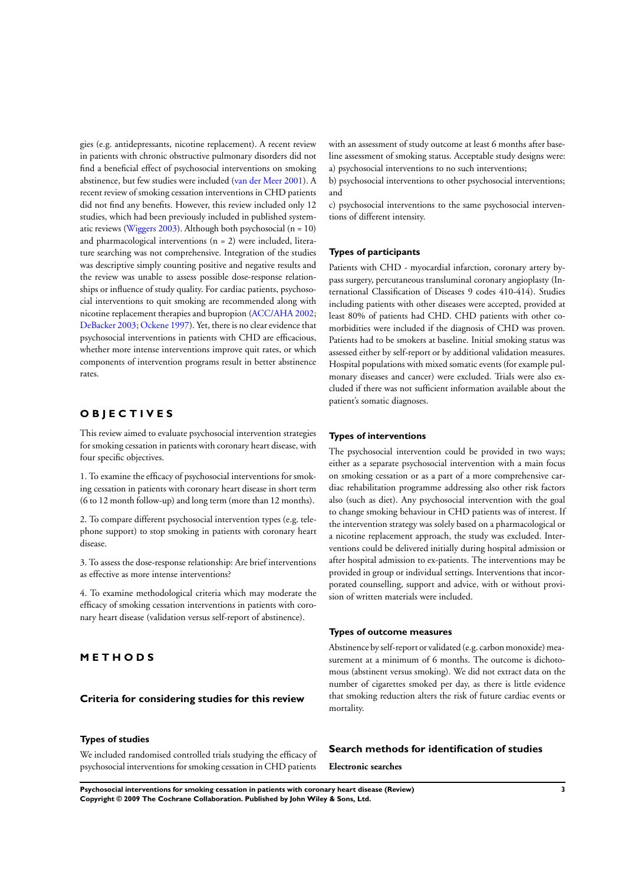gies (e.g. antidepressants, nicotine replacement). A recent review in patients with chronic obstructive pulmonary disorders did not find a beneficial effect of psychosocial interventions on smoking abstinence, but few studies were included (van der Meer 2001). A recent review of smoking cessation interventions in CHD patients did not find any benefits. However, this review included only 12 studies, which had been previously included in published systematic reviews (Wiggers 2003). Although both psychosocial (n = 10) and pharmacological interventions (n = 2) were included, literature searching was not comprehensive. Integration of the studies was descriptive simply counting positive and negative results and the review was unable to assess possible dose-response relationships or influence of study quality. For cardiac patients, psychosocial interventions to quit smoking are recommended along with nicotine replacement therapies and bupropion (ACC/AHA 2002; DeBacker 2003; Ockene 1997). Yet, there is no clear evidence that psychosocial interventions in patients with CHD are efficacious, whether more intense interventions improve quit rates, or which components of intervention programs result in better abstinence rates.

# OBJECTIVES

This review aimed to evaluate psychosocial intervention strategies for smoking cessation in patients with coronary heart disease, with four specific objectives.

1. To examine the efficacy of psychosocial interventions for smoking cessation in patients with coronary heart disease in short term (6 to 12 month follow-up) and long term (more than 12 months).

2. To compare different psychosocial intervention types (e.g. telephone support) to stop smoking in patients with coronary heart disease.

3. To assess the dose-response relationship: Are brief interventions as effective as more intense interventions?

4. To examine methodological criteria which may moderate the efficacy of smoking cessation interventions in patients with coronary heart disease (validation versus self-report of abstinence).

# METHODS

## Criteria for considering studies for this review

### Types of studies

We included randomised controlled trials studying the efficacy of psychosocial interventions for smoking cessation in CHD patients with an assessment of study outcome at least 6 months after baseline assessment of smoking status. Acceptable study designs were:

a) psychosocial interventions to no such interventions;

b) psychosocial interventions to other psychosocial interventions; and

c) psychosocial interventions to the same psychosocial interventions of different intensity.

### Types of participants

Patients with CHD - myocardial infarction, coronary artery bypass surgery, percutaneous transluminal coronary angioplasty (International Classification of Diseases 9 codes 410-414). Studies including patients with other diseases were accepted, provided at least 80% of patients had CHD. CHD patients with other comorbidities were included if the diagnosis of CHD was proven. Patients had to be smokers at baseline. Initial smoking status was assessed either by self-report or by additional validation measures. Hospital populations with mixed somatic events (for example pulmonary diseases and cancer) were excluded. Trials were also excluded if there was not sufficient information available about the patient's somatic diagnoses.

### Types of interventions

The psychosocial intervention could be provided in two ways; either as a separate psychosocial intervention with a main focus on smoking cessation or as a part of a more comprehensive cardiac rehabilitation programme addressing also other risk factors also (such as diet). Any psychosocial intervention with the goal to change smoking behaviour in CHD patients was of interest. If the intervention strategy was solely based on a pharmacological or a nicotine replacement approach, the study was excluded. Interventions could be delivered initially during hospital admission or after hospital admission to ex-patients. The interventions may be provided in group or individual settings. Interventions that incorporated counselling, support and advice, with or without provision of written materials were included.

### Types of outcome measures

Abstinence by self-report or validated (e.g. carbon monoxide) measurement at a minimum of 6 months. The outcome is dichotomous (abstinent versus smoking). We did not extract data on the number of cigarettes smoked per day, as there is little evidence that smoking reduction alters the risk of future cardiac events or mortality.

## Search methods for identification of studies

**Electronic searches**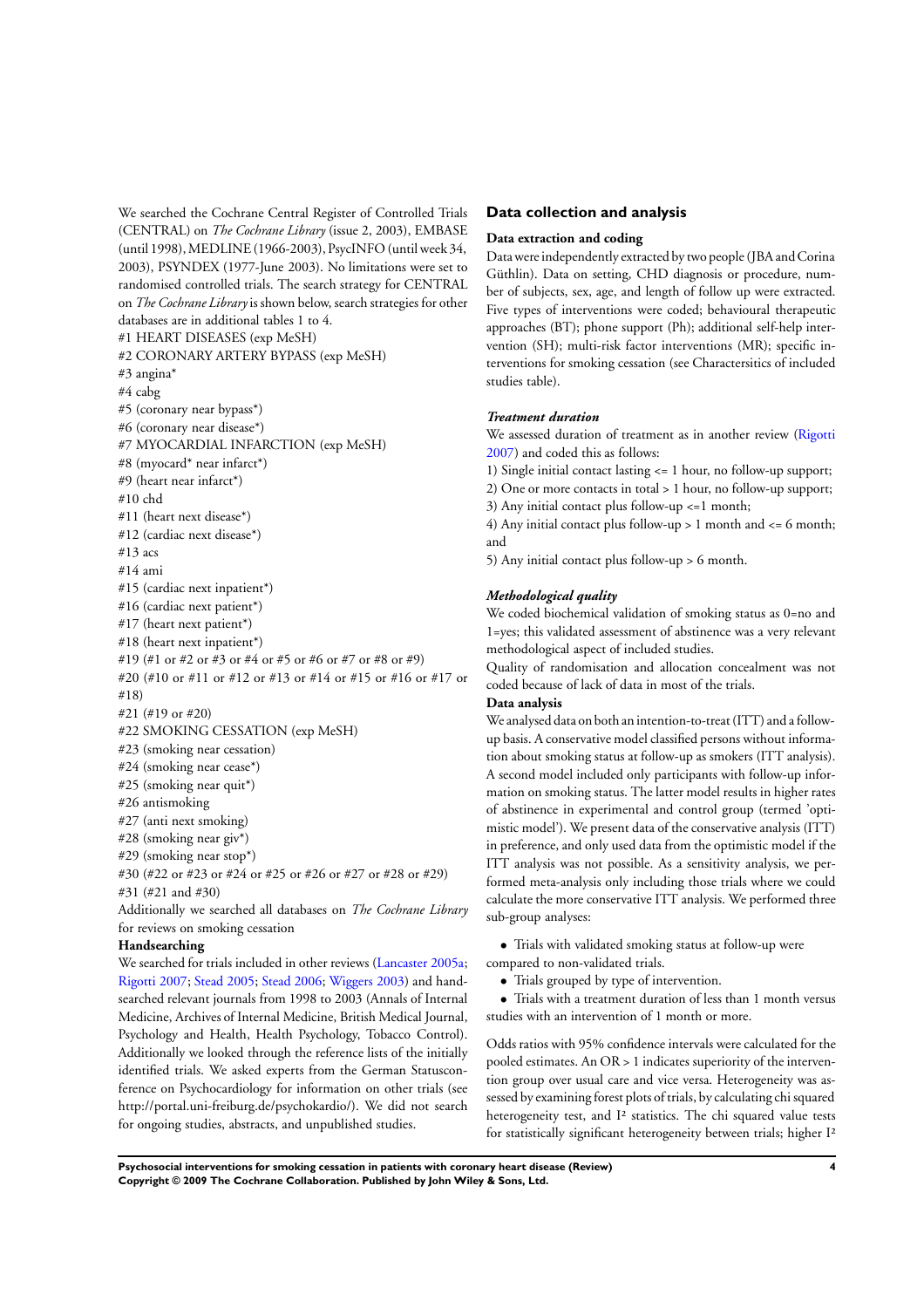We searched the Cochrane Central Register of Controlled Trials (CENTRAL) on *The Cochrane Library* (issue 2, 2003), EMBASE (until 1998), MEDLINE (1966-2003), PsycINFO (until week 34, 2003), PSYNDEX (1977-June 2003). No limitations were set to randomised controlled trials. The search strategy for CENTRAL on *The Cochrane Library* is shown below, search strategies for other databases are in additional tables 1 to 4.

#1 HEART DISEASES (exp MeSH)
#2 CORONARY ARTERY BYPASS (exp MeSH)
#3 angina*
#4 cabg
#5 (coronary near bypass*)
#6 (coronary near disease*)
#7 MYOCARDIAL INFARCTION (exp MeSH)
#8 (myocard* near infarct*)
#9 (heart near infarct*)
#10 chd
#11 (heart next disease*)
#12 (cardiac next disease*)
#13 acs
#14 ami
#15 (cardiac next inpatient*)
#16 (cardiac next patient*)
#17 (heart next patient*)
#18 (heart next inpatient*)
#19 (#1 or #2 or #3 or #4 or #5 or #6 or #7 or #8 or #9)
#20 (#10 or #11 or #12 or #13 or #14 or #15 or #16 or #17 or #18)
#21 (#19 or #20)
#22 SMOKING CESSATION (exp MeSH)
#23 (smoking near cessation)
#24 (smoking near cease*)
#25 (smoking near quit*)
#26 antismoking
#27 (anti next smoking)
#28 (smoking near giv*)
#29 (smoking near stop*)
#30 (#22 or #23 or #24 or #25 or #26 or #27 or #28 or #29)
#31 (#21 and #30)

Additionally we searched all databases on *The Cochrane Library* for reviews on smoking cessation

**Handsearching**

We searched for trials included in other reviews (Lancaster 2005a; Rigotti 2007; Stead 2005; Stead 2006; Wiggers 2003) and handsearched relevant journals from 1998 to 2003 (Annals of Internal Medicine, Archives of Internal Medicine, British Medical Journal, Psychology and Health, Health Psychology, Tobacco Control). Additionally we looked through the reference lists of the initially identified trials. We asked experts from the German Statusconference on Psychocardiology for information on other trials (see http://portal.uni-freiburg.de/psychokardio/). We did not search for ongoing studies, abstracts, and unpublished studies.

## Data collection and analysis

### Data extraction and coding

Data were independently extracted by two people (JBA and Corina Güthlin). Data on setting, CHD diagnosis or procedure, number of subjects, sex, age, and length of follow up were extracted. Five types of interventions were coded; behavioural therapeutic approaches (BT); phone support (Ph); additional self-help intervention (SH); multi-risk factor interventions (MR); specific interventions for smoking cessation (see Charactersitics of included studies table).

#### *Treatment duration*

We assessed duration of treatment as in another review (Rigotti 2007) and coded this as follows:

1) Single initial contact lasting <= 1 hour, no follow-up support;
2) One or more contacts in total > 1 hour, no follow-up support;
3) Any initial contact plus follow-up <=1 month;
4) Any initial contact plus follow-up > 1 month and <= 6 month; and
5) Any initial contact plus follow-up > 6 month.

#### *Methodological quality*

We coded biochemical validation of smoking status as 0=no and 1=yes; this validated assessment of abstinence was a very relevant methodological aspect of included studies.

Quality of randomisation and allocation concealment was not coded because of lack of data in most of the trials.

### Data analysis

We analysed data on both an intention-to-treat (ITT) and a follow-up basis. A conservative model classified persons without information about smoking status at follow-up as smokers (ITT analysis). A second model included only participants with follow-up information on smoking status. The latter model results in higher rates of abstinence in experimental and control group (termed 'optimistic model'). We present data of the conservative analysis (ITT) in preference, and only used data from the optimistic model if the ITT analysis was not possible. As a sensitivity analysis, we performed meta-analysis only including those trials where we could calculate the more conservative ITT analysis. We performed three sub-group analyses:

- Trials with validated smoking status at follow-up were compared to non-validated trials.
- Trials grouped by type of intervention.
- Trials with a treatment duration of less than 1 month versus studies with an intervention of 1 month or more.

Odds ratios with 95% confidence intervals were calculated for the pooled estimates. An OR > 1 indicates superiority of the intervention group over usual care and vice versa. Heterogeneity was assessed by examining forest plots of trials, by calculating chi squared heterogeneity test, and $I^2$ statistics. The chi squared value tests for statistically significant heterogeneity between trials; higher $I^2$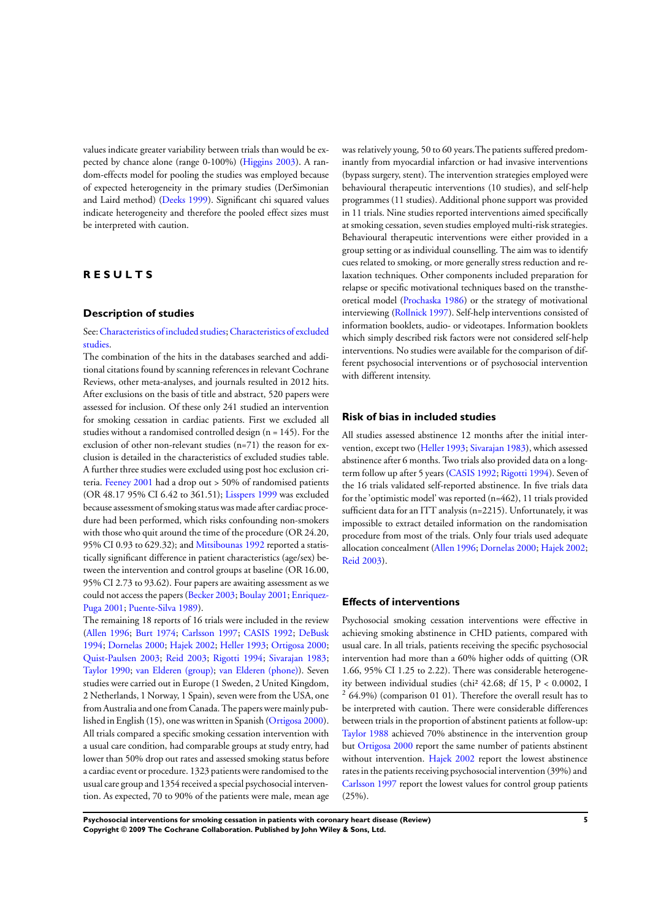values indicate greater variability between trials than would be expected by chance alone (range 0-100%) (Higgins 2003). A random-effects model for pooling the studies was employed because of expected heterogeneity in the primary studies (DerSimonian and Laird method) (Deeks 1999). Significant chi squared values indicate heterogeneity and therefore the pooled effect sizes must be interpreted with caution.

# RESULTS

## Description of studies

See: Characteristics of included studies; Characteristics of excluded studies.

The combination of the hits in the databases searched and additional citations found by scanning references in relevant Cochrane Reviews, other meta-analyses, and journals resulted in 2012 hits. After exclusions on the basis of title and abstract, 520 papers were assessed for inclusion. Of these only 241 studied an intervention for smoking cessation in cardiac patients. First we excluded all studies without a randomised controlled design (n = 145). For the exclusion of other non-relevant studies (n=71) the reason for exclusion is detailed in the characteristics of excluded studies table. A further three studies were excluded using post hoc exclusion criteria. Feeney 2001 had a drop out > 50% of randomised patients (OR 48.17 95% CI 6.42 to 361.51); Lisspers 1999 was excluded because assessment of smoking status was made after cardiac procedure had been performed, which risks confounding non-smokers with those who quit around the time of the procedure (OR 24.20, 95% CI 0.93 to 629.32); and Mitsibounas 1992 reported a statistically significant difference in patient characteristics (age/sex) between the intervention and control groups at baseline (OR 16.00, 95% CI 2.73 to 93.62). Four papers are awaiting assessment as we could not access the papers (Becker 2003; Boulay 2001; Enriquez-Puga 2001; Puente-Silva 1989).

The remaining 18 reports of 16 trials were included in the review (Allen 1996; Burt 1974; Carlsson 1997; CASIS 1992; DeBusk 1994; Dornelas 2000; Hajek 2002; Heller 1993; Ortigosa 2000; Quist-Paulsen 2003; Reid 2003; Rigotti 1994; Sivarajan 1983; Taylor 1990; van Elderen (group); van Elderen (phone)). Seven studies were carried out in Europe (1 Sweden, 2 United Kingdom, 2 Netherlands, 1 Norway, 1 Spain), seven were from the USA, one from Australia and one from Canada. The papers were mainly published in English (15), one was written in Spanish (Ortigosa 2000). All trials compared a specific smoking cessation intervention with a usual care condition, had comparable groups at study entry, had lower than 50% drop out rates and assessed smoking status before a cardiac event or procedure. 1323 patients were randomised to the usual care group and 1354 received a special psychosocial intervention. As expected, 70 to 90% of the patients were male, mean age was relatively young, 50 to 60 years. The patients suffered predominantly from myocardial infarction or had invasive interventions (bypass surgery, stent). The intervention strategies employed were behavioural therapeutic interventions (10 studies), and self-help programmes (11 studies). Additional phone support was provided in 11 trials. Nine studies reported interventions aimed specifically at smoking cessation, seven studies employed multi-risk strategies. Behavioural therapeutic interventions were either provided in a group setting or as individual counselling. The aim was to identify cues related to smoking, or more generally stress reduction and relaxation techniques. Other components included preparation for relapse or specific motivational techniques based on the transtheoretical model (Prochaska 1986) or the strategy of motivational interviewing (Rollnick 1997). Self-help interventions consisted of information booklets, audio- or videotapes. Information booklets which simply described risk factors were not considered self-help interventions. No studies were available for the comparison of different psychosocial interventions or of psychosocial intervention with different intensity.

## Risk of bias in included studies

All studies assessed abstinence 12 months after the initial intervention, except two (Heller 1993; Sivarajan 1983), which assessed abstinence after 6 months. Two trials also provided data on a long-term follow up after 5 years (CASIS 1992; Rigotti 1994). Seven of the 16 trials validated self-reported abstinence. In five trials data for the 'optimistic model' was reported (n=462), 11 trials provided sufficient data for an ITT analysis (n=2215). Unfortunately, it was impossible to extract detailed information on the randomisation procedure from most of the trials. Only four trials used adequate allocation concealment (Allen 1996; Dornelas 2000; Hajek 2002; Reid 2003).

## Effects of interventions

Psychosocial smoking cessation interventions were effective in achieving smoking abstinence in CHD patients, compared with usual care. In all trials, patients receiving the specific psychosocial intervention had more than a 60% higher odds of quitting (OR 1.66, 95% CI 1.25 to 2.22). There was considerable heterogeneity between individual studies (chi² 42.68; df 15, $P < 0.0002$, $I^2$ 64.9%) (comparison 01 01). Therefore the overall result has to be interpreted with caution. There were considerable differences between trials in the proportion of abstinent patients at follow-up: Taylor 1988 achieved 70% abstinence in the intervention group but Ortigosa 2000 report the same number of patients abstinent without intervention. Hajek 2002 report the lowest abstinence rates in the patients receiving psychosocial intervention (39%) and Carlsson 1997 report the lowest values for control group patients (25%).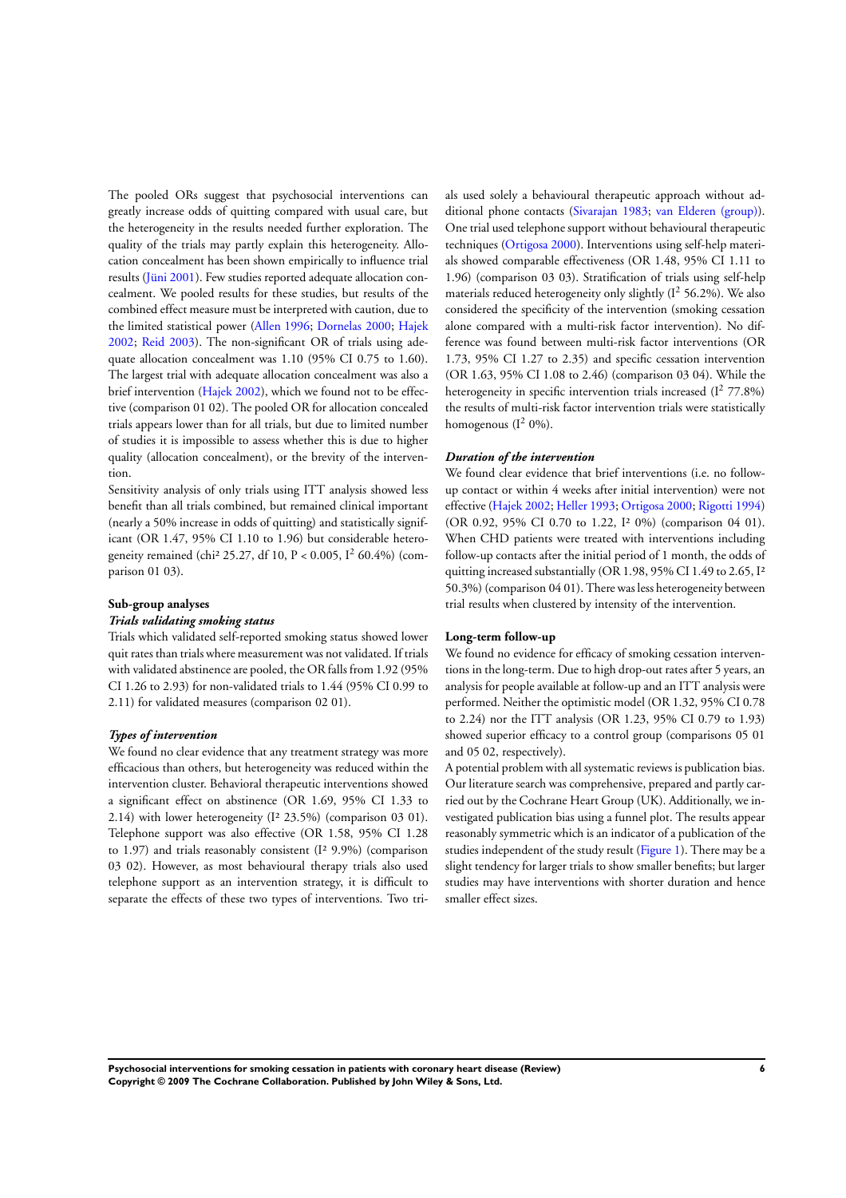The pooled ORs suggest that psychosocial interventions can greatly increase odds of quitting compared with usual care, but the heterogeneity in the results needed further exploration. The quality of the trials may partly explain this heterogeneity. Allocation concealment has been shown empirically to influence trial results (Jüni 2001). Few studies reported adequate allocation concealment. We pooled results for these studies, but results of the combined effect measure must be interpreted with caution, due to the limited statistical power (Allen 1996; Dornelas 2000; Hajek 2002; Reid 2003). The non-significant OR of trials using adequate allocation concealment was 1.10 (95% CI 0.75 to 1.60). The largest trial with adequate allocation concealment was also a brief intervention (Hajek 2002), which we found not to be effective (comparison 01 02). The pooled OR for allocation concealed trials appears lower than for all trials, but due to limited number of studies it is impossible to assess whether this is due to higher quality (allocation concealment), or the brevity of the intervention.

Sensitivity analysis of only trials using ITT analysis showed less benefit than all trials combined, but remained clinical important (nearly a 50% increase in odds of quitting) and statistically significant (OR 1.47, 95% CI 1.10 to 1.96) but considerable heterogeneity remained ($chi^2$ 25.27, df 10, $P < 0.005$, $I^2$ 60.4%) (comparison 01 03).

### Sub-group analyses

#### *Trials validating smoking status*

Trials which validated self-reported smoking status showed lower quit rates than trials where measurement was not validated. If trials with validated abstinence are pooled, the OR falls from 1.92 (95% CI 1.26 to 2.93) for non-validated trials to 1.44 (95% CI 0.99 to 2.11) for validated measures (comparison 02 01).

#### *Types of intervention*

We found no clear evidence that any treatment strategy was more efficacious than others, but heterogeneity was reduced within the intervention cluster. Behavioral therapeutic interventions showed a significant effect on abstinence (OR 1.69, 95% CI 1.33 to 2.14) with lower heterogeneity ($I^2$ 23.5%) (comparison 03 01). Telephone support was also effective (OR 1.58, 95% CI 1.28 to 1.97) and trials reasonably consistent ($I^2$ 9.9%) (comparison 03 02). However, as most behavioural therapy trials also used telephone support as an intervention strategy, it is difficult to separate the effects of these two types of interventions. Two trials used solely a behavioural therapeutic approach without additional phone contacts (Sivarajan 1983; van Elderen (group)). One trial used telephone support without behavioural therapeutic techniques (Ortigosa 2000). Interventions using self-help materials showed comparable effectiveness (OR 1.48, 95% CI 1.11 to 1.96) (comparison 03 03). Stratification of trials using self-help materials reduced heterogeneity only slightly ($I^2$ 56.2%). We also considered the specificity of the intervention (smoking cessation alone compared with a multi-risk factor intervention). No difference was found between multi-risk factor interventions (OR 1.73, 95% CI 1.27 to 2.35) and specific cessation intervention (OR 1.63, 95% CI 1.08 to 2.46) (comparison 03 04). While the heterogeneity in specific intervention trials increased ($I^2$ 77.8%) the results of multi-risk factor intervention trials were statistically homogenous ($I^2$ 0%).

#### *Duration of the intervention*

We found clear evidence that brief interventions (i.e. no follow-up contact or within 4 weeks after initial intervention) were not effective (Hajek 2002; Heller 1993; Ortigosa 2000; Rigotti 1994) (OR 0.92, 95% CI 0.70 to 1.22, $I^2$ 0%) (comparison 04 01). When CHD patients were treated with interventions including follow-up contacts after the initial period of 1 month, the odds of quitting increased substantially (OR 1.98, 95% CI 1.49 to 2.65, $I^2$ 50.3%) (comparison 04 01). There was less heterogeneity between trial results when clustered by intensity of the intervention.

### Long-term follow-up

We found no evidence for efficacy of smoking cessation interventions in the long-term. Due to high drop-out rates after 5 years, an analysis for people available at follow-up and an ITT analysis were performed. Neither the optimistic model (OR 1.32, 95% CI 0.78 to 2.24) nor the ITT analysis (OR 1.23, 95% CI 0.79 to 1.93) showed superior efficacy to a control group (comparisons 05 01 and 05 02, respectively).

A potential problem with all systematic reviews is publication bias. Our literature search was comprehensive, prepared and partly carried out by the Cochrane Heart Group (UK). Additionally, we investigated publication bias using a funnel plot. The results appear reasonably symmetric which is an indicator of a publication of the studies independent of the study result (Figure 1). There may be a slight tendency for larger trials to show smaller benefits; but larger studies may have interventions with shorter duration and hence smaller effect sizes.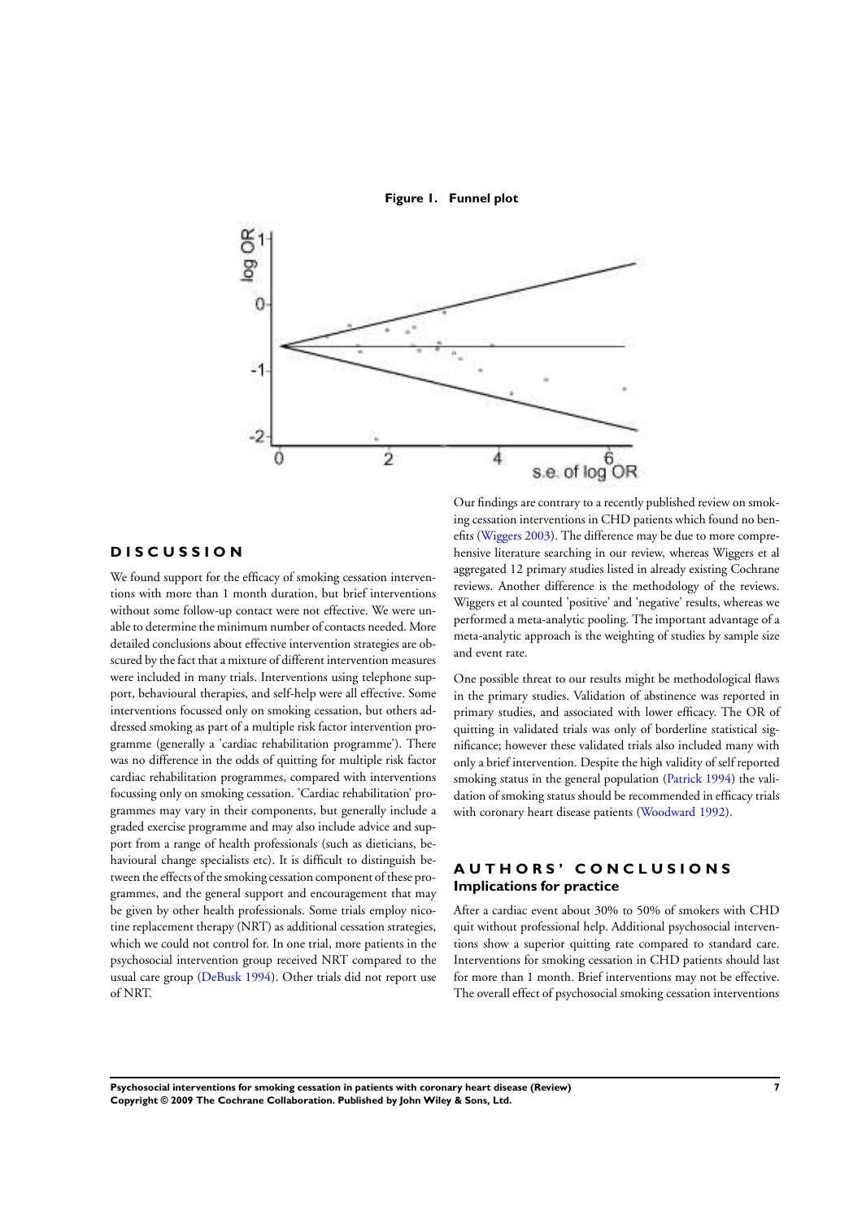**Figure 1. Funnel plot**

# DISCUSSION

We found support for the efficacy of smoking cessation interventions with more than 1 month duration, but brief interventions without some follow-up contact were not effective. We were unable to determine the minimum number of contacts needed. More detailed conclusions about effective intervention strategies are obscured by the fact that a mixture of different intervention measures were included in many trials. Interventions using telephone support, behavioural therapies, and self-help were all effective. Some interventions focussed only on smoking cessation, but others addressed smoking as part of a multiple risk factor intervention programme (generally a 'cardiac rehabilitation programme'). There was no difference in the odds of quitting for multiple risk factor cardiac rehabilitation programmes, compared with interventions focussing only on smoking cessation. 'Cardiac rehabilitation' programmes may vary in their components, but generally include a graded exercise programme and may also include advice and support from a range of health professionals (such as dieticians, behavioural change specialists etc). It is difficult to distinguish between the effects of the smoking cessation component of these programmes, and the general support and encouragement that may be given by other health professionals. Some trials employ nicotine replacement therapy (NRT) as additional cessation strategies, which we could not control for. In one trial, more patients in the psychosocial intervention group received NRT compared to the usual care group (DeBusk 1994). Other trials did not report use of NRT.

Our findings are contrary to a recently published review on smoking cessation interventions in CHD patients which found no benefits (Wiggers 2003). The difference may be due to more comprehensive literature searching in our review, whereas Wiggers et al aggregated 12 primary studies listed in already existing Cochrane reviews. Another difference is the methodology of the reviews. Wiggers et al counted 'positive' and 'negative' results, whereas we performed a meta-analytic pooling. The important advantage of a meta-analytic approach is the weighting of studies by sample size and event rate.

One possible threat to our results might be methodological flaws in the primary studies. Validation of abstinence was reported in primary studies, and associated with lower efficacy. The OR of quitting in validated trials was only of borderline statistical significance; however these validated trials also included many with only a brief intervention. Despite the high validity of self reported smoking status in the general population (Patrick 1994) the validation of smoking status should be recommended in efficacy trials with coronary heart disease patients (Woodward 1992).

# AUTHORS' CONCLUSIONS

## Implications for practice

After a cardiac event about 30% to 50% of smokers with CHD quit without professional help. Additional psychosocial interventions show a superior quitting rate compared to standard care. Interventions for smoking cessation in CHD patients should last for more than 1 month. Brief interventions may not be effective. The overall effect of psychosocial smoking cessation interventions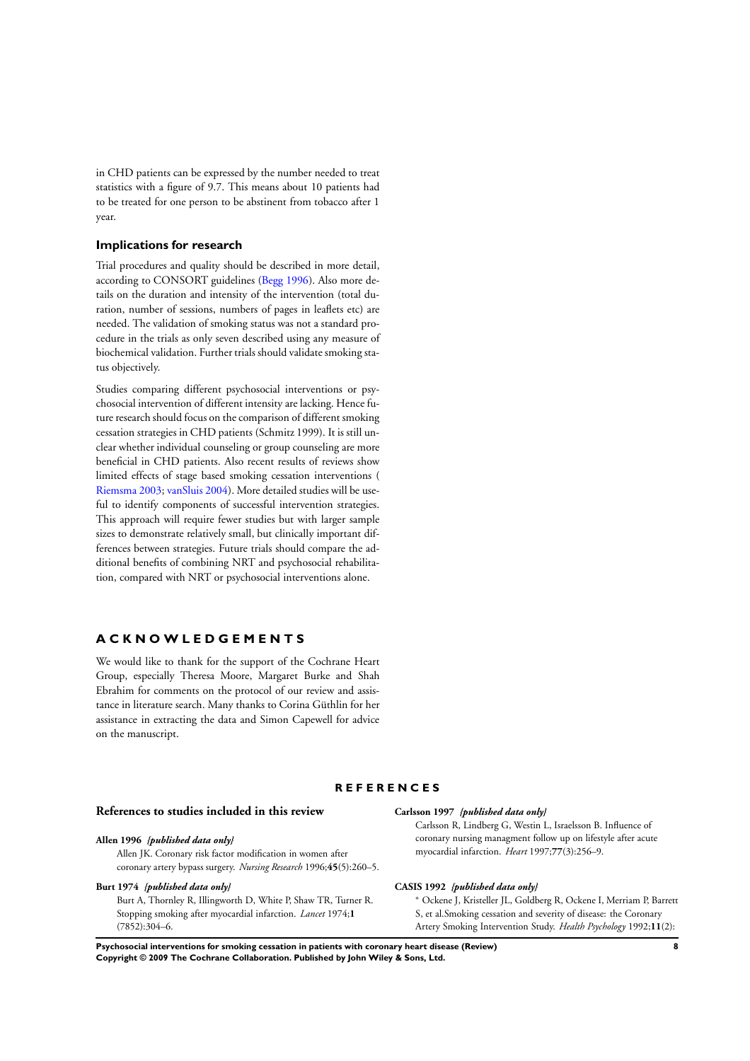in CHD patients can be expressed by the number needed to treat statistics with a figure of 9.7. This means about 10 patients had to be treated for one person to be abstinent from tobacco after 1 year.

### Implications for research

Trial procedures and quality should be described in more detail, according to CONSORT guidelines (Begg 1996). Also more details on the duration and intensity of the intervention (total duration, number of sessions, numbers of pages in leaflets etc) are needed. The validation of smoking status was not a standard procedure in the trials as only seven described using any measure of biochemical validation. Further trials should validate smoking status objectively.

Studies comparing different psychosocial interventions or psychosocial intervention of different intensity are lacking. Hence future research should focus on the comparison of different smoking cessation strategies in CHD patients (Schmitz 1999). It is still unclear whether individual counseling or group counseling are more beneficial in CHD patients. Also recent results of reviews show limited effects of stage based smoking cessation interventions ( Riemsma 2003; vanSluis 2004). More detailed studies will be useful to identify components of successful intervention strategies. This approach will require fewer studies but with larger sample sizes to demonstrate relatively small, but clinically important differences between strategies. Future trials should compare the additional benefits of combining NRT and psychosocial rehabilitation, compared with NRT or psychosocial interventions alone.

## ACKNOWLEDGEMENTS

We would like to thank for the support of the Cochrane Heart Group, especially Theresa Moore, Margaret Burke and Shah Ebrahim for comments on the protocol of our review and assistance in literature search. Many thanks to Corina Güthlin for her assistance in extracting the data and Simon Capewell for advice on the manuscript.

## REFERENCES

### References to studies included in this review

**Allen 1996** *{published data only}*

Allen JK. Coronary risk factor modification in women after coronary artery bypass surgery. *Nursing Research* 1996;**45**(5):260–5.

**Burt 1974** *{published data only}*

Burt A, Thornley R, Illingworth D, White P, Shaw TR, Turner R. Stopping smoking after myocardial infarction. *Lancet* 1974;**1** (7852):304–6.

**Carlsson 1997** *{published data only}*

Carlsson R, Lindberg G, Westin L, Israelsson B. Influence of coronary nursing managment follow up on lifestyle after acute myocardial infarction. *Heart* 1997;**77**(3):256–9.

**CASIS 1992** *{published data only}*

* Ockene J, Kristeller JL, Goldberg R, Ockene I, Merriam P, Barrett S, et al.Smoking cessation and severity of disease: the Coronary Artery Smoking Intervention Study. *Health Psychology* 1992;**11**(2):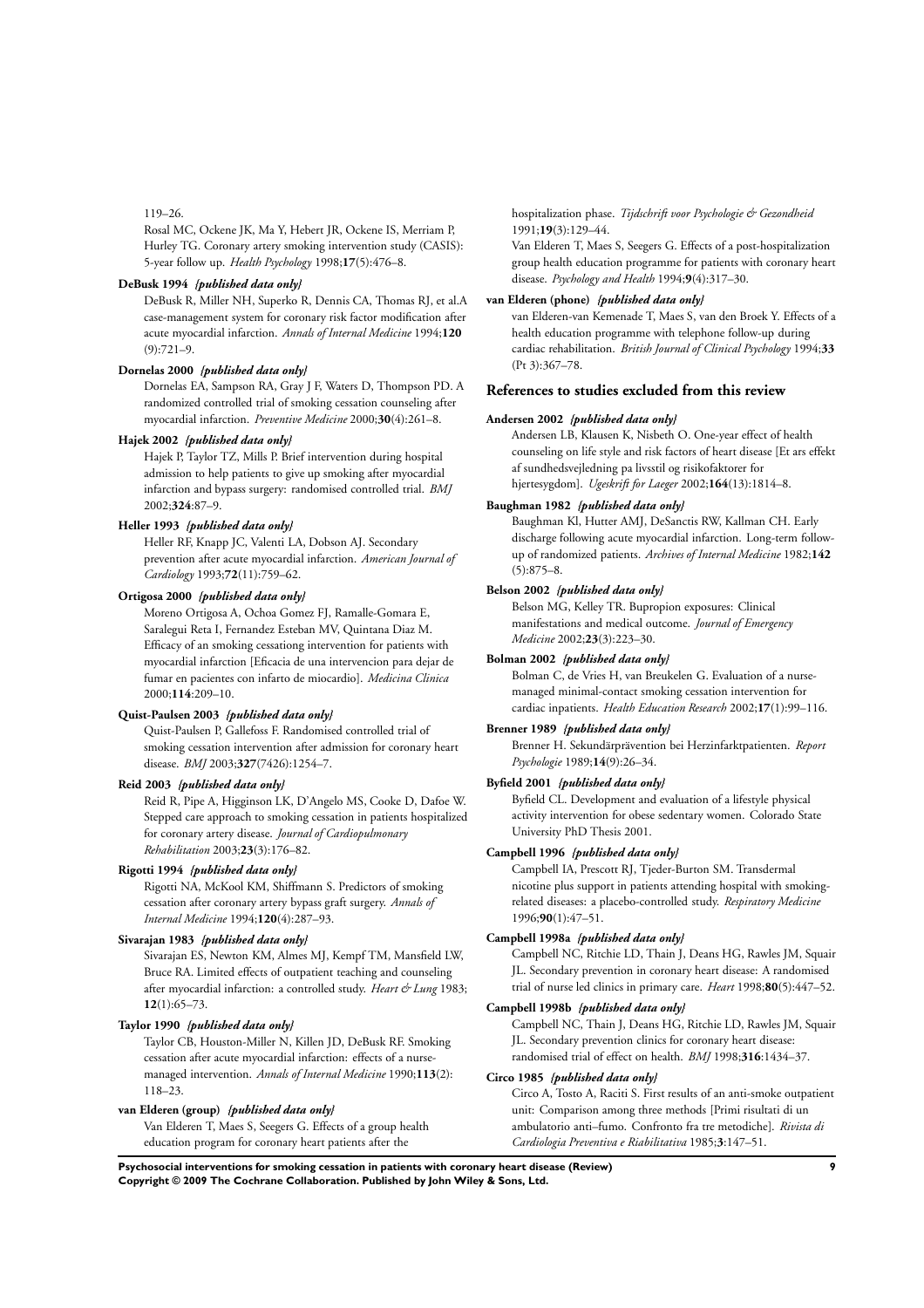119–26.

Rosal MC, Ockene JK, Ma Y, Hebert JR, Ockene IS, Merriam P, Hurley TG. Coronary artery smoking intervention study (CASIS): 5-year follow up. *Health Psychology* 1998;**17**(5):476–8.

**DeBusk 1994** *{published data only}*

DeBusk R, Miller NH, Superko R, Dennis CA, Thomas RJ, et al.A case-management system for coronary risk factor modification after acute myocardial infarction. *Annals of Internal Medicine* 1994;**120** (9):721–9.

**Dornelas 2000** *{published data only}*

Dornelas EA, Sampson RA, Gray J F, Waters D, Thompson PD. A randomized controlled trial of smoking cessation counseling after myocardial infarction. *Preventive Medicine* 2000;**30**(4):261–8.

**Hajek 2002** *{published data only}*

Hajek P, Taylor TZ, Mills P. Brief intervention during hospital admission to help patients to give up smoking after myocardial infarction and bypass surgery: randomised controlled trial. *BMJ* 2002;**324**:87–9.

**Heller 1993** *{published data only}*

Heller RF, Knapp JC, Valenti LA, Dobson AJ. Secondary prevention after acute myocardial infarction. *American Journal of Cardiology* 1993;**72**(11):759–62.

**Ortigosa 2000** *{published data only}*

Moreno Ortigosa A, Ochoa Gomez FJ, Ramalle-Gomara E, Saralegui Reta I, Fernandez Esteban MV, Quintana Diaz M. Efficacy of an smoking cessationg intervention for patients with myocardial infarction [Eficacia de una intervencion para dejar de fumar en pacientes con infarto de miocardio]. *Medicina Clinica* 2000;**114**:209–10.

**Quist-Paulsen 2003** *{published data only}*

Quist-Paulsen P, Gallefoss F. Randomised controlled trial of smoking cessation intervention after admission for coronary heart disease. *BMJ* 2003;**327**(7426):1254–7.

**Reid 2003** *{published data only}*

Reid R, Pipe A, Higginson LK, D'Angelo MS, Cooke D, Dafoe W. Stepped care approach to smoking cessation in patients hospitalized for coronary artery disease. *Journal of Cardiopulmonary Rehabilitation* 2003;**23**(3):176–82.

**Rigotti 1994** *{published data only}*

Rigotti NA, McKool KM, Shiffmann S. Predictors of smoking cessation after coronary artery bypass graft surgery. *Annals of Internal Medicine* 1994;**120**(4):287–93.

**Sivarajan 1983** *{published data only}*

Sivarajan ES, Newton KM, Almes MJ, Kempf TM, Mansfield LW, Bruce RA. Limited effects of outpatient teaching and counseling after myocardial infarction: a controlled study. *Heart & Lung* 1983; **12**(1):65–73.

**Taylor 1990** *{published data only}*

Taylor CB, Houston-Miller N, Killen JD, DeBusk RF. Smoking cessation after acute myocardial infarction: effects of a nurse-managed intervention. *Annals of Internal Medicine* 1990;**113**(2): 118–23.

**van Elderen (group)** *{published data only}*

Van Elderen T, Maes S, Seegers G. Effects of a group health education program for coronary heart patients after the hospitalization phase. *Tijdschrift voor Psychologie & Gezondheid* 1991;**19**(3):129–44.

Van Elderen T, Maes S, Seegers G. Effects of a post-hospitalization group health education programme for patients with coronary heart disease. *Psychology and Health* 1994;**9**(4):317–30.

**van Elderen (phone)** *{published data only}*

van Elderen-van Kemenade T, Maes S, van den Broek Y. Effects of a health education programme with telephone follow-up during cardiac rehabilitation. *British Journal of Clinical Psychology* 1994;**33** (Pt 3):367–78.

## References to studies excluded from this review

**Andersen 2002** *{published data only}*

Andersen LB, Klausen K, Nisbeth O. One-year effect of health counseling on life style and risk factors of heart disease [Et ars effekt af sundhedsvejledning pa livsstil og risikofaktorer for hjertesygdom]. *Ugeskrift for Laeger* 2002;**164**(13):1814–8.

**Baughman 1982** *{published data only}*

Baughman Kl, Hutter AMJ, DeSanctis RW, Kallman CH. Early discharge following acute myocardial infarction. Long-term follow-up of randomized patients. *Archives of Internal Medicine* 1982;**142** (5):875–8.

**Belson 2002** *{published data only}*

Belson MG, Kelley TR. Bupropion exposures: Clinical manifestations and medical outcome. *Journal of Emergency Medicine* 2002;**23**(3):223–30.

**Bolman 2002** *{published data only}*

Bolman C, de Vries H, van Breukelen G. Evaluation of a nurse-managed minimal-contact smoking cessation intervention for cardiac inpatients. *Health Education Research* 2002;**17**(1):99–116.

**Brenner 1989** *{published data only}*

Brenner H. Sekundärprävention bei Herzinfarktpatienten. *Report Psychologie* 1989;**14**(9):26–34.

**Byfield 2001** *{published data only}*

Byfield CL. Development and evaluation of a lifestyle physical activity intervention for obese sedentary women. Colorado State University PhD Thesis 2001.

**Campbell 1996** *{published data only}*

Campbell IA, Prescott RJ, Tjeder-Burton SM. Transdermal nicotine plus support in patients attending hospital with smoking-related diseases: a placebo-controlled study. *Respiratory Medicine* 1996;**90**(1):47–51.

**Campbell 1998a** *{published data only}*

Campbell NC, Ritchie LD, Thain J, Deans HG, Rawles JM, Squair JL. Secondary prevention in coronary heart disease: A randomised trial of nurse led clinics in primary care. *Heart* 1998;**80**(5):447–52.

**Campbell 1998b** *{published data only}*

Campbell NC, Thain J, Deans HG, Ritchie LD, Rawles JM, Squair JL. Secondary prevention clinics for coronary heart disease: randomised trial of effect on health. *BMJ* 1998;**316**:1434–37.

**Circo 1985** *{published data only}*

Circo A, Tosto A, Raciti S. First results of an anti-smoke outpatient unit: Comparison among three methods [Primi risultati di un ambulatorio anti–fumo. Confronto fra tre metodiche]. *Rivista di Cardiologia Preventiva e Riabilitativa* 1985;**3**:147–51.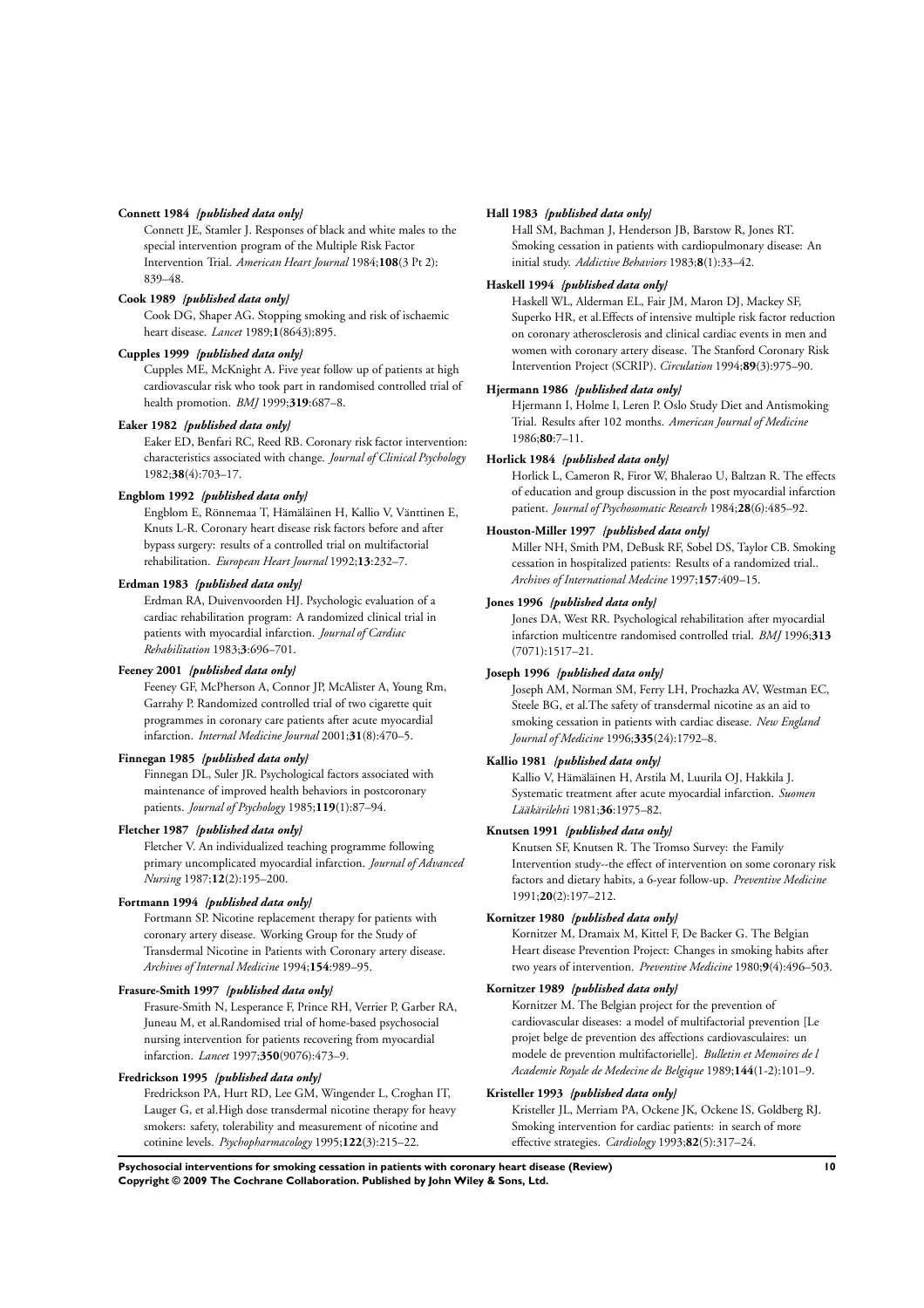**Connett 1984** *{published data only}*

Connett JE, Stamler J. Responses of black and white males to the special intervention program of the Multiple Risk Factor Intervention Trial. *American Heart Journal* 1984;**108**(3 Pt 2): 839–48.

**Cook 1989** *{published data only}*

Cook DG, Shaper AG. Stopping smoking and risk of ischaemic heart disease. *Lancet* 1989;**1**(8643):895.

**Cupples 1999** *{published data only}*

Cupples ME, McKnight A. Five year follow up of patients at high cardiovascular risk who took part in randomised controlled trial of health promotion. *BMJ* 1999;**319**:687–8.

**Eaker 1982** *{published data only}*

Eaker ED, Benfari RC, Reed RB. Coronary risk factor intervention: characteristics associated with change. *Journal of Clinical Psychology* 1982;**38**(4):703–17.

**Engblom 1992** *{published data only}*

Engblom E, Rönnemaa T, Hämäläinen H, Kallio V, Vänttinen E, Knuts L-R. Coronary heart disease risk factors before and after bypass surgery: results of a controlled trial on multifactorial rehabilitation. *European Heart Journal* 1992;**13**:232–7.

**Erdman 1983** *{published data only}*

Erdman RA, Duivenvoorden HJ. Psychologic evaluation of a cardiac rehabilitation program: A randomized clinical trial in patients with myocardial infarction. *Journal of Cardiac Rehabilitation* 1983;**3**:696–701.

**Feeney 2001** *{published data only}*

Feeney GF, McPherson A, Connor JP, McAlister A, Young Rm, Garrahy P. Randomized controlled trial of two cigarette quit programmes in coronary care patients after acute myocardial infarction. *Internal Medicine Journal* 2001;**31**(8):470–5.

**Finnegan 1985** *{published data only}*

Finnegan DL, Suler JR. Psychological factors associated with maintenance of improved health behaviors in postcoronary patients. *Journal of Psychology* 1985;**119**(1):87–94.

**Fletcher 1987** *{published data only}*

Fletcher V. An individualized teaching programme following primary uncomplicated myocardial infarction. *Journal of Advanced Nursing* 1987;**12**(2):195–200.

**Fortmann 1994** *{published data only}*

Fortmann SP. Nicotine replacement therapy for patients with coronary artery disease. Working Group for the Study of Transdermal Nicotine in Patients with Coronary artery disease. *Archives of Internal Medicine* 1994;**154**:989–95.

**Frasure-Smith 1997** *{published data only}*

Frasure-Smith N, Lesperance F, Prince RH, Verrier P, Garber RA, Juneau M, et al.Randomised trial of home-based psychosocial nursing intervention for patients recovering from myocardial infarction. *Lancet* 1997;**350**(9076):473–9.

**Fredrickson 1995** *{published data only}*

Fredrickson PA, Hurt RD, Lee GM, Wingender L, Croghan IT, Lauger G, et al.High dose transdermal nicotine therapy for heavy smokers: safety, tolerability and measurement of nicotine and cotinine levels. *Psychopharmacology* 1995;**122**(3):215–22.

**Hall 1983** *{published data only}*

Hall SM, Bachman J, Henderson JB, Barstow R, Jones RT. Smoking cessation in patients with cardiopulmonary disease: An initial study. *Addictive Behaviors* 1983;**8**(1):33–42.

**Haskell 1994** *{published data only}*

Haskell WL, Alderman EL, Fair JM, Maron DJ, Mackey SF, Superko HR, et al.Effects of intensive multiple risk factor reduction on coronary atherosclerosis and clinical cardiac events in men and women with coronary artery disease. The Stanford Coronary Risk Intervention Project (SCRIP). *Circulation* 1994;**89**(3):975–90.

**Hjermann 1986** *{published data only}*

Hjermann I, Holme I, Leren P. Oslo Study Diet and Antismoking Trial. Results after 102 months. *American Journal of Medicine* 1986;**80**:7–11.

**Horlick 1984** *{published data only}*

Horlick L, Cameron R, Firor W, Bhalerao U, Baltzan R. The effects of education and group discussion in the post myocardial infarction patient. *Journal of Psychosomatic Research* 1984;**28**(6):485–92.

**Houston-Miller 1997** *{published data only}*

Miller NH, Smith PM, DeBusk RF, Sobel DS, Taylor CB. Smoking cessation in hospitalized patients: Results of a randomized trial.. *Archives of International Medcine* 1997;**157**:409–15.

**Jones 1996** *{published data only}*

Jones DA, West RR. Psychological rehabilitation after myocardial infarction multicentre randomised controlled trial. *BMJ* 1996;**313** (7071):1517–21.

**Joseph 1996** *{published data only}*

Joseph AM, Norman SM, Ferry LH, Prochazka AV, Westman EC, Steele BG, et al.The safety of transdermal nicotine as an aid to smoking cessation in patients with cardiac disease. *New England Journal of Medicine* 1996;**335**(24):1792–8.

**Kallio 1981** *{published data only}*

Kallio V, Hämäläinen H, Arstila M, Luurila OJ, Hakkila J. Systematic treatment after acute myocardial infarction. *Suomen Lääkärilehti* 1981;**36**:1975–82.

**Knutsen 1991** *{published data only}*

Knutsen SF, Knutsen R. The Tromso Survey: the Family Intervention study--the effect of intervention on some coronary risk factors and dietary habits, a 6-year follow-up. *Preventive Medicine* 1991;**20**(2):197–212.

**Kornitzer 1980** *{published data only}*

Kornitzer M, Dramaix M, Kittel F, De Backer G. The Belgian Heart disease Prevention Project: Changes in smoking habits after two years of intervention. *Preventive Medicine* 1980;**9**(4):496–503.

**Kornitzer 1989** *{published data only}*

Kornitzer M. The Belgian project for the prevention of cardiovascular diseases: a model of multifactorial prevention [Le projet belge de prevention des affections cardiovasculaires: un modele de prevention multifactorielle]. *Bulletin et Memoires de l Academie Royale de Medecine de Belgique* 1989;**144**(1-2):101–9.

**Kristeller 1993** *{published data only}*

Kristeller JL, Merriam PA, Ockene JK, Ockene IS, Goldberg RJ. Smoking intervention for cardiac patients: in search of more effective strategies. *Cardiology* 1993;**82**(5):317–24.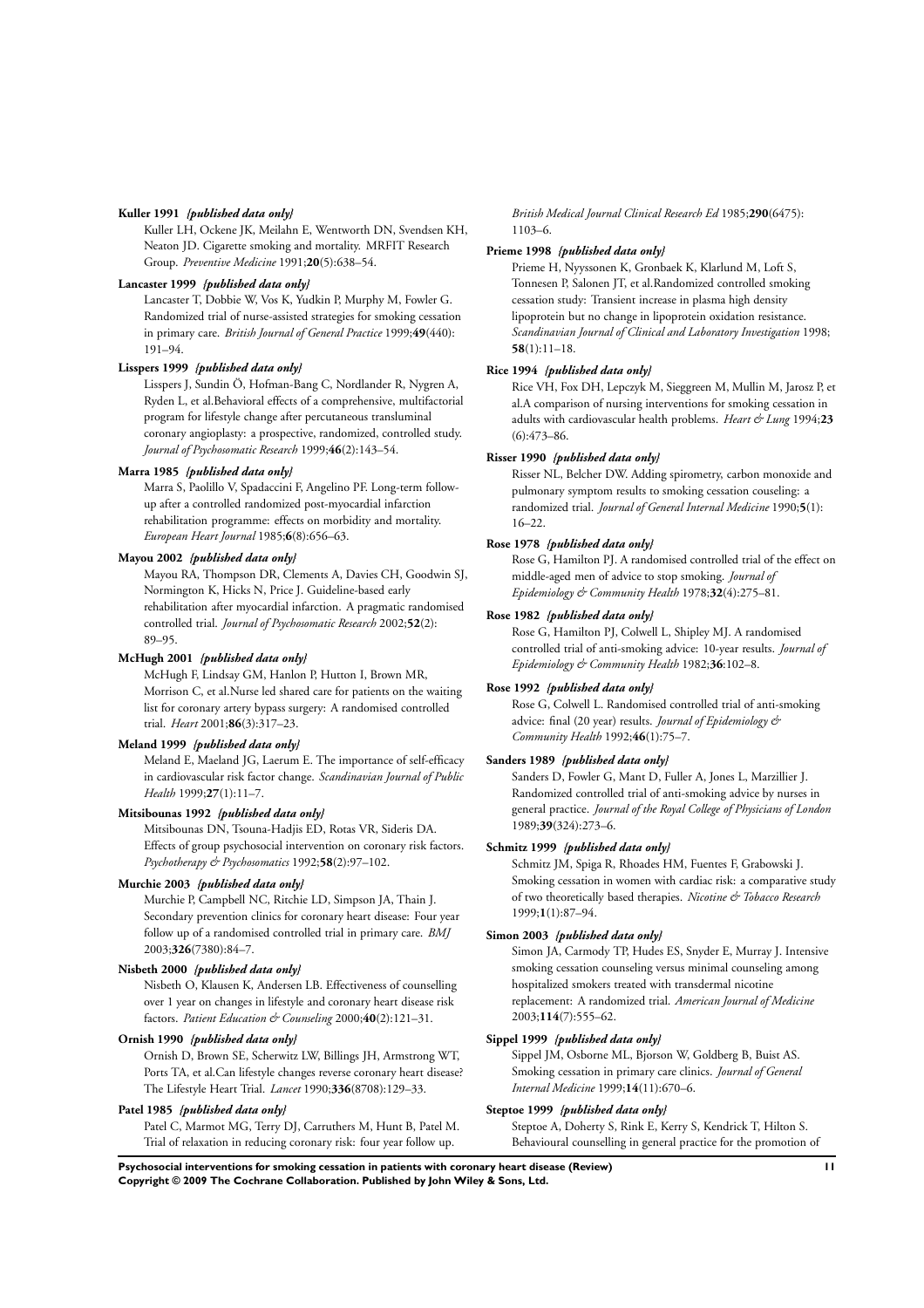**Kuller 1991** *{published data only}*

Kuller LH, Ockene JK, Meilahn E, Wentworth DN, Svendsen KH, Neaton JD. Cigarette smoking and mortality. MRFIT Research Group. *Preventive Medicine* 1991;**20**(5):638–54.

**Lancaster 1999** *{published data only}*

Lancaster T, Dobbie W, Vos K, Yudkin P, Murphy M, Fowler G. Randomized trial of nurse-assisted strategies for smoking cessation in primary care. *British Journal of General Practice* 1999;**49**(440): 191–94.

**Lisspers 1999** *{published data only}*

Lisspers J, Sundin Ö, Hofman-Bang C, Nordlander R, Nygren A, Ryden L, et al.Behavioral effects of a comprehensive, multifactorial program for lifestyle change after percutaneous transluminal coronary angioplasty: a prospective, randomized, controlled study. *Journal of Psychosomatic Research* 1999;**46**(2):143–54.

**Marra 1985** *{published data only}*

Marra S, Paolillo V, Spadaccini F, Angelino PF. Long-term follow-up after a controlled randomized post-myocardial infarction rehabilitation programme: effects on morbidity and mortality. *European Heart Journal* 1985;**6**(8):656–63.

**Mayou 2002** *{published data only}*

Mayou RA, Thompson DR, Clements A, Davies CH, Goodwin SJ, Normington K, Hicks N, Price J. Guideline-based early rehabilitation after myocardial infarction. A pragmatic randomised controlled trial. *Journal of Psychosomatic Research* 2002;**52**(2): 89–95.

**McHugh 2001** *{published data only}*

McHugh F, Lindsay GM, Hanlon P, Hutton I, Brown MR, Morrison C, et al.Nurse led shared care for patients on the waiting list for coronary artery bypass surgery: A randomised controlled trial. *Heart* 2001;**86**(3):317–23.

**Meland 1999** *{published data only}*

Meland E, Maeland JG, Laerum E. The importance of self-efficacy in cardiovascular risk factor change. *Scandinavian Journal of Public Health* 1999;**27**(1):11–7.

**Mitsibounas 1992** *{published data only}*

Mitsibounas DN, Tsouna-Hadjis ED, Rotas VR, Sideris DA. Effects of group psychosocial intervention on coronary risk factors. *Psychotherapy & Psychosomatics* 1992;**58**(2):97–102.

**Murchie 2003** *{published data only}*

Murchie P, Campbell NC, Ritchie LD, Simpson JA, Thain J. Secondary prevention clinics for coronary heart disease: Four year follow up of a randomised controlled trial in primary care. *BMJ* 2003;**326**(7380):84–7.

**Nisbeth 2000** *{published data only}*

Nisbeth O, Klausen K, Andersen LB. Effectiveness of counselling over 1 year on changes in lifestyle and coronary heart disease risk factors. *Patient Education & Counseling* 2000;**40**(2):121–31.

**Ornish 1990** *{published data only}*

Ornish D, Brown SE, Scherwitz LW, Billings JH, Armstrong WT, Ports TA, et al.Can lifestyle changes reverse coronary heart disease? The Lifestyle Heart Trial. *Lancet* 1990;**336**(8708):129–33.

**Patel 1985** *{published data only}*

Patel C, Marmot MG, Terry DJ, Carruthers M, Hunt B, Patel M. Trial of relaxation in reducing coronary risk: four year follow up. *British Medical Journal Clinical Research Ed* 1985;**290**(6475): 1103–6.

**Prieme 1998** *{published data only}*

Prieme H, Nyyssonen K, Gronbaek K, Klarlund M, Loft S, Tonnesen P, Salonen JT, et al.Randomized controlled smoking cessation study: Transient increase in plasma high density lipoprotein but no change in lipoprotein oxidation resistance. *Scandinavian Journal of Clinical and Laboratory Investigation* 1998; **58**(1):11–18.

**Rice 1994** *{published data only}*

Rice VH, Fox DH, Lepczyk M, Sieggreen M, Mullin M, Jarosz P, et al.A comparison of nursing interventions for smoking cessation in adults with cardiovascular health problems. *Heart & Lung* 1994;**23** (6):473–86.

**Risser 1990** *{published data only}*

Risser NL, Belcher DW. Adding spirometry, carbon monoxide and pulmonary symptom results to smoking cessation couseling: a randomized trial. *Journal of General Internal Medicine* 1990;**5**(1): 16–22.

**Rose 1978** *{published data only}*

Rose G, Hamilton PJ. A randomised controlled trial of the effect on middle-aged men of advice to stop smoking. *Journal of Epidemiology & Community Health* 1978;**32**(4):275–81.

**Rose 1982** *{published data only}*

Rose G, Hamilton PJ, Colwell L, Shipley MJ. A randomised controlled trial of anti-smoking advice: 10-year results. *Journal of Epidemiology & Community Health* 1982;**36**:102–8.

**Rose 1992** *{published data only}*

Rose G, Colwell L. Randomised controlled trial of anti-smoking advice: final (20 year) results. *Journal of Epidemiology & Community Health* 1992;**46**(1):75–7.

**Sanders 1989** *{published data only}*

Sanders D, Fowler G, Mant D, Fuller A, Jones L, Marzillier J. Randomized controlled trial of anti-smoking advice by nurses in general practice. *Journal of the Royal College of Physicians of London* 1989;**39**(324):273–6.

**Schmitz 1999** *{published data only}*

Schmitz JM, Spiga R, Rhoades HM, Fuentes F, Grabowski J. Smoking cessation in women with cardiac risk: a comparative study of two theoretically based therapies. *Nicotine & Tobacco Research* 1999;**1**(1):87–94.

**Simon 2003** *{published data only}*

Simon JA, Carmody TP, Hudes ES, Snyder E, Murray J. Intensive smoking cessation counseling versus minimal counseling among hospitalized smokers treated with transdermal nicotine replacement: A randomized trial. *American Journal of Medicine* 2003;**114**(7):555–62.

**Sippel 1999** *{published data only}*

Sippel JM, Osborne ML, Bjorson W, Goldberg B, Buist AS. Smoking cessation in primary care clinics. *Journal of General Internal Medicine* 1999;**14**(11):670–6.

**Steptoe 1999** *{published data only}*

Steptoe A, Doherty S, Rink E, Kerry S, Kendrick T, Hilton S. Behavioural counselling in general practice for the promotion of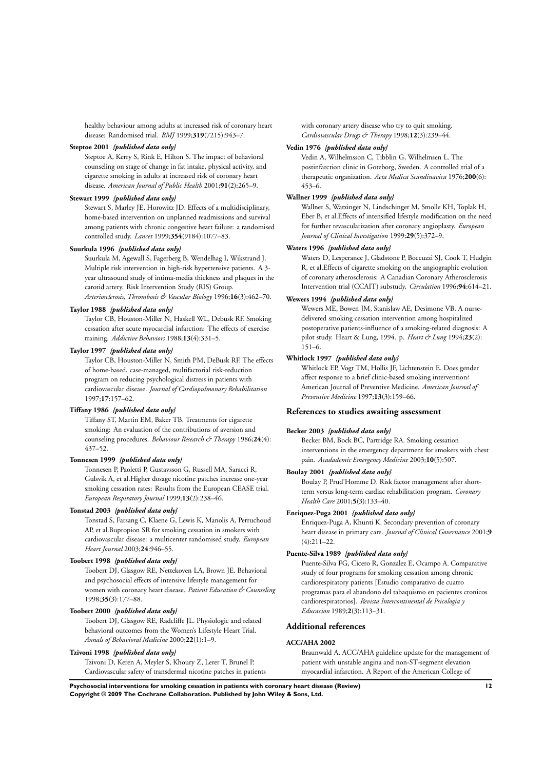healthy behaviour among adults at increased risk of coronary heart disease: Randomised trial. *BMJ* 1999;**319**(7215):943–7.

**Steptoe 2001** *{published data only}*

Steptoe A, Kerry S, Rink E, Hilton S. The impact of behavioral counseling on stage of change in fat intake, physical activity, and cigarette smoking in adults at increased risk of coronary heart disease. *American Journal of Public Health* 2001;**91**(2):265–9.

**Stewart 1999** *{published data only}*

Stewart S, Marley JE, Horowitz JD. Effects of a multidisciplinary, home-based intervention on unplanned readmissions and survival among patients with chronic congestive heart failure: a randomised controlled study. *Lancet* 1999;**354**(9184):1077–83.

**Suurkula 1996** *{published data only}*

Suurkula M, Agewall S, Fagerberg B, Wendelhag I, Wikstrand J. Multiple risk intervention in high-risk hypertensive patients. A 3-year ultrasound study of intima-media thickness and plaques in the carotid artery. Risk Intervention Study (RIS) Group. *Arteriosclerosis, Thrombosis & Vascular Biology* 1996;**16**(3):462–70.

**Taylor 1988** *{published data only}*

Taylor CB, Houston-Miller N, Haskell WL, Debusk RF. Smoking cessation after acute myocardial infarction: The effects of exercise training. *Addictive Behaviors* 1988;**13**(4):331–5.

**Taylor 1997** *{published data only}*

Taylor CB, Houston-Miller N, Smith PM, DeBusk RF. The effects of home-based, case-managed, multifactorial risk-reduction program on reducing psychological distress in patients with cardiovascular disease. *Journal of Cardiopulmonary Rehabilitation* 1997;**17**:157–62.

**Tiffany 1986** *{published data only}*

Tiffany ST, Martin EM, Baker TB. Treatments for cigarette smoking: An evaluation of the contributions of aversion and counseling procedures. *Behaviour Research & Therapy* 1986;**24**(4): 437–52.

**Tonnesen 1999** *{published data only}*

Tonnesen P, Paoletti P, Gustavsson G, Russell MA, Saracci R, Gulsvik A, et al.Higher dosage nicotine patches increase one-year smoking cessation rates: Results from the European CEASE trial. *European Respiratory Journal* 1999;**13**(2):238–46.

**Tonstad 2003** *{published data only}*

Tonstad S, Farsang C, Klaene G, Lewis K, Manolis A, Perruchoud AP, et al.Bupropion SR for smoking cessation in smokers with cardiovascular disease: a multicenter randomised study. *European Heart Journal* 2003;**24**:946–55.

**Toobert 1998** *{published data only}*

Toobert DJ, Glasgow RE, Nettekoven LA, Brown JE. Behavioral and psychosocial effects of intensive lifestyle management for women with coronary heart disease. *Patient Education & Counseling* 1998;**35**(3):177–88.

**Toobert 2000** *{published data only}*

Toobert DJ, Glasgow RE, Radcliffe JL. Physiologic and related behavioral outcomes from the Women's Lifestyle Heart Trial. *Annals of Behavioral Medicine* 2000;**22**(1):1–9.

**Tzivoni 1998** *{published data only}*

Tzivoni D, Keren A, Meyler S, Khoury Z, Lerer T, Brunel P. Cardiovascular safety of transdermal nicotine patches in patients with coronary artery disease who try to quit smoking. *Cardiovascular Drugs & Therapy* 1998;**12**(3):239–44.

**Vedin 1976** *{published data only}*

Vedin A, Wilhelmsson C, Tibblin G, Wilhelmsen L. The postinfarction clinic in Goteborg, Sweden. A controlled trial of a therapeutic organization. *Acta Medica Scandinavica* 1976;**200**(6): 453–6.

**Wallner 1999** *{published data only}*

Wallner S, Watzinger N, Lindschinger M, Smolle KH, Toplak H, Eber B, et al.Effects of intensified lifestyle modification on the need for further revascularization after coronary angioplasty. *European Journal of Clinical Investigation* 1999;**29**(5):372–9.

**Waters 1996** *{published data only}*

Waters D, Lesperance J, Gladstone P, Boccuzzi SJ, Cook T, Hudgin R, et al.Effects of cigarette smoking on the angiographic evolution of coronary atherosclerosis: A Canadian Coronary Atherosclerosis Intervention trial (CCAIT) substudy. *Circulation* 1996;**94**:614–21.

**Wewers 1994** *{published data only}*

Wewers ME, Bowen JM, Stanislaw AE, Desimone VB. A nurse-delivered smoking cessation intervention among hospitalized postoperative patients-influence of a smoking-related diagnosis: A pilot study. Heart & Lung, 1994. p. *Heart & Lung* 1994;**23**(2): 151–6.

**Whitlock 1997** *{published data only}*

Whitlock EP, Vogt TM, Hollis JF, Lichtenstein E. Does gender affect response to a brief clinic-based smoking intervention? American Journal of Preventive Medicine. *American Journal of Preventive Medicine* 1997;**13**(3):159–66.

## References to studies awaiting assessment

**Becker 2003** *{published data only}*

Becker BM, Bock BC, Partridge RA. Smoking cessation interventions in the emergency department for smokers with chest pain. *Acadademic Emergency Medicine* 2003;**10**(5):507.

**Boulay 2001** *{published data only}*

Boulay P, Prud'Homme D. Risk factor management after short-term versus long-term cardiac rehabilitation program. *Coronary Health Care* 2001;**5**(3):133–40.

**Enriquez-Puga 2001** *{published data only}*

Enriquez-Puga A, Khunti K. Secondary prevention of coronary heart disease in primary care. *Journal of Clinical Governance* 2001;**9** (4):211–22.

**Puente-Silva 1989** *{published data only}*

Puente-Silva FG, Cicero R, Gonzalez E, Ocampo A. Comparative study of four programs for smoking cessation among chronic cardiorespiratory patients [Estudio comparativo de cuatro programas para el abandono del tabaquismo en pacientes cronicos cardiorespiratorios]. *Revista Intercontinental de Psicologia y Educacion* 1989;**2**(3):113–31.

## Additional references

**ACC/AHA 2002**

Braunwald A. ACC/AHA guideline update for the management of patient with unstable angina and non-ST-segment elevation myocardial infarction. A Report of the American College of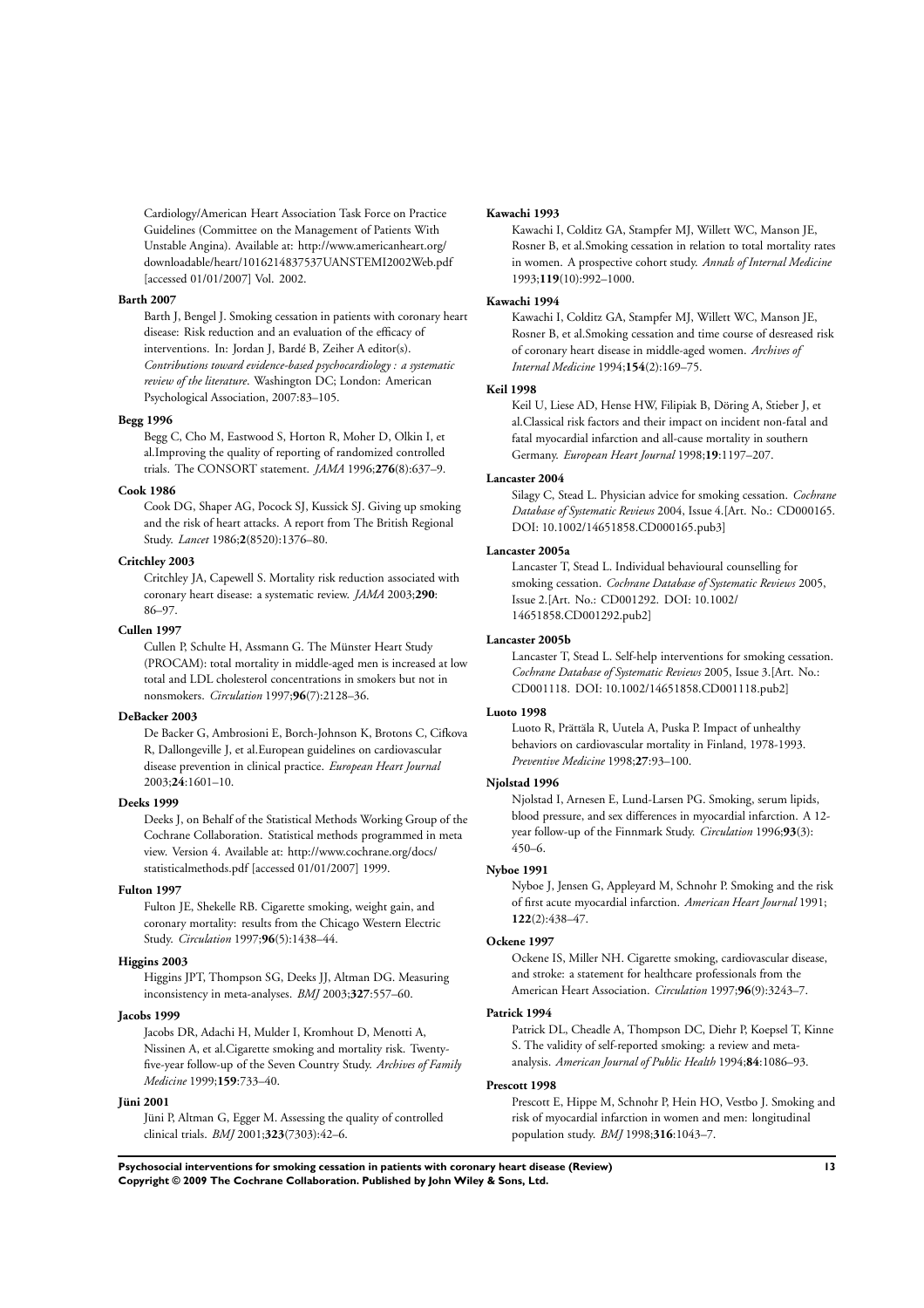Cardiology/American Heart Association Task Force on Practice Guidelines (Committee on the Management of Patients With Unstable Angina). Available at: http://www.americanheart.org/downloadable/heart/1016214837537UANSTEMI2002Web.pdf [accessed 01/01/2007] Vol. 2002.

**Barth 2007**

Barth J, Bengel J. Smoking cessation in patients with coronary heart disease: Risk reduction and an evaluation of the efficacy of interventions. In: Jordan J, Bardé B, Zeiher A editor(s). *Contributions toward evidence-based psychocardiology : a systematic review of the literature*. Washington DC; London: American Psychological Association, 2007:83–105.

**Begg 1996**

Begg C, Cho M, Eastwood S, Horton R, Moher D, Olkin I, et al.Improving the quality of reporting of randomized controlled trials. The CONSORT statement. *JAMA* 1996;**276**(8):637–9.

**Cook 1986**

Cook DG, Shaper AG, Pocock SJ, Kussick SJ. Giving up smoking and the risk of heart attacks. A report from The British Regional Study. *Lancet* 1986;**2**(8520):1376–80.

**Critchley 2003**

Critchley JA, Capewell S. Mortality risk reduction associated with coronary heart disease: a systematic review. *JAMA* 2003;**290**: 86–97.

**Cullen 1997**

Cullen P, Schulte H, Assmann G. The Münster Heart Study (PROCAM): total mortality in middle-aged men is increased at low total and LDL cholesterol concentrations in smokers but not in nonsmokers. *Circulation* 1997;**96**(7):2128–36.

**DeBacker 2003**

De Backer G, Ambrosioni E, Borch-Johnson K, Brotons C, Cifkova R, Dallongeville J, et al.European guidelines on cardiovascular disease prevention in clinical practice. *European Heart Journal* 2003;**24**:1601–10.

**Deeks 1999**

Deeks J, on Behalf of the Statistical Methods Working Group of the Cochrane Collaboration. Statistical methods programmed in meta view. Version 4. Available at: http://www.cochrane.org/docs/statisticalmethods.pdf [accessed 01/01/2007] 1999.

**Fulton 1997**

Fulton JE, Shekelle RB. Cigarette smoking, weight gain, and coronary mortality: results from the Chicago Western Electric Study. *Circulation* 1997;**96**(5):1438–44.

**Higgins 2003**

Higgins JPT, Thompson SG, Deeks JJ, Altman DG. Measuring inconsistency in meta-analyses. *BMJ* 2003;**327**:557–60.

**Jacobs 1999**

Jacobs DR, Adachi H, Mulder I, Kromhout D, Menotti A, Nissinen A, et al.Cigarette smoking and mortality risk. Twenty-five-year follow-up of the Seven Country Study. *Archives of Family Medicine* 1999;**159**:733–40.

**Jüni 2001**

Jüni P, Altman G, Egger M. Assessing the quality of controlled clinical trials. *BMJ* 2001;**323**(7303):42–6.

**Kawachi 1993**

Kawachi I, Colditz GA, Stampfer MJ, Willett WC, Manson JE, Rosner B, et al.Smoking cessation in relation to total mortality rates in women. A prospective cohort study. *Annals of Internal Medicine* 1993;**119**(10):992–1000.

**Kawachi 1994**

Kawachi I, Colditz GA, Stampfer MJ, Willett WC, Manson JE, Rosner B, et al.Smoking cessation and time course of desreased risk of coronary heart disease in middle-aged women. *Archives of Internal Medicine* 1994;**154**(2):169–75.

**Keil 1998**

Keil U, Liese AD, Hense HW, Filipiak B, Döring A, Stieber J, et al.Classical risk factors and their impact on incident non-fatal and fatal myocardial infarction and all-cause mortality in southern Germany. *European Heart Journal* 1998;**19**:1197–207.

**Lancaster 2004**

Silagy C, Stead L. Physician advice for smoking cessation. *Cochrane Database of Systematic Reviews* 2004, Issue 4.[Art. No.: CD000165. DOI: 10.1002/14651858.CD000165.pub3]

**Lancaster 2005a**

Lancaster T, Stead L. Individual behavioural counselling for smoking cessation. *Cochrane Database of Systematic Reviews* 2005, Issue 2.[Art. No.: CD001292. DOI: 10.1002/14651858.CD001292.pub2]

**Lancaster 2005b**

Lancaster T, Stead L. Self-help interventions for smoking cessation. *Cochrane Database of Systematic Reviews* 2005, Issue 3.[Art. No.: CD001118. DOI: 10.1002/14651858.CD001118.pub2]

**Luoto 1998**

Luoto R, Prättäla R, Uutela A, Puska P. Impact of unhealthy behaviors on cardiovascular mortality in Finland, 1978-1993. *Preventive Medicine* 1998;**27**:93–100.

**Njolstad 1996**

Njolstad I, Arnesen E, Lund-Larsen PG. Smoking, serum lipids, blood pressure, and sex differences in myocardial infarction. A 12-year follow-up of the Finnmark Study. *Circulation* 1996;**93**(3): 450–6.

**Nyboe 1991**

Nyboe J, Jensen G, Appleyard M, Schnohr P. Smoking and the risk of first acute myocardial infarction. *American Heart Journal* 1991; **122**(2):438–47.

**Ockene 1997**

Ockene IS, Miller NH. Cigarette smoking, cardiovascular disease, and stroke: a statement for healthcare professionals from the American Heart Association. *Circulation* 1997;**96**(9):3243–7.

**Patrick 1994**

Patrick DL, Cheadle A, Thompson DC, Diehr P, Koepsel T, Kinne S. The validity of self-reported smoking: a review and meta-analysis. *American Journal of Public Health* 1994;**84**:1086–93.

**Prescott 1998**

Prescott E, Hippe M, Schnohr P, Hein HO, Vestbo J. Smoking and risk of myocardial infarction in women and men: longitudinal population study. *BMJ* 1998;**316**:1043–7.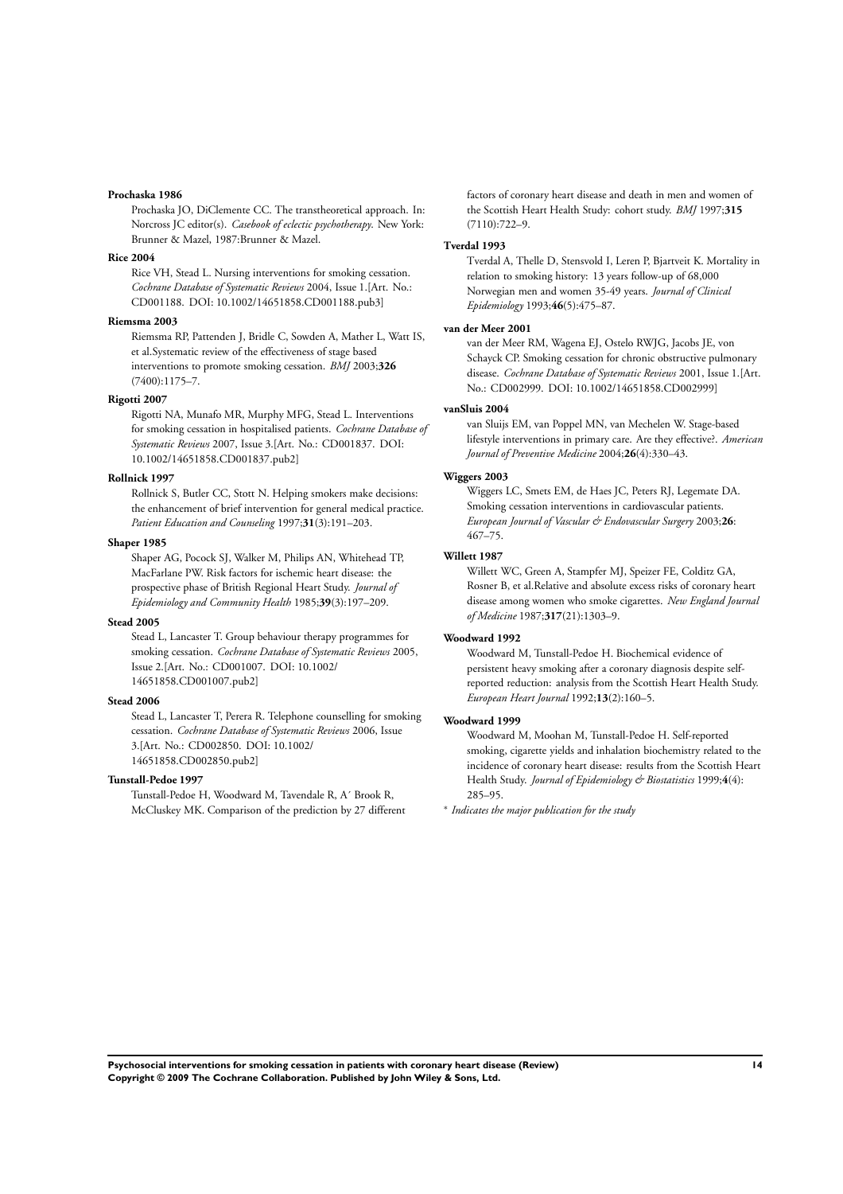**Prochaska 1986**

Prochaska JO, DiClemente CC. The transtheoretical approach. In: Norcross JC editor(s). *Casebook of eclectic psychotherapy*. New York: Brunner & Mazel, 1987:Brunner & Mazel.

**Rice 2004**

Rice VH, Stead L. Nursing interventions for smoking cessation. *Cochrane Database of Systematic Reviews* 2004, Issue 1.[Art. No.: CD001188. DOI: 10.1002/14651858.CD001188.pub3]

**Riemsma 2003**

Riemsma RP, Pattenden J, Bridle C, Sowden A, Mather L, Watt IS, et al.Systematic review of the effectiveness of stage based interventions to promote smoking cessation. *BMJ* 2003;**326** (7400):1175–7.

**Rigotti 2007**

Rigotti NA, Munafo MR, Murphy MFG, Stead L. Interventions for smoking cessation in hospitalised patients. *Cochrane Database of Systematic Reviews* 2007, Issue 3.[Art. No.: CD001837. DOI: 10.1002/14651858.CD001837.pub2]

**Rollnick 1997**

Rollnick S, Butler CC, Stott N. Helping smokers make decisions: the enhancement of brief intervention for general medical practice. *Patient Education and Counseling* 1997;**31**(3):191–203.

**Shaper 1985**

Shaper AG, Pocock SJ, Walker M, Philips AN, Whitehead TP, MacFarlane PW. Risk factors for ischemic heart disease: the prospective phase of British Regional Heart Study. *Journal of Epidemiology and Community Health* 1985;**39**(3):197–209.

**Stead 2005**

Stead L, Lancaster T. Group behaviour therapy programmes for smoking cessation. *Cochrane Database of Systematic Reviews* 2005, Issue 2.[Art. No.: CD001007. DOI: 10.1002/14651858.CD001007.pub2]

**Stead 2006**

Stead L, Lancaster T, Perera R. Telephone counselling for smoking cessation. *Cochrane Database of Systematic Reviews* 2006, Issue 3.[Art. No.: CD002850. DOI: 10.1002/14651858.CD002850.pub2]

**Tunstall-Pedoe 1997**

Tunstall-Pedoe H, Woodward M, Tavendale R, A´ Brook R, McCluskey MK. Comparison of the prediction by 27 different factors of coronary heart disease and death in men and women of the Scottish Heart Health Study: cohort study. *BMJ* 1997;**315** (7110):722–9.

**Tverdal 1993**

Tverdal A, Thelle D, Stensvold I, Leren P, Bjartveit K. Mortality in relation to smoking history: 13 years follow-up of 68,000 Norwegian men and women 35-49 years. *Journal of Clinical Epidemiology* 1993;**46**(5):475–87.

**van der Meer 2001**

van der Meer RM, Wagena EJ, Ostelo RWJG, Jacobs JE, von Schayck CP. Smoking cessation for chronic obstructive pulmonary disease. *Cochrane Database of Systematic Reviews* 2001, Issue 1.[Art. No.: CD002999. DOI: 10.1002/14651858.CD002999]

**vanSluis 2004**

van Sluijs EM, van Poppel MN, van Mechelen W. Stage-based lifestyle interventions in primary care. Are they effective?. *American Journal of Preventive Medicine* 2004;**26**(4):330–43.

**Wiggers 2003**

Wiggers LC, Smets EM, de Haes JC, Peters RJ, Legemate DA. Smoking cessation interventions in cardiovascular patients. *European Journal of Vascular & Endovascular Surgery* 2003;**26**: 467–75.

**Willett 1987**

Willett WC, Green A, Stampfer MJ, Speizer FE, Colditz GA, Rosner B, et al.Relative and absolute excess risks of coronary heart disease among women who smoke cigarettes. *New England Journal of Medicine* 1987;**317**(21):1303–9.

**Woodward 1992**

Woodward M, Tunstall-Pedoe H. Biochemical evidence of persistent heavy smoking after a coronary diagnosis despite self-reported reduction: analysis from the Scottish Heart Health Study. *European Heart Journal* 1992;**13**(2):160–5.

**Woodward 1999**

Woodward M, Moohan M, Tunstall-Pedoe H. Self-reported smoking, cigarette yields and inhalation biochemistry related to the incidence of coronary heart disease: results from the Scottish Heart Health Study. *Journal of Epidemiology & Biostatistics* 1999;**4**(4): 285–95.

* *Indicates the major publication for the study*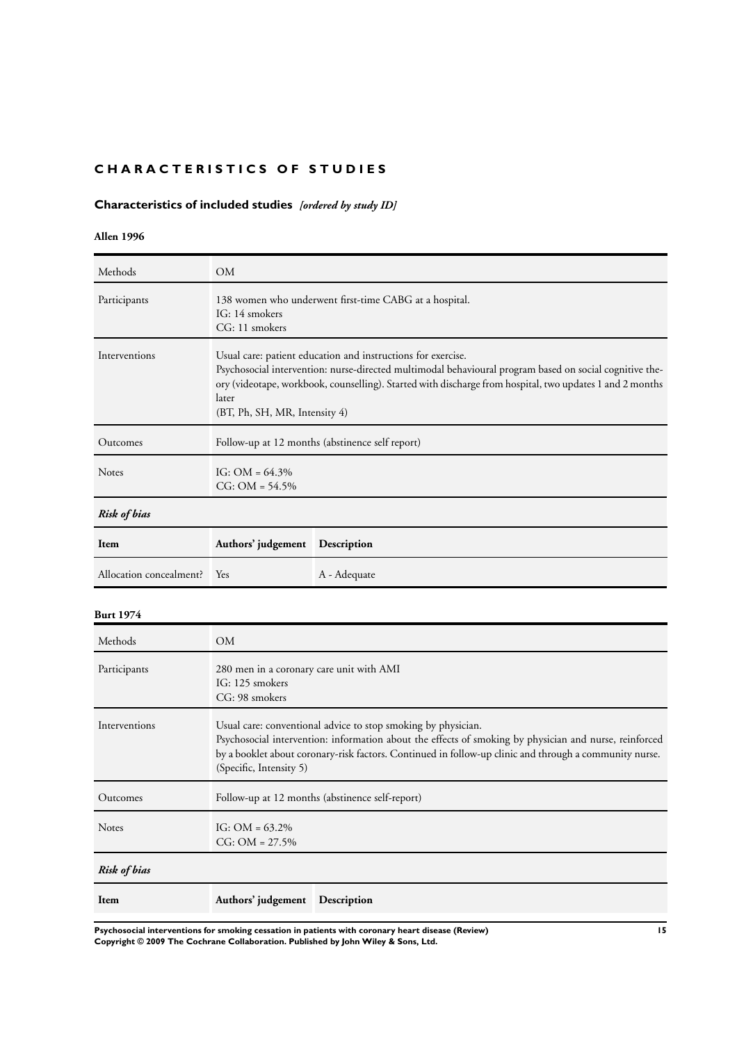# CHARACTERISTICS OF STUDIES

## Characteristics of included studies *[ordered by study ID]*

### Allen 1996

| | |
|---|---|
| Methods | OM |
| Participants | 138 women who underwent first-time CABG at a hospital.<br>IG: 14 smokers<br>CG: 11 smokers |
| Interventions | Usual care: patient education and instructions for exercise.<br>Psychosocial intervention: nurse-directed multimodal behavioural program based on social cognitive theory (videotape, workbook, counselling). Started with discharge from hospital, two updates 1 and 2 months later<br>(BT, Ph, SH, MR, Intensity 4) |
| Outcomes | Follow-up at 12 months (abstinence self report) |
| Notes | IG: OM = 64.3%<br>CG: OM = 54.5% |

*Risk of bias*

| Item | Authors' judgement | Description |
|---|---|---|
| Allocation concealment? | Yes | A - Adequate |

### Burt 1974

| | |
|---|---|
| Methods | OM |
| Participants | 280 men in a coronary care unit with AMI<br>IG: 125 smokers<br>CG: 98 smokers |
| Interventions | Usual care: conventional advice to stop smoking by physician.<br>Psychosocial intervention: information about the effects of smoking by physician and nurse, reinforced by a booklet about coronary-risk factors. Continued in follow-up clinic and through a community nurse.<br>(Specific, Intensity 5) |
| Outcomes | Follow-up at 12 months (abstinence self-report) |
| Notes | IG: OM = 63.2%<br>CG: OM = 27.5% |

*Risk of bias*

| Item | Authors' judgement | Description |
|---|---|---|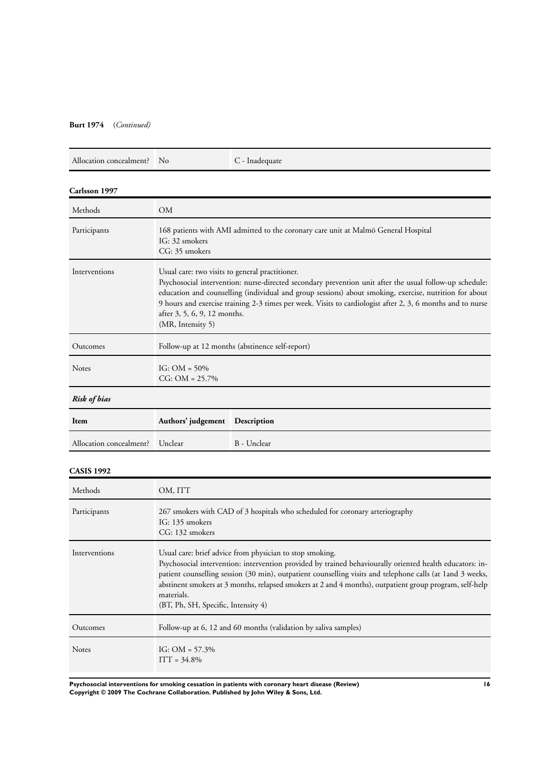**Burt 1974** (*Continued)*

| Allocation concealment? | No | C - Inadequate |
|---|---|---|

**Carlsson 1997**

| | |
|---|---|
| Methods | OM |
| Participants | 168 patients with AMI admitted to the coronary care unit at Malmö General Hospital<br>IG: 32 smokers<br>CG: 35 smokers |
| Interventions | Usual care: two visits to general practitioner.<br>Psychosocial intervention: nurse-directed secondary prevention unit after the usual follow-up schedule: education and counselling (individual and group sessions) about smoking, exercise, nutrition for about 9 hours and exercise training 2-3 times per week. Visits to cardiologist after 2, 3, 6 months and to nurse after 3, 5, 6, 9, 12 months.<br>(MR, Intensity 5) |
| Outcomes | Follow-up at 12 months (abstinence self-report) |
| Notes | IG: OM = 50%<br>CG: OM = 25.7% |

***Risk of bias***

| Item | Authors' judgement | Description |
|---|---|---|
| Allocation concealment? | Unclear | B - Unclear |

**CASIS 1992**

| | |
|---|---|
| Methods | OM, ITT |
| Participants | 267 smokers with CAD of 3 hospitals who scheduled for coronary arteriography<br>IG: 135 smokers<br>CG: 132 smokers |
| Interventions | Usual care: brief advice from physician to stop smoking.<br>Psychosocial intervention: intervention provided by trained behaviourally oriented health educators: in-patient counselling session (30 min), outpatient counselling visits and telephone calls (at 1and 3 weeks, abstinent smokers at 3 months, relapsed smokers at 2 and 4 months), outpatient group program, self-help materials.<br>(BT, Ph, SH, Specific, Intensity 4) |
| Outcomes | Follow-up at 6, 12 and 60 months (validation by saliva samples) |
| Notes | IG: OM = 57.3%<br>ITT = 34.8% |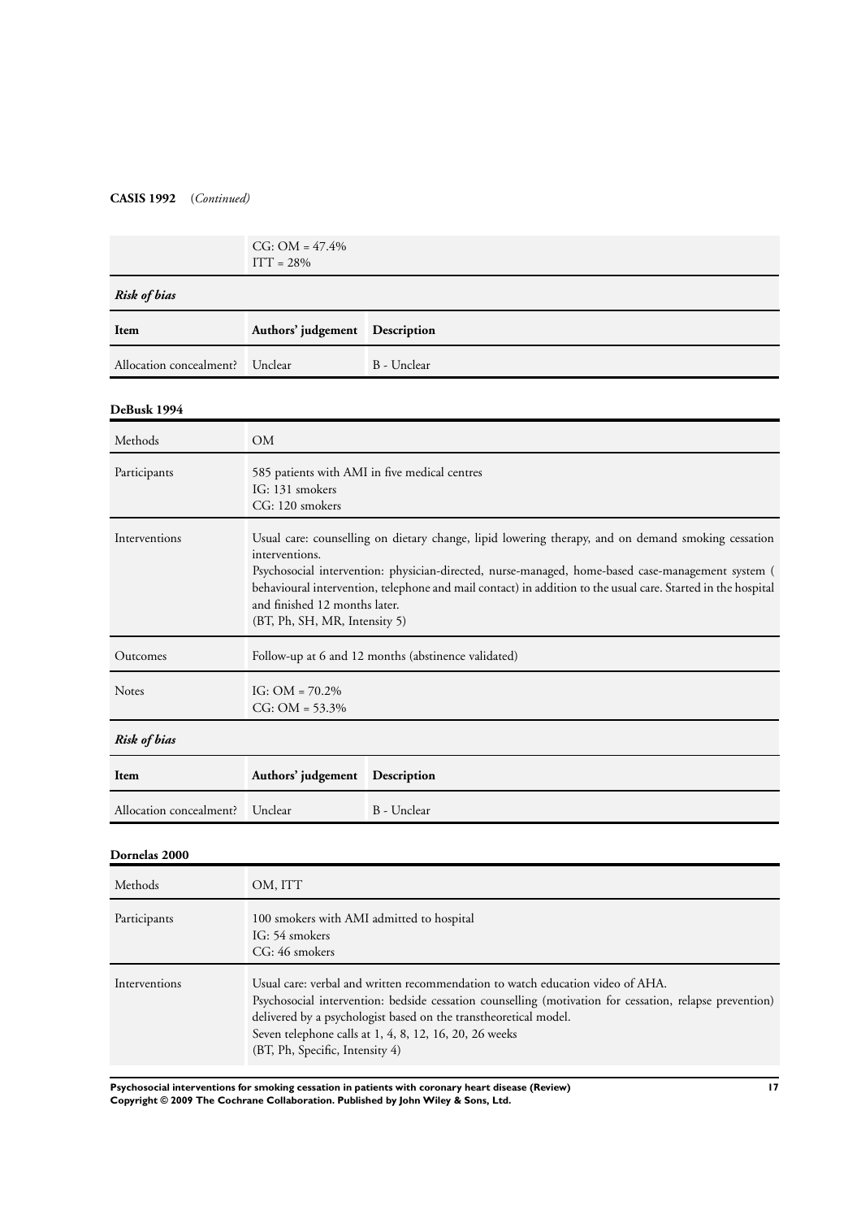**CASIS 1992** (*Continued*)

| | |
|---|---|
| | CG: OM = 47.4%<br>ITT = 28% |

*Risk of bias*

| Item | Authors' judgement | Description |
|---|---|---|
| Allocation concealment? | Unclear | B - Unclear |

**DeBusk 1994**

| | |
|---|---|
| Methods | OM |
| Participants | 585 patients with AMI in five medical centres<br>IG: 131 smokers<br>CG: 120 smokers |
| Interventions | Usual care: counselling on dietary change, lipid lowering therapy, and on demand smoking cessation interventions.<br>Psychosocial intervention: physician-directed, nurse-managed, home-based case-management system ( behavioural intervention, telephone and mail contact) in addition to the usual care. Started in the hospital and finished 12 months later.<br>(BT, Ph, SH, MR, Intensity 5) |
| Outcomes | Follow-up at 6 and 12 months (abstinence validated) |
| Notes | IG: OM = 70.2%<br>CG: OM = 53.3% |

*Risk of bias*

| Item | Authors' judgement | Description |
|---|---|---|
| Allocation concealment? | Unclear | B - Unclear |

**Dornelas 2000**

| | |
|---|---|
| Methods | OM, ITT |
| Participants | 100 smokers with AMI admitted to hospital<br>IG: 54 smokers<br>CG: 46 smokers |
| Interventions | Usual care: verbal and written recommendation to watch education video of AHA.<br>Psychosocial intervention: bedside cessation counselling (motivation for cessation, relapse prevention) delivered by a psychologist based on the transtheoretical model.<br>Seven telephone calls at 1, 4, 8, 12, 16, 20, 26 weeks<br>(BT, Ph, Specific, Intensity 4) |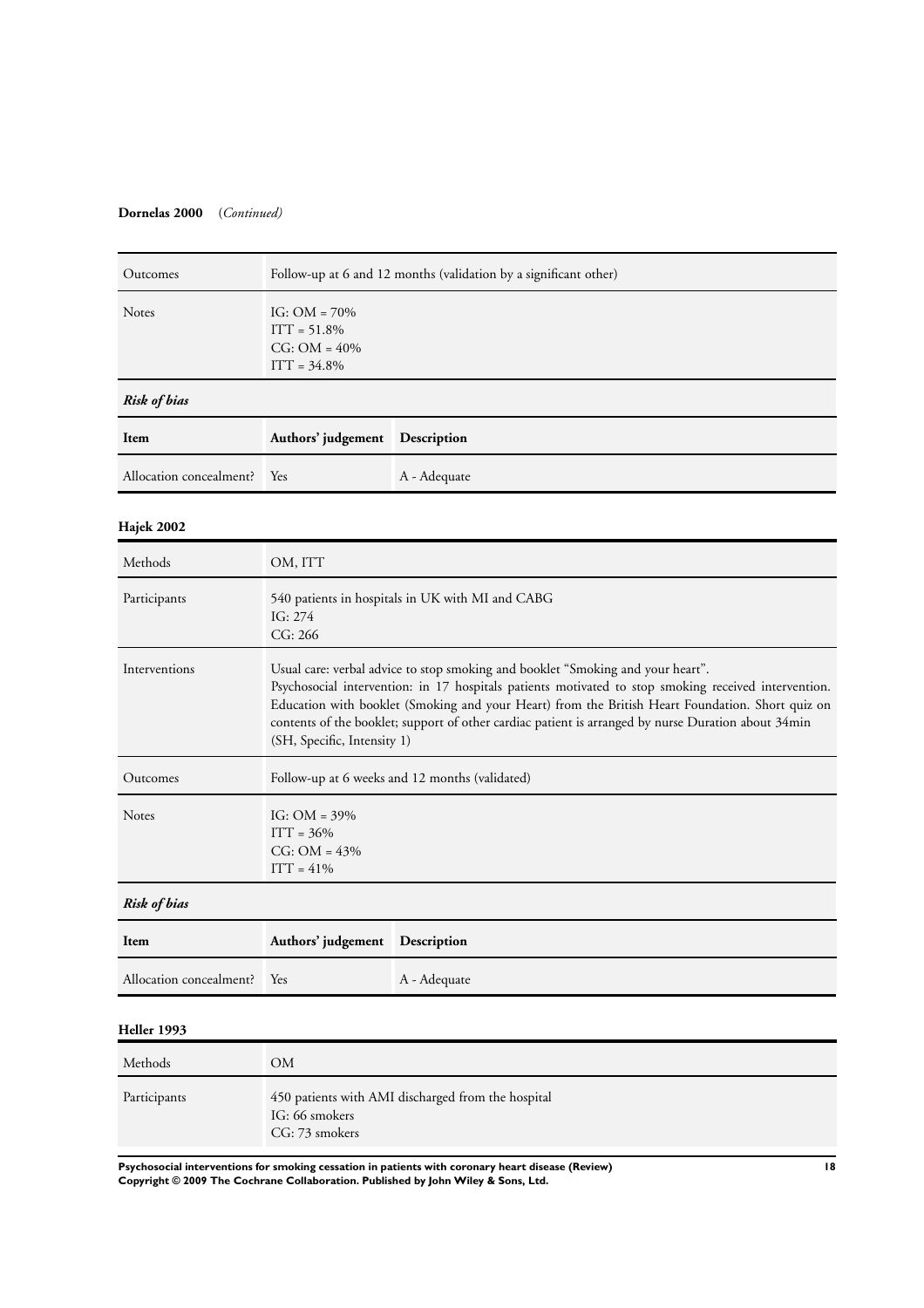**Dornelas 2000** (*Continued)*

| | |
|---|---|
| Outcomes | Follow-up at 6 and 12 months (validation by a significant other) |
| Notes | IG: OM = 70%<br>ITT = 51.8%<br>CG: OM = 40%<br>ITT = 34.8% |

***Risk of bias***

| Item | Authors' judgement | Description |
|---|---|---|
| Allocation concealment? | Yes | A - Adequate |

**Hajek 2002**

| | |
|---|---|
| Methods | OM, ITT |
| Participants | 540 patients in hospitals in UK with MI and CABG<br>IG: 274<br>CG: 266 |
| Interventions | Usual care: verbal advice to stop smoking and booklet "Smoking and your heart".<br>Psychosocial intervention: in 17 hospitals patients motivated to stop smoking received intervention. Education with booklet (Smoking and your Heart) from the British Heart Foundation. Short quiz on contents of the booklet; support of other cardiac patient is arranged by nurse Duration about 34min (SH, Specific, Intensity 1) |
| Outcomes | Follow-up at 6 weeks and 12 months (validated) |
| Notes | IG: OM = 39%<br>ITT = 36%<br>CG: OM = 43%<br>ITT = 41% |

***Risk of bias***

| Item | Authors' judgement | Description |
|---|---|---|
| Allocation concealment? | Yes | A - Adequate |

**Heller 1993**

| | |
|---|---|
| Methods | OM |
| Participants | 450 patients with AMI discharged from the hospital<br>IG: 66 smokers<br>CG: 73 smokers |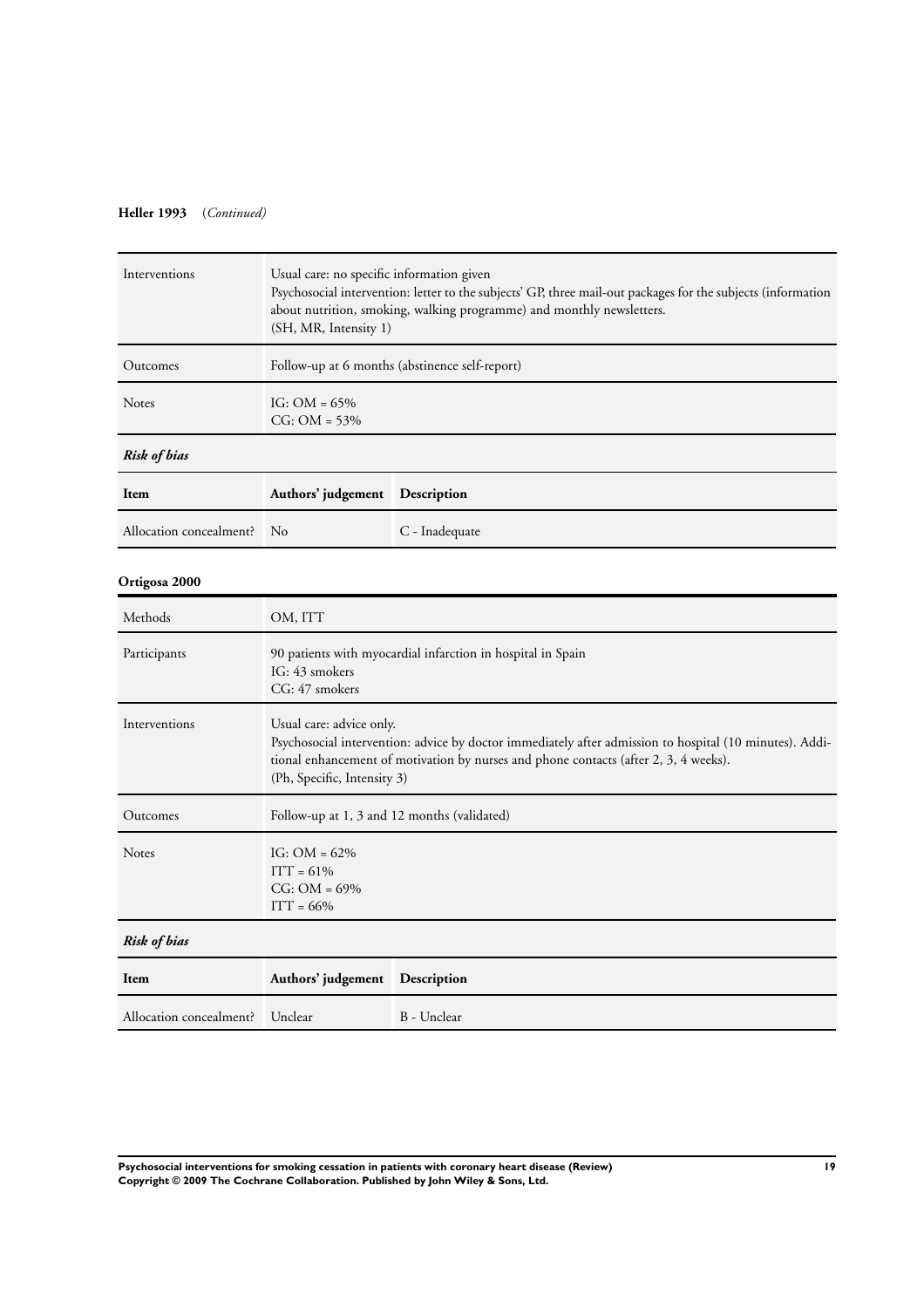**Heller 1993** (*Continued*)

| | |
|---|---|
| Interventions | Usual care: no specific information given<br>Psychosocial intervention: letter to the subjects' GP, three mail-out packages for the subjects (information about nutrition, smoking, walking programme) and monthly newsletters.<br>(SH, MR, Intensity 1) |
| Outcomes | Follow-up at 6 months (abstinence self-report) |
| Notes | IG: OM = 65%<br>CG: OM = 53% |

*Risk of bias*

| Item | Authors' judgement | Description |
|---|---|---|
| Allocation concealment? | No | C - Inadequate |

**Ortigosa 2000**

| | |
|---|---|
| Methods | OM, ITT |
| Participants | 90 patients with myocardial infarction in hospital in Spain<br>IG: 43 smokers<br>CG: 47 smokers |
| Interventions | Usual care: advice only.<br>Psychosocial intervention: advice by doctor immediately after admission to hospital (10 minutes). Additional enhancement of motivation by nurses and phone contacts (after 2, 3, 4 weeks).<br>(Ph, Specific, Intensity 3) |
| Outcomes | Follow-up at 1, 3 and 12 months (validated) |
| Notes | IG: OM = 62%<br>ITT = 61%<br>CG: OM = 69%<br>ITT = 66% |

*Risk of bias*

| Item | Authors' judgement | Description |
|---|---|---|
| Allocation concealment? | Unclear | B - Unclear |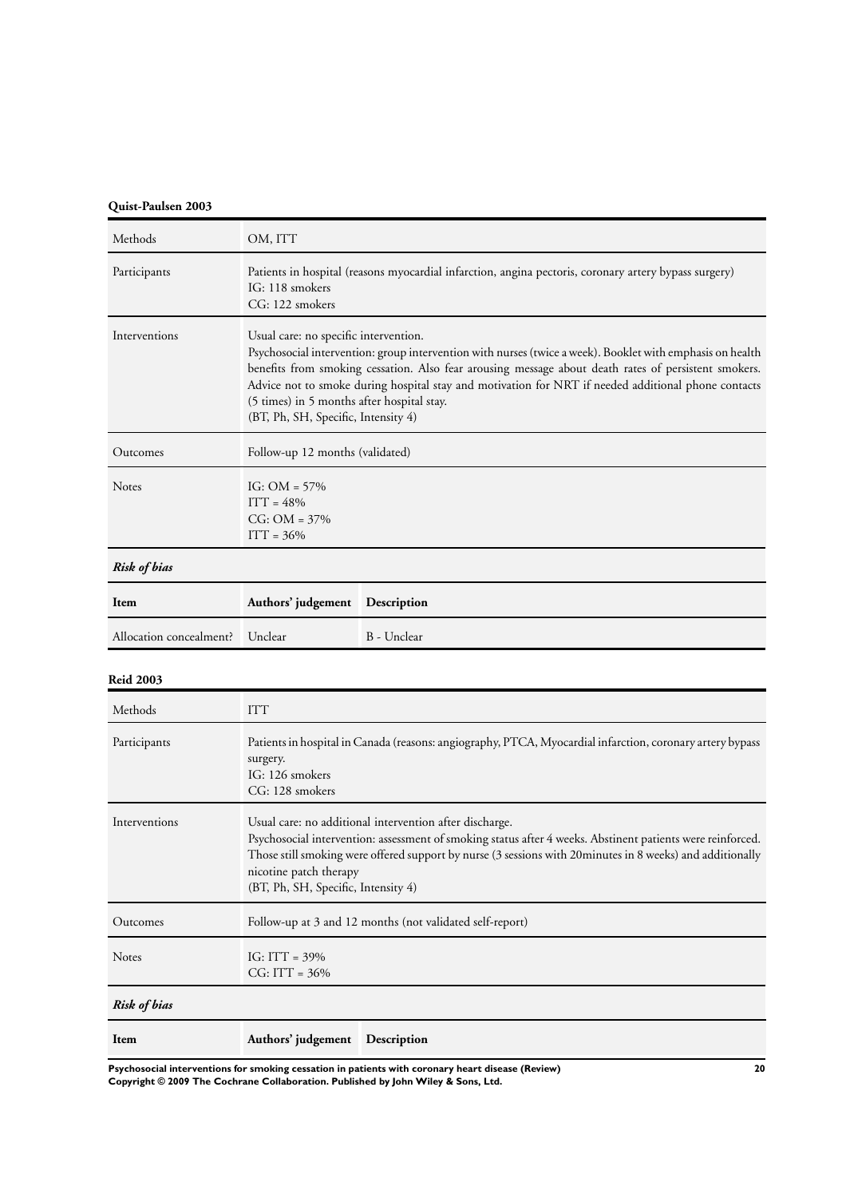**Quist-Paulsen 2003**

| Methods | OM, ITT |
|---|---|
| Participants | Patients in hospital (reasons myocardial infarction, angina pectoris, coronary artery bypass surgery)<br>IG: 118 smokers<br>CG: 122 smokers |
| Interventions | Usual care: no specific intervention.<br>Psychosocial intervention: group intervention with nurses (twice a week). Booklet with emphasis on health benefits from smoking cessation. Also fear arousing message about death rates of persistent smokers. Advice not to smoke during hospital stay and motivation for NRT if needed additional phone contacts (5 times) in 5 months after hospital stay.<br>(BT, Ph, SH, Specific, Intensity 4) |
| Outcomes | Follow-up 12 months (validated) |
| Notes | IG: OM = 57%<br>ITT = 48%<br>CG: OM = 37%<br>ITT = 36% |

*Risk of bias*

| Item | Authors' judgement | Description |
|---|---|---|
| Allocation concealment? | Unclear | B - Unclear |

**Reid 2003**

| Methods | ITT |
|---|---|
| Participants | Patients in hospital in Canada (reasons: angiography, PTCA, Myocardial infarction, coronary artery bypass surgery.<br>IG: 126 smokers<br>CG: 128 smokers |
| Interventions | Usual care: no additional intervention after discharge.<br>Psychosocial intervention: assessment of smoking status after 4 weeks. Abstinent patients were reinforced. Those still smoking were offered support by nurse (3 sessions with 20minutes in 8 weeks) and additionally nicotine patch therapy<br>(BT, Ph, SH, Specific, Intensity 4) |
| Outcomes | Follow-up at 3 and 12 months (not validated self-report) |
| Notes | IG: ITT = 39%<br>CG: ITT = 36% |

*Risk of bias*

| Item | Authors' judgement | Description |
|---|---|---|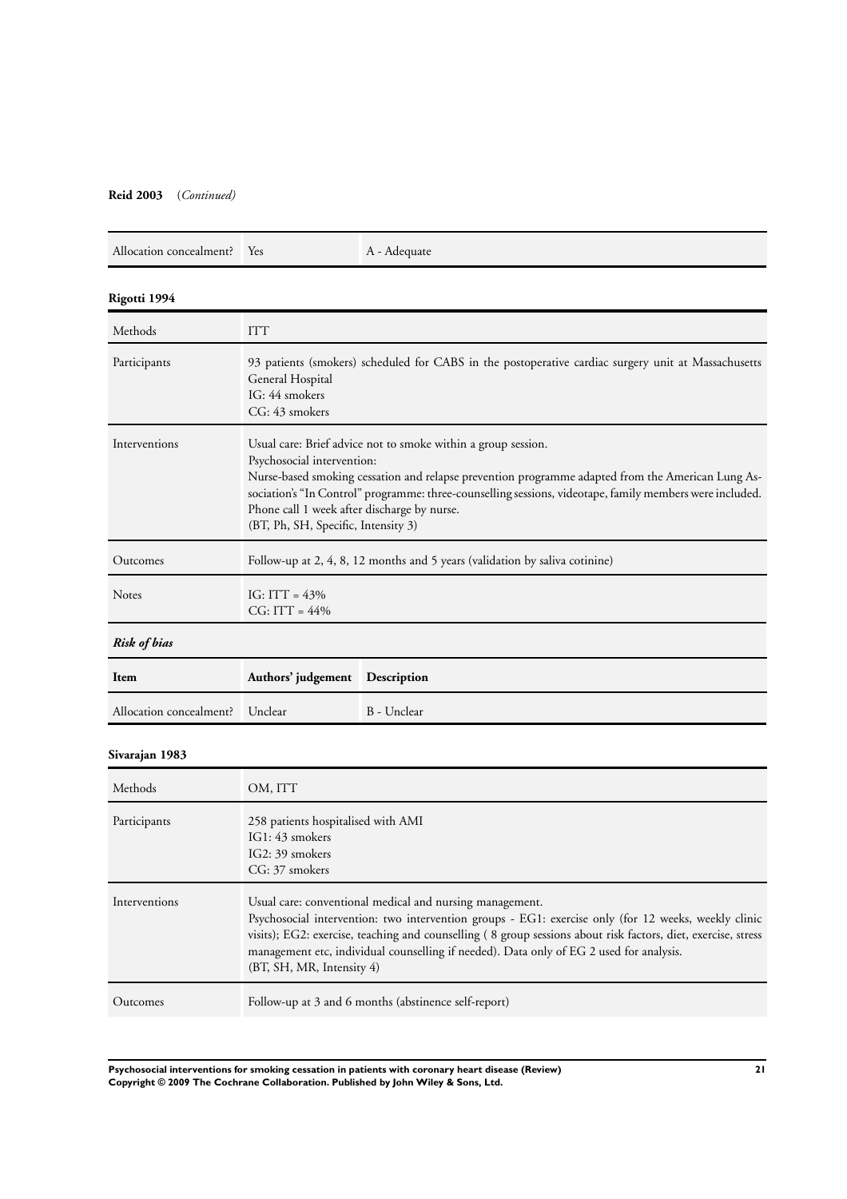**Reid 2003** (*Continued*)

| | | |
|---|---|---|
| Allocation concealment? | Yes | A - Adequate |

**Rigotti 1994**

| | |
|---|---|
| Methods | ITT |
| Participants | 93 patients (smokers) scheduled for CABS in the postoperative cardiac surgery unit at Massachusetts General Hospital<br>IG: 44 smokers<br>CG: 43 smokers |
| Interventions | Usual care: Brief advice not to smoke within a group session.<br>Psychosocial intervention:<br>Nurse-based smoking cessation and relapse prevention programme adapted from the American Lung Association's "In Control" programme: three-counselling sessions, videotape, family members were included. Phone call 1 week after discharge by nurse.<br>(BT, Ph, SH, Specific, Intensity 3) |
| Outcomes | Follow-up at 2, 4, 8, 12 months and 5 years (validation by saliva cotinine) |
| Notes | IG: ITT = 43%<br>CG: ITT = 44% |

***Risk of bias***

| Item | Authors' judgement | Description |
|---|---|---|
| Allocation concealment? | Unclear | B - Unclear |

**Sivarajan 1983**

| | |
|---|---|
| Methods | OM, ITT |
| Participants | 258 patients hospitalised with AMI<br>IG1: 43 smokers<br>IG2: 39 smokers<br>CG: 37 smokers |
| Interventions | Usual care: conventional medical and nursing management.<br>Psychosocial intervention: two intervention groups - EG1: exercise only (for 12 weeks, weekly clinic visits); EG2: exercise, teaching and counselling ( 8 group sessions about risk factors, diet, exercise, stress management etc, individual counselling if needed). Data only of EG 2 used for analysis.<br>(BT, SH, MR, Intensity 4) |
| Outcomes | Follow-up at 3 and 6 months (abstinence self-report) |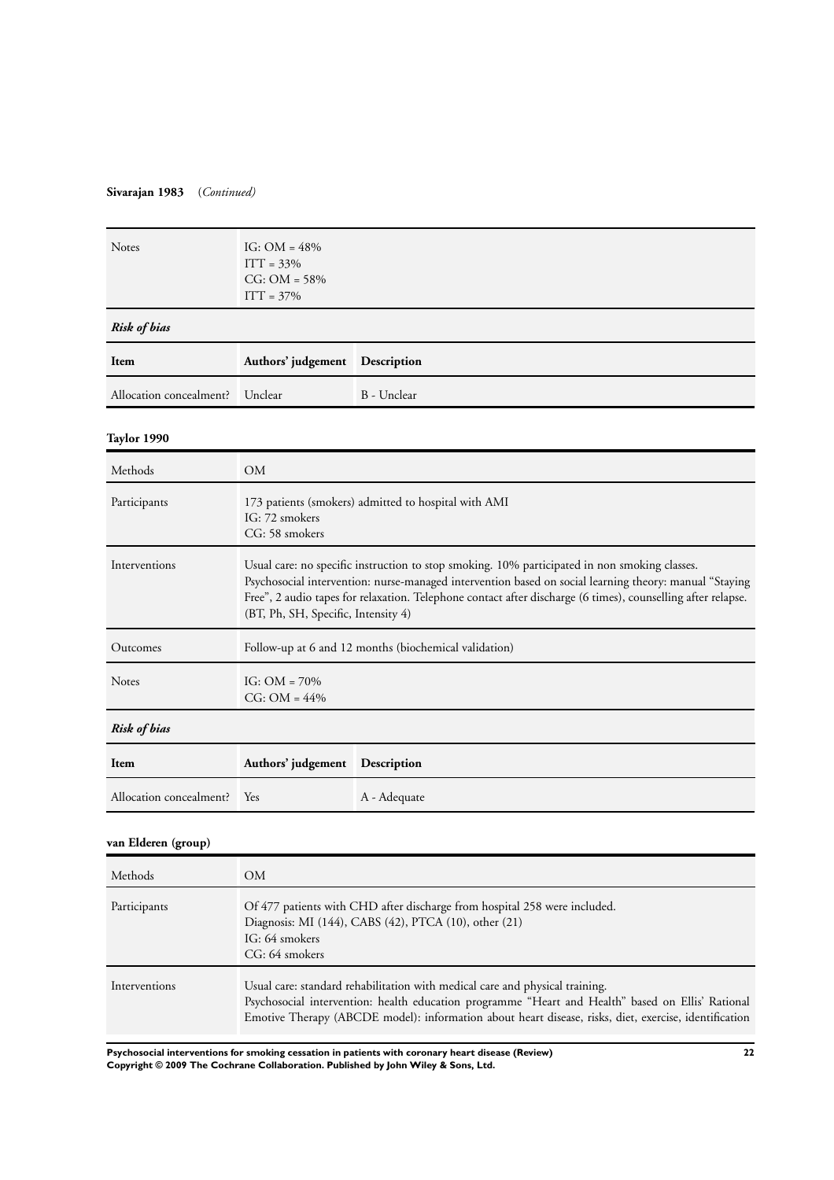**Sivarajan 1983** (*Continued*)

| | |
|---|---|
| Notes | IG: OM = 48%<br>ITT = 33%<br>CG: OM = 58%<br>ITT = 37% |

***Risk of bias***

| Item | Authors' judgement | Description |
|---|---|---|
| Allocation concealment? | Unclear | B - Unclear |

**Taylor 1990**

| | |
|---|---|
| Methods | OM |
| Participants | 173 patients (smokers) admitted to hospital with AMI<br>IG: 72 smokers<br>CG: 58 smokers |
| Interventions | Usual care: no specific instruction to stop smoking. 10% participated in non smoking classes.<br>Psychosocial intervention: nurse-managed intervention based on social learning theory: manual "Staying Free", 2 audio tapes for relaxation. Telephone contact after discharge (6 times), counselling after relapse. (BT, Ph, SH, Specific, Intensity 4) |
| Outcomes | Follow-up at 6 and 12 months (biochemical validation) |
| Notes | IG: OM = 70%<br>CG: OM = 44% |

***Risk of bias***

| Item | Authors' judgement | Description |
|---|---|---|
| Allocation concealment? | Yes | A - Adequate |

**van Elderen (group)**

| | |
|---|---|
| Methods | OM |
| Participants | Of 477 patients with CHD after discharge from hospital 258 were included.<br>Diagnosis: MI (144), CABS (42), PTCA (10), other (21)<br>IG: 64 smokers<br>CG: 64 smokers |
| Interventions | Usual care: standard rehabilitation with medical care and physical training.<br>Psychosocial intervention: health education programme "Heart and Health" based on Ellis' Rational Emotive Therapy (ABCDE model): information about heart disease, risks, diet, exercise, identification |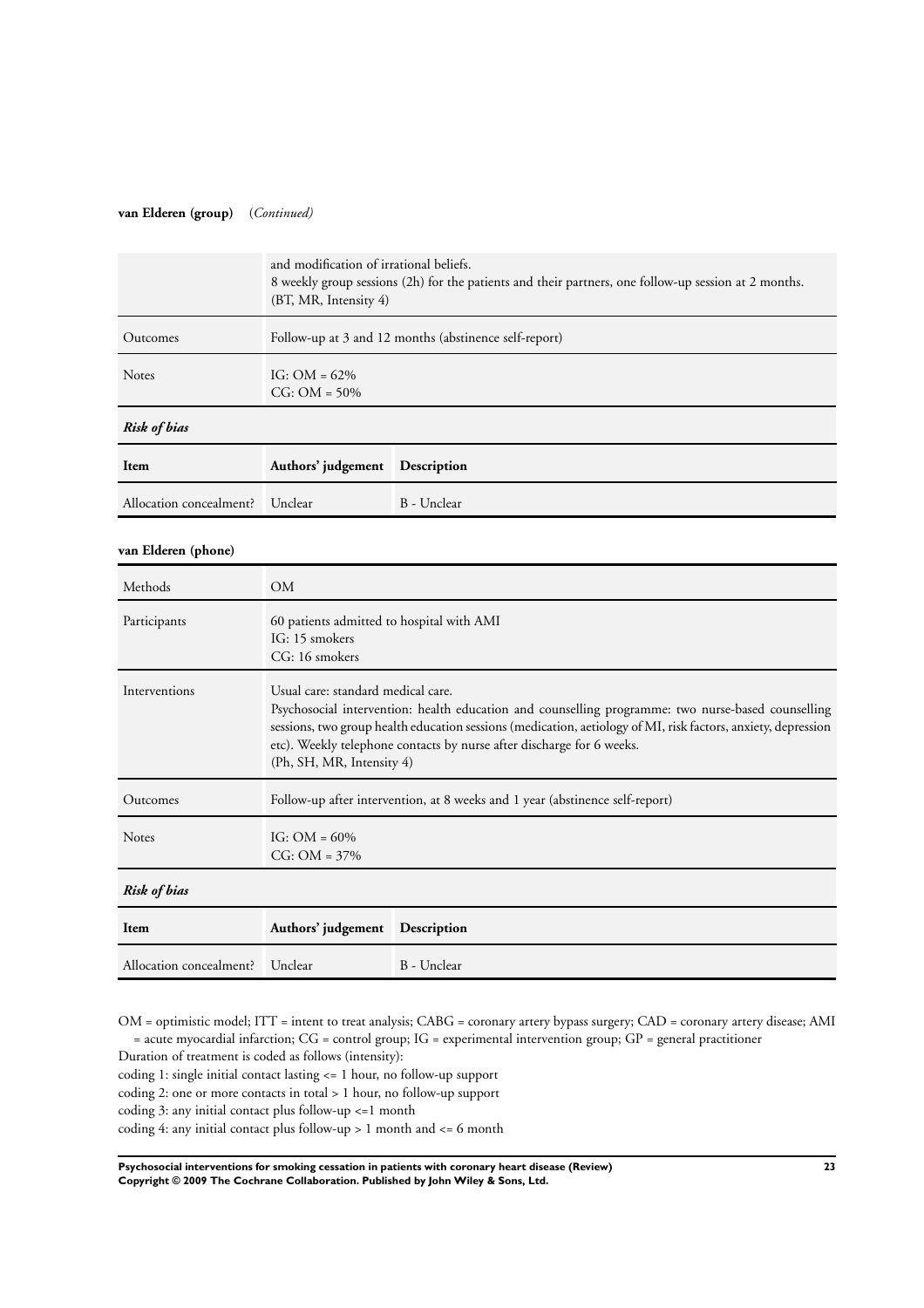**van Elderen (group)** (*Continued*)

| | |
|---|---|
| | and modification of irrational beliefs.<br>8 weekly group sessions (2h) for the patients and their partners, one follow-up session at 2 months.<br>(BT, MR, Intensity 4) |
| Outcomes | Follow-up at 3 and 12 months (abstinence self-report) |
| Notes | IG: OM = 62%<br>CG: OM = 50% |

***Risk of bias***

| Item | Authors' judgement | Description |
|---|---|---|
| Allocation concealment? | Unclear | B - Unclear |

**van Elderen (phone)**

| | |
|---|---|
| Methods | OM |
| Participants | 60 patients admitted to hospital with AMI<br>IG: 15 smokers<br>CG: 16 smokers |
| Interventions | Usual care: standard medical care.<br>Psychosocial intervention: health education and counselling programme: two nurse-based counselling sessions, two group health education sessions (medication, aetiology of MI, risk factors, anxiety, depression etc). Weekly telephone contacts by nurse after discharge for 6 weeks.<br>(Ph, SH, MR, Intensity 4) |
| Outcomes | Follow-up after intervention, at 8 weeks and 1 year (abstinence self-report) |
| Notes | IG: OM = 60%<br>CG: OM = 37% |

***Risk of bias***

| Item | Authors' judgement | Description |
|---|---|---|
| Allocation concealment? | Unclear | B - Unclear |

OM = optimistic model; ITT = intent to treat analysis; CABG = coronary artery bypass surgery; CAD = coronary artery disease; AMI = acute myocardial infarction; CG = control group; IG = experimental intervention group; GP = general practitioner

Duration of treatment is coded as follows (intensity):

coding 1: single initial contact lasting <= 1 hour, no follow-up support

coding 2: one or more contacts in total > 1 hour, no follow-up support

coding 3: any initial contact plus follow-up <=1 month

coding 4: any initial contact plus follow-up > 1 month and <= 6 month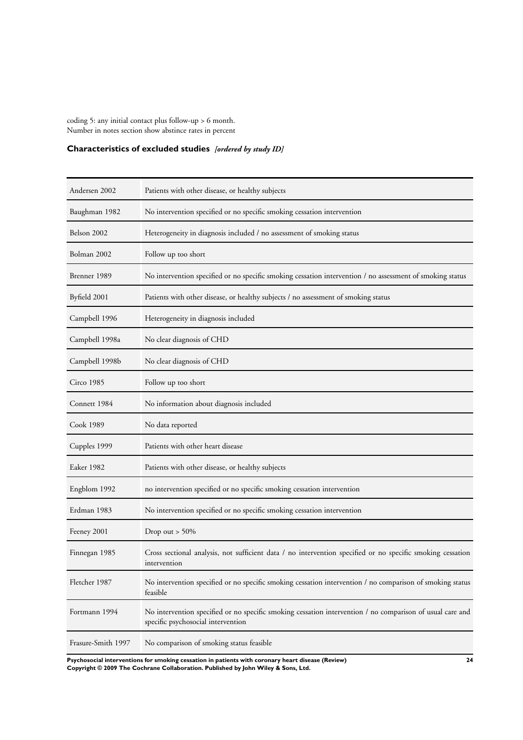coding 5: any initial contact plus follow-up > 6 month.
Number in notes section show abstince rates in percent

### Characteristics of excluded studies *[ordered by study ID]*

| | |
|---|---|
| Andersen 2002 | Patients with other disease, or healthy subjects |
| Baughman 1982 | No intervention specified or no specific smoking cessation intervention |
| Belson 2002 | Heterogeneity in diagnosis included / no assessment of smoking status |
| Bolman 2002 | Follow up too short |
| Brenner 1989 | No intervention specified or no specific smoking cessation intervention / no assessment of smoking status |
| Byfield 2001 | Patients with other disease, or healthy subjects / no assessment of smoking status |
| Campbell 1996 | Heterogeneity in diagnosis included |
| Campbell 1998a | No clear diagnosis of CHD |
| Campbell 1998b | No clear diagnosis of CHD |
| Circo 1985 | Follow up too short |
| Connett 1984 | No information about diagnosis included |
| Cook 1989 | No data reported |
| Cupples 1999 | Patients with other heart disease |
| Eaker 1982 | Patients with other disease, or healthy subjects |
| Engblom 1992 | no intervention specified or no specific smoking cessation intervention |
| Erdman 1983 | No intervention specified or no specific smoking cessation intervention |
| Feeney 2001 | Drop out > 50% |
| Finnegan 1985 | Cross sectional analysis, not sufficient data / no intervention specified or no specific smoking cessation intervention |
| Fletcher 1987 | No intervention specified or no specific smoking cessation intervention / no comparison of smoking status feasible |
| Fortmann 1994 | No intervention specified or no specific smoking cessation intervention / no comparison of usual care and specific psychosocial intervention |
| Frasure-Smith 1997 | No comparison of smoking status feasible |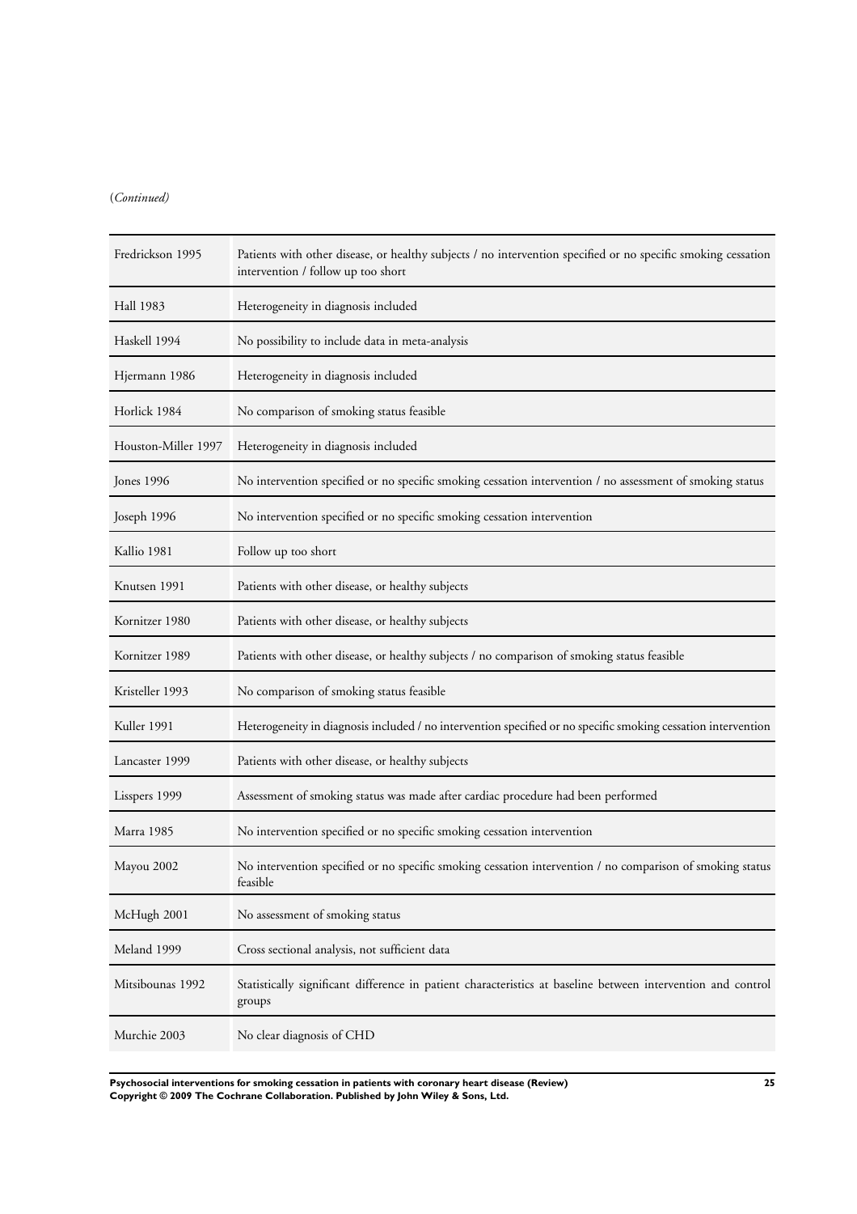(*Continued*)

| | |
|---|---|
| Fredrickson 1995 | Patients with other disease, or healthy subjects / no intervention specified or no specific smoking cessation intervention / follow up too short |
| Hall 1983 | Heterogeneity in diagnosis included |
| Haskell 1994 | No possibility to include data in meta-analysis |
| Hjermann 1986 | Heterogeneity in diagnosis included |
| Horlick 1984 | No comparison of smoking status feasible |
| Houston-Miller 1997 | Heterogeneity in diagnosis included |
| Jones 1996 | No intervention specified or no specific smoking cessation intervention / no assessment of smoking status |
| Joseph 1996 | No intervention specified or no specific smoking cessation intervention |
| Kallio 1981 | Follow up too short |
| Knutsen 1991 | Patients with other disease, or healthy subjects |
| Kornitzer 1980 | Patients with other disease, or healthy subjects |
| Kornitzer 1989 | Patients with other disease, or healthy subjects / no comparison of smoking status feasible |
| Kristeller 1993 | No comparison of smoking status feasible |
| Kuller 1991 | Heterogeneity in diagnosis included / no intervention specified or no specific smoking cessation intervention |
| Lancaster 1999 | Patients with other disease, or healthy subjects |
| Lisspers 1999 | Assessment of smoking status was made after cardiac procedure had been performed |
| Marra 1985 | No intervention specified or no specific smoking cessation intervention |
| Mayou 2002 | No intervention specified or no specific smoking cessation intervention / no comparison of smoking status feasible |
| McHugh 2001 | No assessment of smoking status |
| Meland 1999 | Cross sectional analysis, not sufficient data |
| Mitsibounas 1992 | Statistically significant difference in patient characteristics at baseline between intervention and control groups |
| Murchie 2003 | No clear diagnosis of CHD |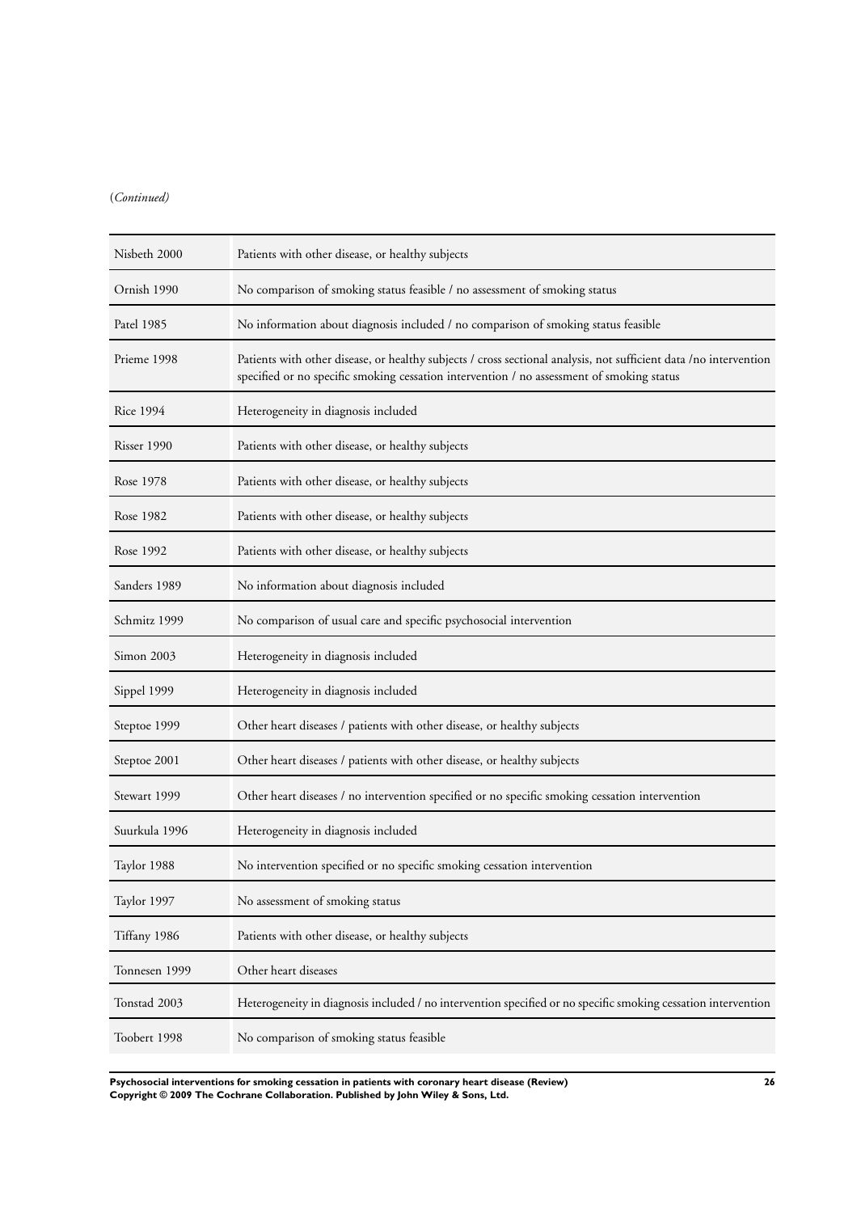(*Continued*)

| | |
|---|---|
| Nisbeth 2000 | Patients with other disease, or healthy subjects |
| Ornish 1990 | No comparison of smoking status feasible / no assessment of smoking status |
| Patel 1985 | No information about diagnosis included / no comparison of smoking status feasible |
| Prieme 1998 | Patients with other disease, or healthy subjects / cross sectional analysis, not sufficient data /no intervention specified or no specific smoking cessation intervention / no assessment of smoking status |
| Rice 1994 | Heterogeneity in diagnosis included |
| Risser 1990 | Patients with other disease, or healthy subjects |
| Rose 1978 | Patients with other disease, or healthy subjects |
| Rose 1982 | Patients with other disease, or healthy subjects |
| Rose 1992 | Patients with other disease, or healthy subjects |
| Sanders 1989 | No information about diagnosis included |
| Schmitz 1999 | No comparison of usual care and specific psychosocial intervention |
| Simon 2003 | Heterogeneity in diagnosis included |
| Sippel 1999 | Heterogeneity in diagnosis included |
| Steptoe 1999 | Other heart diseases / patients with other disease, or healthy subjects |
| Steptoe 2001 | Other heart diseases / patients with other disease, or healthy subjects |
| Stewart 1999 | Other heart diseases / no intervention specified or no specific smoking cessation intervention |
| Suurkula 1996 | Heterogeneity in diagnosis included |
| Taylor 1988 | No intervention specified or no specific smoking cessation intervention |
| Taylor 1997 | No assessment of smoking status |
| Tiffany 1986 | Patients with other disease, or healthy subjects |
| Tonnesen 1999 | Other heart diseases |
| Tonstad 2003 | Heterogeneity in diagnosis included / no intervention specified or no specific smoking cessation intervention |
| Toobert 1998 | No comparison of smoking status feasible |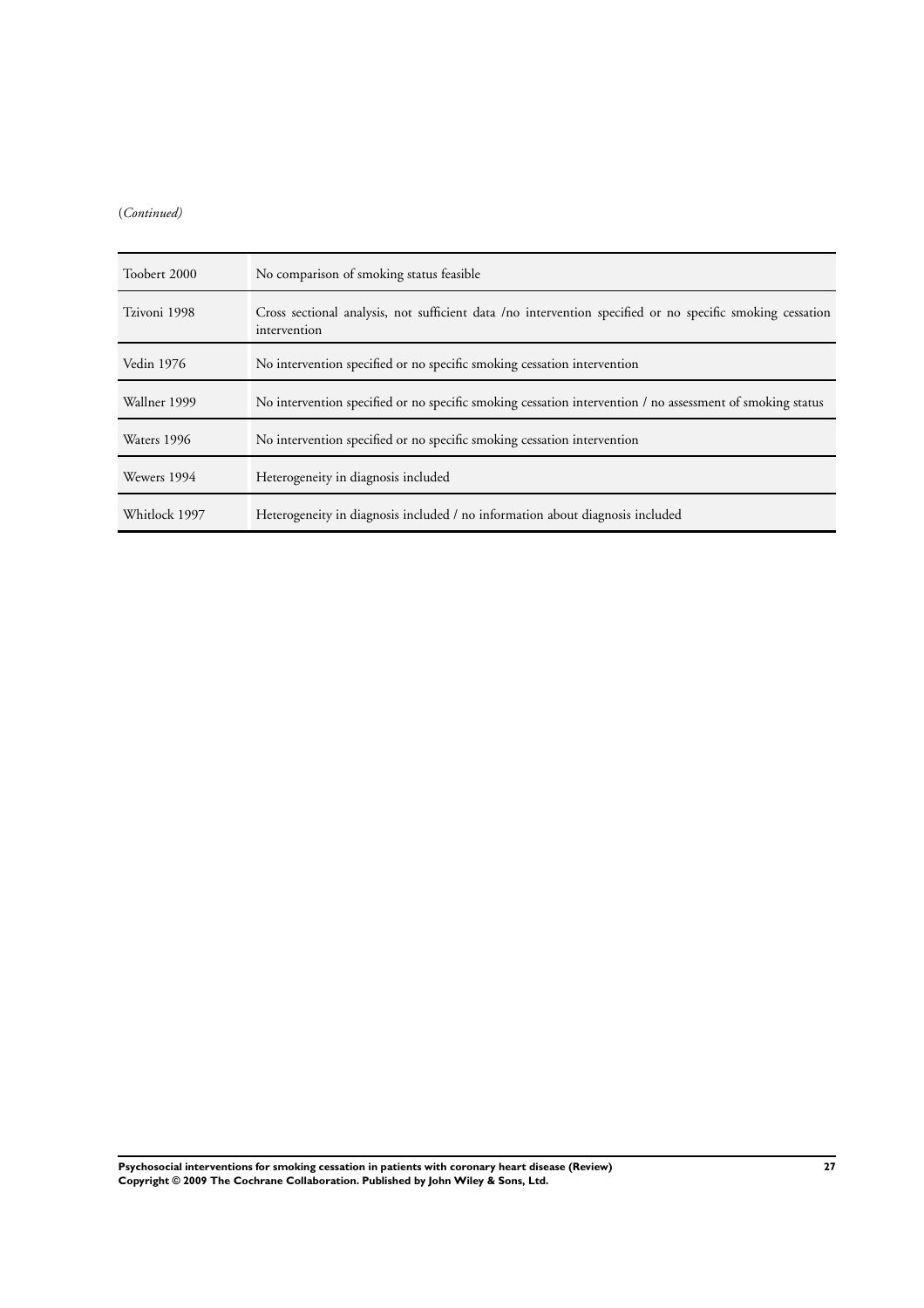(*Continued)*

| | |
|---|---|
| Toobert 2000 | No comparison of smoking status feasible |
| Tzivoni 1998 | Cross sectional analysis, not sufficient data /no intervention specified or no specific smoking cessation intervention |
| Vedin 1976 | No intervention specified or no specific smoking cessation intervention |
| Wallner 1999 | No intervention specified or no specific smoking cessation intervention / no assessment of smoking status |
| Waters 1996 | No intervention specified or no specific smoking cessation intervention |
| Wewers 1994 | Heterogeneity in diagnosis included |
| Whitlock 1997 | Heterogeneity in diagnosis included / no information about diagnosis included |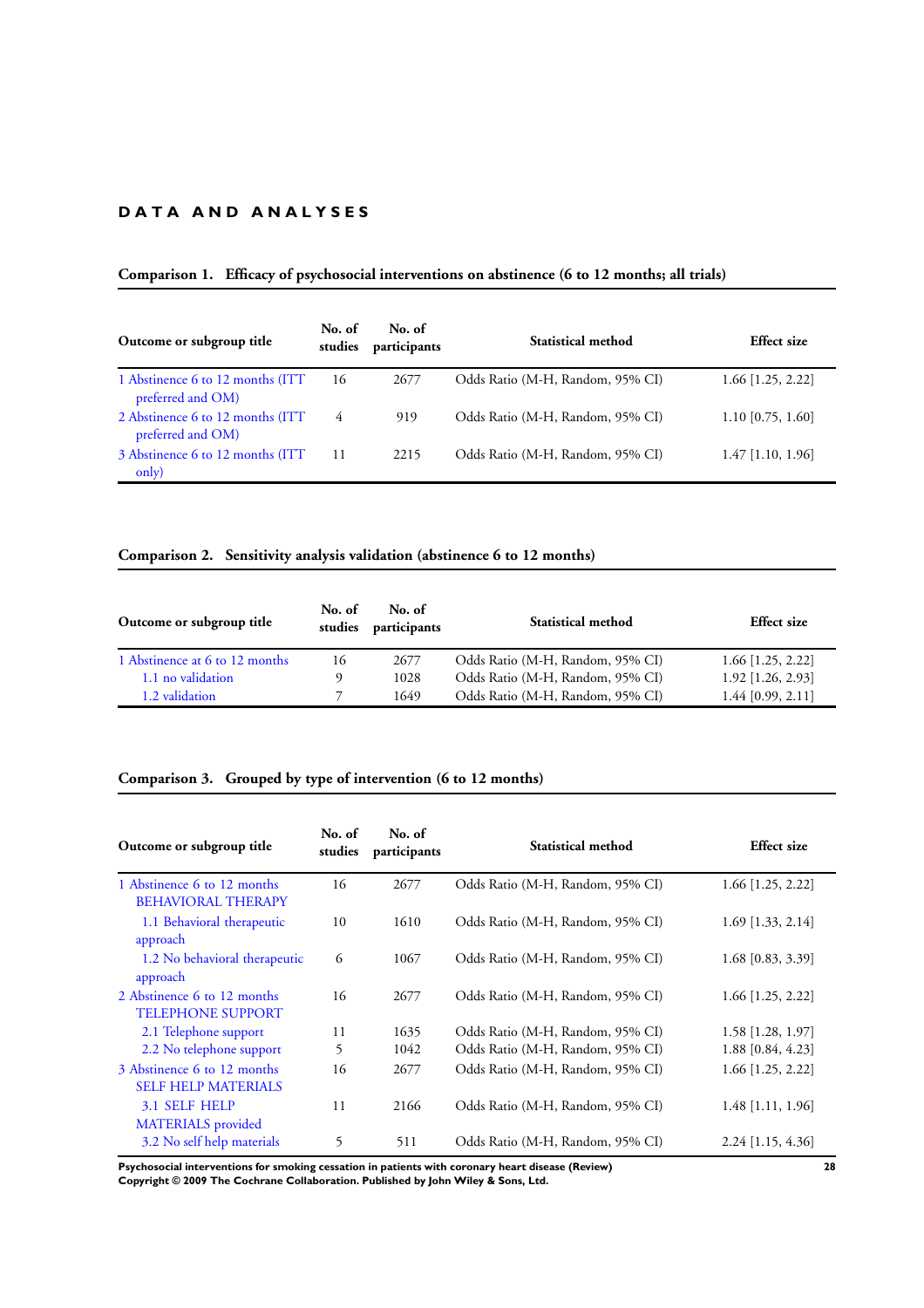## DATA AND ANALYSES

### Comparison 1. Efficacy of psychosocial interventions on abstinence (6 to 12 months; all trials)

| Outcome or subgroup title | No. of studies | No. of participants | Statistical method | Effect size |
|---|---|---|---|---|
| 1 Abstinence 6 to 12 months (ITT preferred and OM) | 16 | 2677 | Odds Ratio (M-H, Random, 95% CI) | 1.66 [1.25, 2.22] |
| 2 Abstinence 6 to 12 months (ITT preferred and OM) | 4 | 919 | Odds Ratio (M-H, Random, 95% CI) | 1.10 [0.75, 1.60] |
| 3 Abstinence 6 to 12 months (ITT only) | 11 | 2215 | Odds Ratio (M-H, Random, 95% CI) | 1.47 [1.10, 1.96] |

### Comparison 2. Sensitivity analysis validation (abstinence 6 to 12 months)

| Outcome or subgroup title | No. of studies | No. of participants | Statistical method | Effect size |
|---|---|---|---|---|
| 1 Abstinence at 6 to 12 months | 16 | 2677 | Odds Ratio (M-H, Random, 95% CI) | 1.66 [1.25, 2.22] |
| 1.1 no validation | 9 | 1028 | Odds Ratio (M-H, Random, 95% CI) | 1.92 [1.26, 2.93] |
| 1.2 validation | 7 | 1649 | Odds Ratio (M-H, Random, 95% CI) | 1.44 [0.99, 2.11] |

### Comparison 3. Grouped by type of intervention (6 to 12 months)

| Outcome or subgroup title | No. of studies | No. of participants | Statistical method | Effect size |
|---|---|---|---|---|
| 1 Abstinence 6 to 12 months BEHAVIORAL THERAPY | 16 | 2677 | Odds Ratio (M-H, Random, 95% CI) | 1.66 [1.25, 2.22] |
| 1.1 Behavioral therapeutic approach | 10 | 1610 | Odds Ratio (M-H, Random, 95% CI) | 1.69 [1.33, 2.14] |
| 1.2 No behavioral therapeutic approach | 6 | 1067 | Odds Ratio (M-H, Random, 95% CI) | 1.68 [0.83, 3.39] |
| 2 Abstinence 6 to 12 months TELEPHONE SUPPORT | 16 | 2677 | Odds Ratio (M-H, Random, 95% CI) | 1.66 [1.25, 2.22] |
| 2.1 Telephone support | 11 | 1635 | Odds Ratio (M-H, Random, 95% CI) | 1.58 [1.28, 1.97] |
| 2.2 No telephone support | 5 | 1042 | Odds Ratio (M-H, Random, 95% CI) | 1.88 [0.84, 4.23] |
| 3 Abstinence 6 to 12 months SELF HELP MATERIALS | 16 | 2677 | Odds Ratio (M-H, Random, 95% CI) | 1.66 [1.25, 2.22] |
| 3.1 SELF HELP MATERIALS provided | 11 | 2166 | Odds Ratio (M-H, Random, 95% CI) | 1.48 [1.11, 1.96] |
| 3.2 No self help materials | 5 | 511 | Odds Ratio (M-H, Random, 95% CI) | 2.24 [1.15, 4.36] |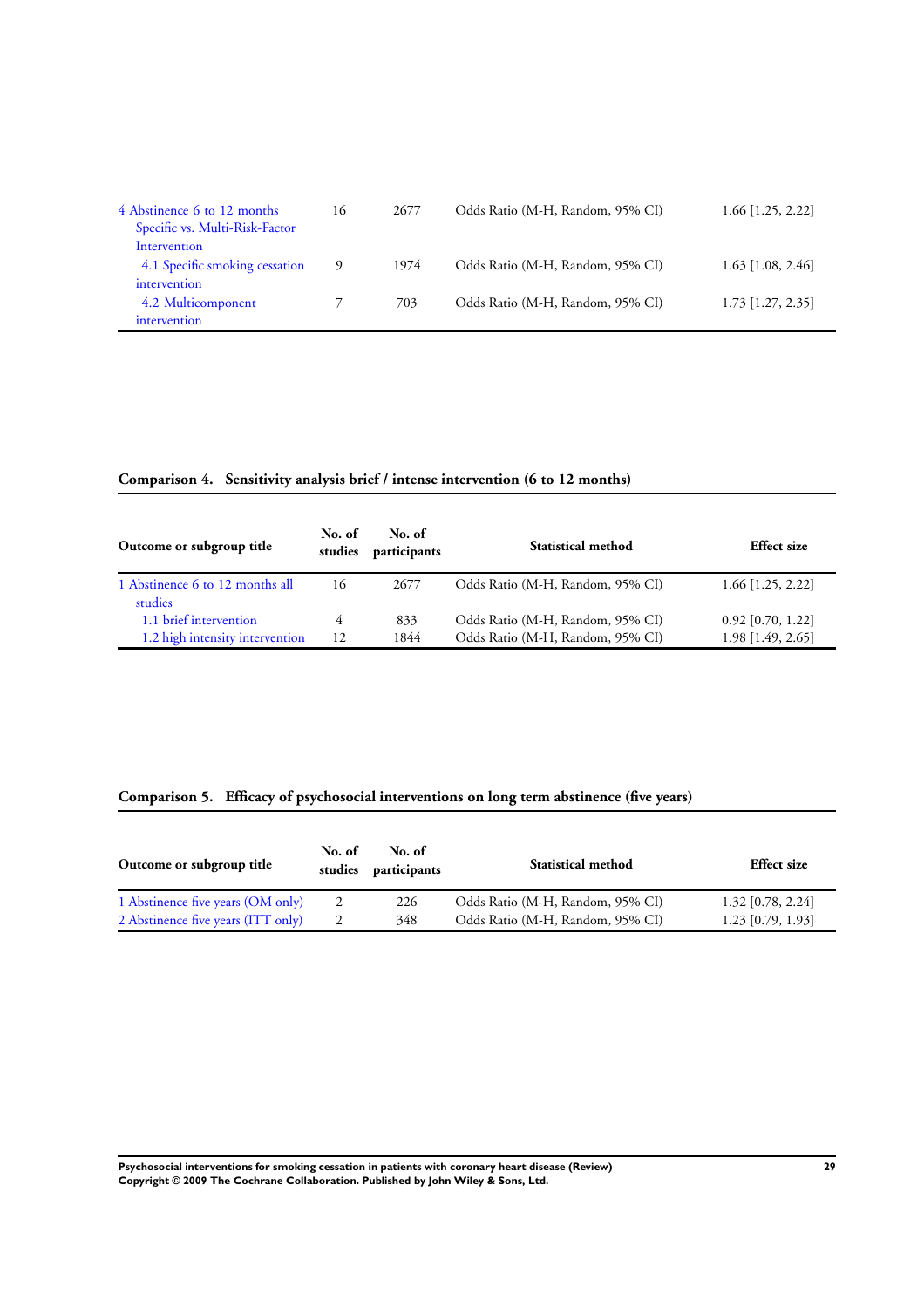| Outcome or subgroup title | No. of studies | No. of participants | Statistical method | Effect size |
|---|---|---|---|---|
| 4 Abstinence 6 to 12 months Specific vs. Multi-Risk-Factor Intervention | 16 | 2677 | Odds Ratio (M-H, Random, 95% CI) | 1.66 [1.25, 2.22] |
| 4.1 Specific smoking cessation intervention | 9 | 1974 | Odds Ratio (M-H, Random, 95% CI) | 1.63 [1.08, 2.46] |
| 4.2 Multicomponent intervention | 7 | 703 | Odds Ratio (M-H, Random, 95% CI) | 1.73 [1.27, 2.35] |

### Comparison 4. Sensitivity analysis brief / intense intervention (6 to 12 months)

| Outcome or subgroup title | No. of studies | No. of participants | Statistical method | Effect size |
|---|---|---|---|---|
| 1 Abstinence 6 to 12 months all studies | 16 | 2677 | Odds Ratio (M-H, Random, 95% CI) | 1.66 [1.25, 2.22] |
| 1.1 brief intervention | 4 | 833 | Odds Ratio (M-H, Random, 95% CI) | 0.92 [0.70, 1.22] |
| 1.2 high intensity intervention | 12 | 1844 | Odds Ratio (M-H, Random, 95% CI) | 1.98 [1.49, 2.65] |

### Comparison 5. Efficacy of psychosocial interventions on long term abstinence (five years)

| Outcome or subgroup title | No. of studies | No. of participants | Statistical method | Effect size |
|---|---|---|---|---|
| 1 Abstinence five years (OM only) | 2 | 226 | Odds Ratio (M-H, Random, 95% CI) | 1.32 [0.78, 2.24] |
| 2 Abstinence five years (ITT only) | 2 | 348 | Odds Ratio (M-H, Random, 95% CI) | 1.23 [0.79, 1.93] |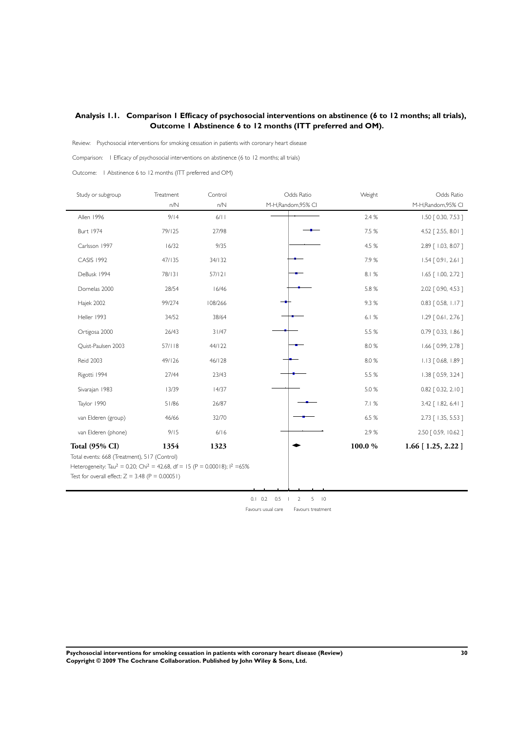## Analysis 1.1. Comparison 1 Efficacy of psychosocial interventions on abstinence (6 to 12 months; all trials), Outcome 1 Abstinence 6 to 12 months (ITT preferred and OM).

Review: Psychosocial interventions for smoking cessation in patients with coronary heart disease

Comparison: 1 Efficacy of psychosocial interventions on abstinence (6 to 12 months; all trials)

Outcome: 1 Abstinence 6 to 12 months (ITT preferred and OM)

| Study or subgroup | Treatment n/N | Control n/N | Odds Ratio M-H,Random,95% CI | Weight | Odds Ratio M-H,Random,95% CI |
|---|---|---|---|---|---|
| Allen 1996 | 9/14 | 6/11 | | 2.4 % | 1.50 [ 0.30, 7.53 ] |
| Burt 1974 | 79/125 | 27/98 | | 7.5 % | 4.52 [ 2.55, 8.01 ] |
| Carlsson 1997 | 16/32 | 9/35 | | 4.5 % | 2.89 [ 1.03, 8.07 ] |
| CASIS 1992 | 47/135 | 34/132 | | 7.9 % | 1.54 [ 0.91, 2.61 ] |
| DeBusk 1994 | 78/131 | 57/121 | | 8.1 % | 1.65 [ 1.00, 2.72 ] |
| Dornelas 2000 | 28/54 | 16/46 | | 5.8 % | 2.02 [ 0.90, 4.53 ] |
| Hajek 2002 | 99/274 | 108/266 | | 9.3 % | 0.83 [ 0.58, 1.17 ] |
| Heller 1993 | 34/52 | 38/64 | | 6.1 % | 1.29 [ 0.61, 2.76 ] |
| Ortigosa 2000 | 26/43 | 31/47 | | 5.5 % | 0.79 [ 0.33, 1.86 ] |
| Quist-Paulsen 2003 | 57/118 | 44/122 | | 8.0 % | 1.66 [ 0.99, 2.78 ] |
| Reid 2003 | 49/126 | 46/128 | | 8.0 % | 1.13 [ 0.68, 1.89 ] |
| Rigotti 1994 | 27/44 | 23/43 | | 5.5 % | 1.38 [ 0.59, 3.24 ] |
| Sivarajan 1983 | 13/39 | 14/37 | | 5.0 % | 0.82 [ 0.32, 2.10 ] |
| Taylor 1990 | 51/86 | 26/87 | | 7.1 % | 3.42 [ 1.82, 6.41 ] |
| van Elderen (group) | 46/66 | 32/70 | | 6.5 % | 2.73 [ 1.35, 5.53 ] |
| van Elderen (phone) | 9/15 | 6/16 | | 2.9 % | 2.50 [ 0.59, 10.62 ] |
| **Total (95% CI)** | **1354** | **1323** | | **100.0 %** | **1.66 [ 1.25, 2.22 ]** |

Total events: 668 (Treatment), 517 (Control)

Heterogeneity: $Tau^2 = 0.20$; $Chi^2 = 42.68$, df = 15 (P = 0.00018); $I^2 = 65\%$

Test for overall effect: Z = 3.48 (P = 0.00051)

0.1 0.2 0.5 1 2 5 10

Favours usual care Favours treatment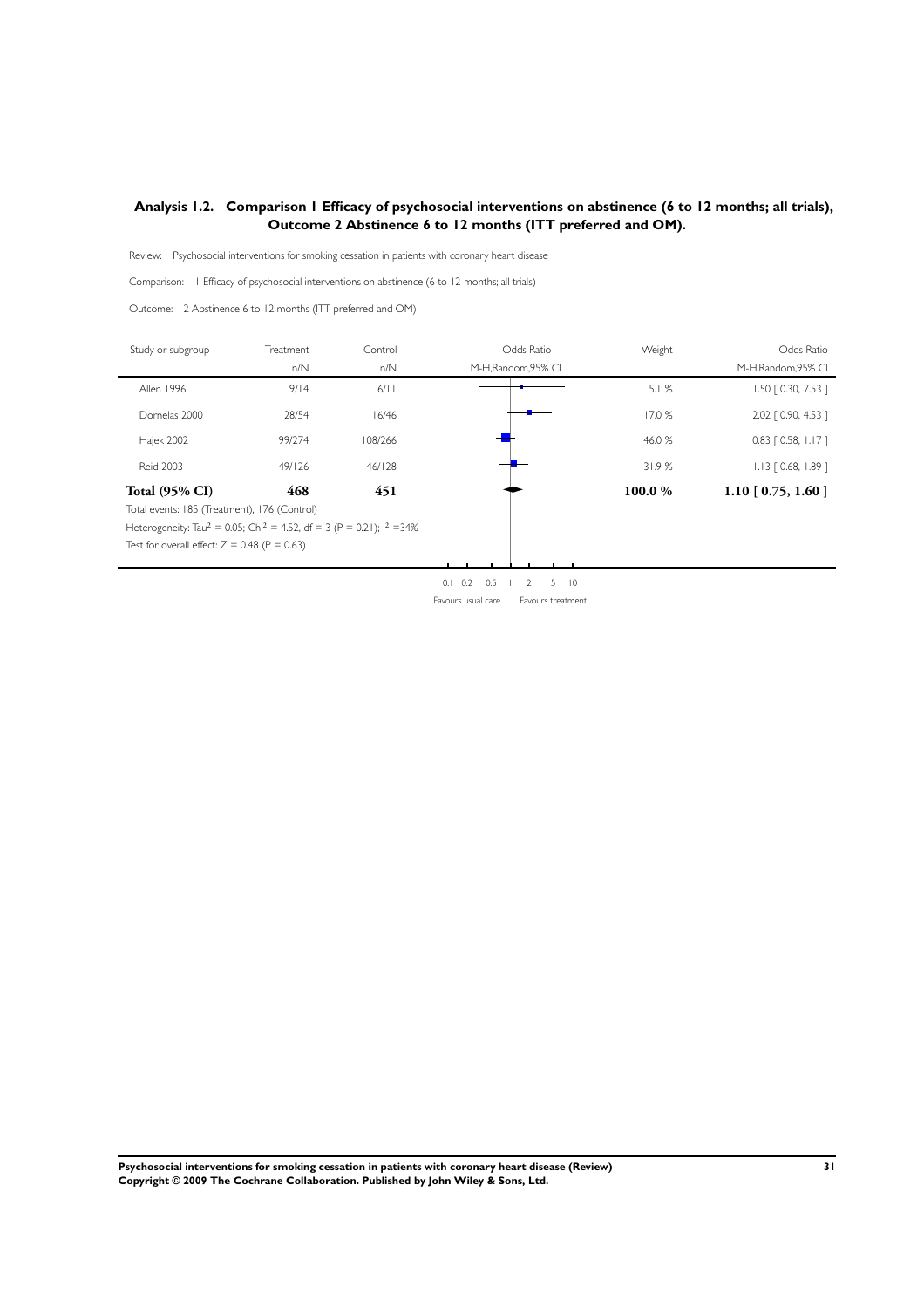## Analysis 1.2. Comparison 1 Efficacy of psychosocial interventions on abstinence (6 to 12 months; all trials), Outcome 2 Abstinence 6 to 12 months (ITT preferred and OM).

Review: Psychosocial interventions for smoking cessation in patients with coronary heart disease

Comparison: 1 Efficacy of psychosocial interventions on abstinence (6 to 12 months; all trials)

Outcome: 2 Abstinence 6 to 12 months (ITT preferred and OM)

| Study or subgroup | Treatment n/N | Control n/N | Odds Ratio M-H,Random,95% CI | Weight | Odds Ratio M-H,Random,95% CI |
|---|---|---|---|---|---|
| Allen 1996 | 9/14 | 6/11 | | 5.1 % | 1.50 [ 0.30, 7.53 ] |
| Dornelas 2000 | 28/54 | 16/46 | | 17.0 % | 2.02 [ 0.90, 4.53 ] |
| Hajek 2002 | 99/274 | 108/266 | | 46.0 % | 0.83 [ 0.58, 1.17 ] |
| Reid 2003 | 49/126 | 46/128 | | 31.9 % | 1.13 [ 0.68, 1.89 ] |
| **Total (95% CI)** | **468** | **451** | | **100.0 %** | **1.10 [ 0.75, 1.60 ]** |

Total events: 185 (Treatment), 176 (Control)

Heterogeneity: $Tau^2 = 0.05$; $Chi^2 = 4.52$, df = 3 (P = 0.21); $I^2 = 34\%$

Test for overall effect: Z = 0.48 (P = 0.63)

0.1 0.2 0.5 1 2 5 10

Favours usual care Favours treatment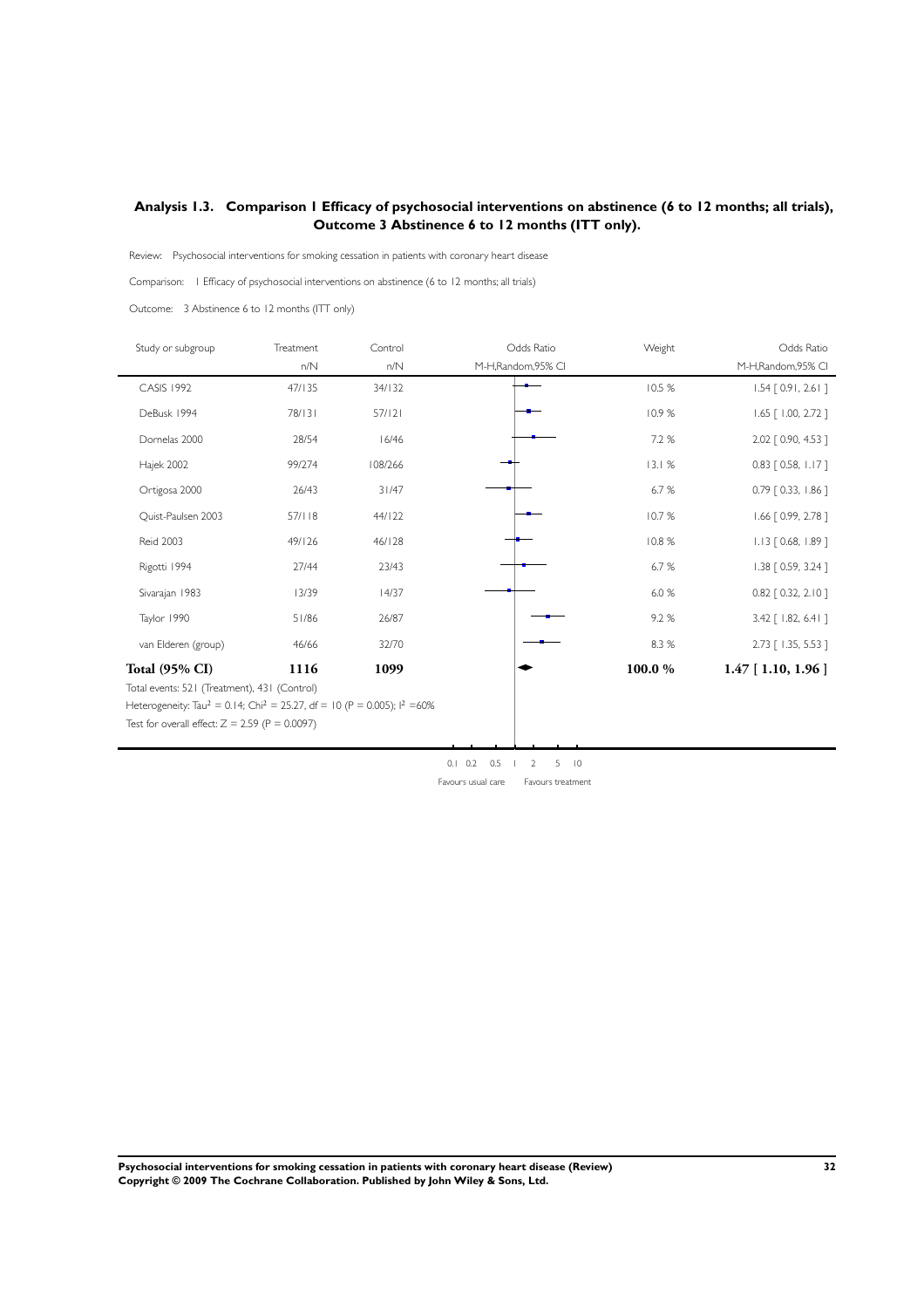## Analysis 1.3. Comparison 1 Efficacy of psychosocial interventions on abstinence (6 to 12 months; all trials), Outcome 3 Abstinence 6 to 12 months (ITT only).

Review: Psychosocial interventions for smoking cessation in patients with coronary heart disease

Comparison: 1 Efficacy of psychosocial interventions on abstinence (6 to 12 months; all trials)

Outcome: 3 Abstinence 6 to 12 months (ITT only)

| Study or subgroup | Treatment n/N | Control n/N | Odds Ratio M-H,Random,95% CI | Weight | Odds Ratio M-H,Random,95% CI |
|---|---|---|---|---|---|
| CASIS 1992 | 47/135 | 34/132 | | 10.5 % | 1.54 [ 0.91, 2.61 ] |
| DeBusk 1994 | 78/131 | 57/121 | | 10.9 % | 1.65 [ 1.00, 2.72 ] |
| Dornelas 2000 | 28/54 | 16/46 | | 7.2 % | 2.02 [ 0.90, 4.53 ] |
| Hajek 2002 | 99/274 | 108/266 | | 13.1 % | 0.83 [ 0.58, 1.17 ] |
| Ortigosa 2000 | 26/43 | 31/47 | | 6.7 % | 0.79 [ 0.33, 1.86 ] |
| Quist-Paulsen 2003 | 57/118 | 44/122 | | 10.7 % | 1.66 [ 0.99, 2.78 ] |
| Reid 2003 | 49/126 | 46/128 | | 10.8 % | 1.13 [ 0.68, 1.89 ] |
| Rigotti 1994 | 27/44 | 23/43 | | 6.7 % | 1.38 [ 0.59, 3.24 ] |
| Sivarajan 1983 | 13/39 | 14/37 | | 6.0 % | 0.82 [ 0.32, 2.10 ] |
| Taylor 1990 | 51/86 | 26/87 | | 9.2 % | 3.42 [ 1.82, 6.41 ] |
| van Elderen (group) | 46/66 | 32/70 | | 8.3 % | 2.73 [ 1.35, 5.53 ] |
| **Total (95% CI)** | **1116** | **1099** | | **100.0 %** | **1.47 [ 1.10, 1.96 ]** |

Total events: 521 (Treatment), 431 (Control)

Heterogeneity: $Tau^2 = 0.14$; $Chi^2 = 25.27$, $df = 10$ ($P = 0.005$); $I^2 = 60\%$

Test for overall effect: $Z = 2.59$ ($P = 0.0097$)

0.1 0.2 0.5 1 2 5 10

Favours usual care Favours treatment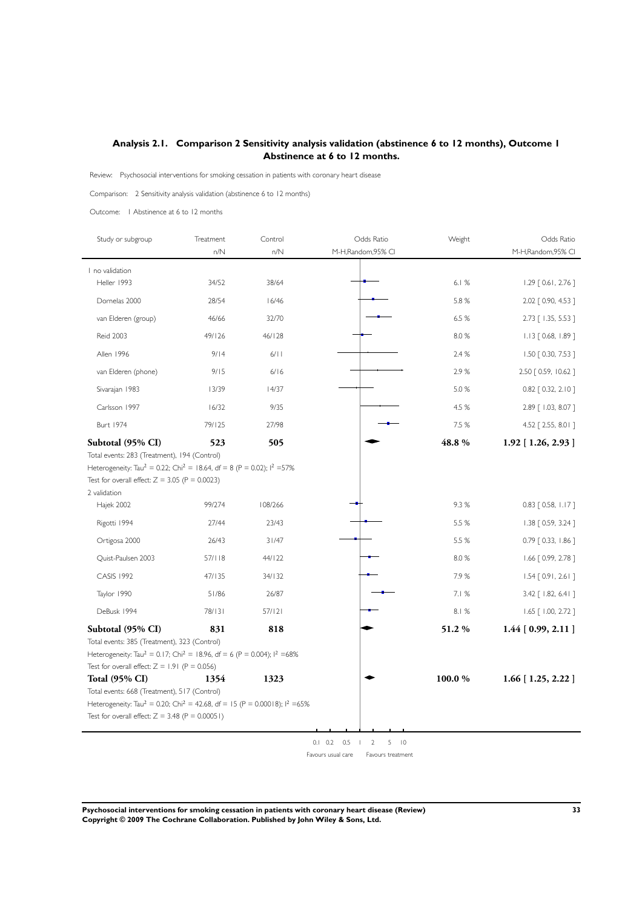## Analysis 2.1. Comparison 2 Sensitivity analysis validation (abstinence 6 to 12 months), Outcome 1 Abstinence at 6 to 12 months.

Review: Psychosocial interventions for smoking cessation in patients with coronary heart disease

Comparison: 2 Sensitivity analysis validation (abstinence 6 to 12 months)

Outcome: 1 Abstinence at 6 to 12 months

| Study or subgroup | Treatment n/N | Control n/N | Odds Ratio M-H,Random,95% CI | Weight | Odds Ratio M-H,Random,95% CI |
|---|---|---|---|---|---|
| 1 no validation | | | | | |
| Heller 1993 | 34/52 | 38/64 | | 6.1 % | 1.29 [ 0.61, 2.76 ] |
| Dornelas 2000 | 28/54 | 16/46 | | 5.8 % | 2.02 [ 0.90, 4.53 ] |
| van Elderen (group) | 46/66 | 32/70 | | 6.5 % | 2.73 [ 1.35, 5.53 ] |
| Reid 2003 | 49/126 | 46/128 | | 8.0 % | 1.13 [ 0.68, 1.89 ] |
| Allen 1996 | 9/14 | 6/11 | | 2.4 % | 1.50 [ 0.30, 7.53 ] |
| van Elderen (phone) | 9/15 | 6/16 | | 2.9 % | 2.50 [ 0.59, 10.62 ] |
| Sivarajan 1983 | 13/39 | 14/37 | | 5.0 % | 0.82 [ 0.32, 2.10 ] |
| Carlsson 1997 | 16/32 | 9/35 | | 4.5 % | 2.89 [ 1.03, 8.07 ] |
| Burt 1974 | 79/125 | 27/98 | | 7.5 % | 4.52 [ 2.55, 8.01 ] |
| **Subtotal (95% CI)** | **523** | **505** | | **48.8 %** | **1.92 [ 1.26, 2.93 ]** |
| Total events: 283 (Treatment), 194 (Control) | | | | | |
| Heterogeneity: $Tau^2 = 0.22$; $Chi^2 = 18.64$, df = 8 (P = 0.02); $I^2$ =57% | | | | | |
| Test for overall effect: Z = 3.05 (P = 0.0023) | | | | | |
| 2 validation | | | | | |
| Hajek 2002 | 99/274 | 108/266 | | 9.3 % | 0.83 [ 0.58, 1.17 ] |
| Rigotti 1994 | 27/44 | 23/43 | | 5.5 % | 1.38 [ 0.59, 3.24 ] |
| Ortigosa 2000 | 26/43 | 31/47 | | 5.5 % | 0.79 [ 0.33, 1.86 ] |
| Quist-Paulsen 2003 | 57/118 | 44/122 | | 8.0 % | 1.66 [ 0.99, 2.78 ] |
| CASIS 1992 | 47/135 | 34/132 | | 7.9 % | 1.54 [ 0.91, 2.61 ] |
| Taylor 1990 | 51/86 | 26/87 | | 7.1 % | 3.42 [ 1.82, 6.41 ] |
| DeBusk 1994 | 78/131 | 57/121 | | 8.1 % | 1.65 [ 1.00, 2.72 ] |
| **Subtotal (95% CI)** | **831** | **818** | | **51.2 %** | **1.44 [ 0.99, 2.11 ]** |
| Total events: 385 (Treatment), 323 (Control) | | | | | |
| Heterogeneity: $Tau^2 = 0.17$; $Chi^2 = 18.96$, df = 6 (P = 0.004); $I^2$ =68% | | | | | |
| Test for overall effect: Z = 1.91 (P = 0.056) | | | | | |
| **Total (95% CI)** | **1354** | **1323** | | **100.0 %** | **1.66 [ 1.25, 2.22 ]** |
| Total events: 668 (Treatment), 517 (Control) | | | | | |
| Heterogeneity: $Tau^2 = 0.20$; $Chi^2 = 42.68$, df = 15 (P = 0.00018); $I^2$ =65% | | | | | |
| Test for overall effect: Z = 3.48 (P = 0.00051) | | | | | |

0.1 0.2 0.5 1 2 5 10

Favours usual care    Favours treatment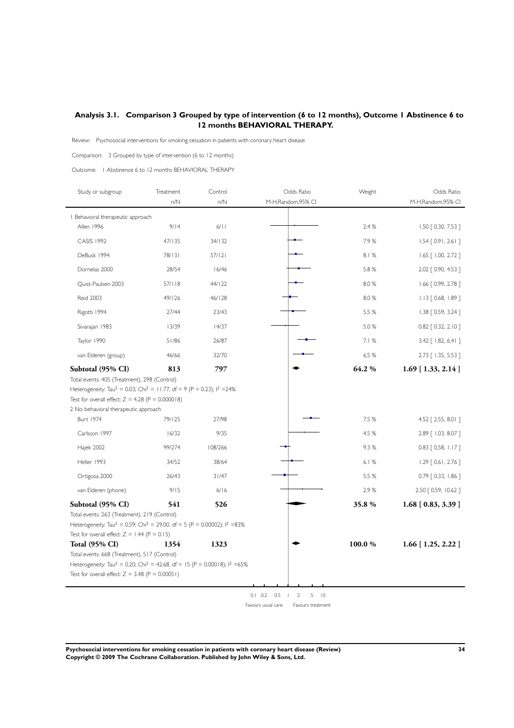## Analysis 3.1. Comparison 3 Grouped by type of intervention (6 to 12 months), Outcome 1 Abstinence 6 to 12 months BEHAVIORAL THERAPY.

Review: Psychosocial interventions for smoking cessation in patients with coronary heart disease

Comparison: 3 Grouped by type of intervention (6 to 12 months)

Outcome: 1 Abstinence 6 to 12 months BEHAVIORAL THERAPY

| Study or subgroup | Treatment n/N | Control n/N | Odds Ratio M-H,Random,95% CI | Weight | Odds Ratio M-H,Random,95% CI |
|---|---|---|---|---|---|
| 1 Behavioral therapeutic approach | | | | | |
| Allen 1996 | 9/14 | 6/11 | | 2.4 % | 1.50 [ 0.30, 7.53 ] |
| CASIS 1992 | 47/135 | 34/132 | | 7.9 % | 1.54 [ 0.91, 2.61 ] |
| DeBusk 1994 | 78/131 | 57/121 | | 8.1 % | 1.65 [ 1.00, 2.72 ] |
| Dornelas 2000 | 28/54 | 16/46 | | 5.8 % | 2.02 [ 0.90, 4.53 ] |
| Quist-Paulsen 2003 | 57/118 | 44/122 | | 8.0 % | 1.66 [ 0.99, 2.78 ] |
| Reid 2003 | 49/126 | 46/128 | | 8.0 % | 1.13 [ 0.68, 1.89 ] |
| Rigotti 1994 | 27/44 | 23/43 | | 5.5 % | 1.38 [ 0.59, 3.24 ] |
| Sivarajan 1983 | 13/39 | 14/37 | | 5.0 % | 0.82 [ 0.32, 2.10 ] |
| Taylor 1990 | 51/86 | 26/87 | | 7.1 % | 3.42 [ 1.82, 6.41 ] |
| van Elderen (group) | 46/66 | 32/70 | | 6.5 % | 2.73 [ 1.35, 5.53 ] |
| **Subtotal (95% CI)** | **813** | **797** | | **64.2 %** | **1.69 [ 1.33, 2.14 ]** |
| Total events: 405 (Treatment), 298 (Control) | | | | | |
| Heterogeneity: $Tau^2 = 0.03$; $Chi^2 = 11.77$, df = 9 (P = 0.23); $I^2$ =24% | | | | | |
| Test for overall effect: Z = 4.28 (P = 0.000018) | | | | | |
| 2 No behavioral therapeutic approach | | | | | |
| Burt 1974 | 79/125 | 27/98 | | 7.5 % | 4.52 [ 2.55, 8.01 ] |
| Carlsson 1997 | 16/32 | 9/35 | | 4.5 % | 2.89 [ 1.03, 8.07 ] |
| Hajek 2002 | 99/274 | 108/266 | | 9.3 % | 0.83 [ 0.58, 1.17 ] |
| Heller 1993 | 34/52 | 38/64 | | 6.1 % | 1.29 [ 0.61, 2.76 ] |
| Ortigosa 2000 | 26/43 | 31/47 | | 5.5 % | 0.79 [ 0.33, 1.86 ] |
| van Elderen (phone) | 9/15 | 6/16 | | 2.9 % | 2.50 [ 0.59, 10.62 ] |
| **Subtotal (95% CI)** | **541** | **526** | | **35.8 %** | **1.68 [ 0.83, 3.39 ]** |
| Total events: 263 (Treatment), 219 (Control) | | | | | |
| Heterogeneity: $Tau^2 = 0.59$; $Chi^2 = 29.00$, df = 5 (P = 0.00002); $I^2$ =83% | | | | | |
| Test for overall effect: Z = 1.44 (P = 0.15) | | | | | |
| **Total (95% CI)** | **1354** | **1323** | | **100.0 %** | **1.66 [ 1.25, 2.22 ]** |
| Total events: 668 (Treatment), 517 (Control) | | | | | |
| Heterogeneity: $Tau^2 = 0.20$; $Chi^2 = 42.68$, df = 15 (P = 0.00018); $I^2$ =65% | | | | | |
| Test for overall effect: Z = 3.48 (P = 0.00051) | | | | | |

0.1 0.2 0.5 1 2 5 10

Favours usual care | Favours treatment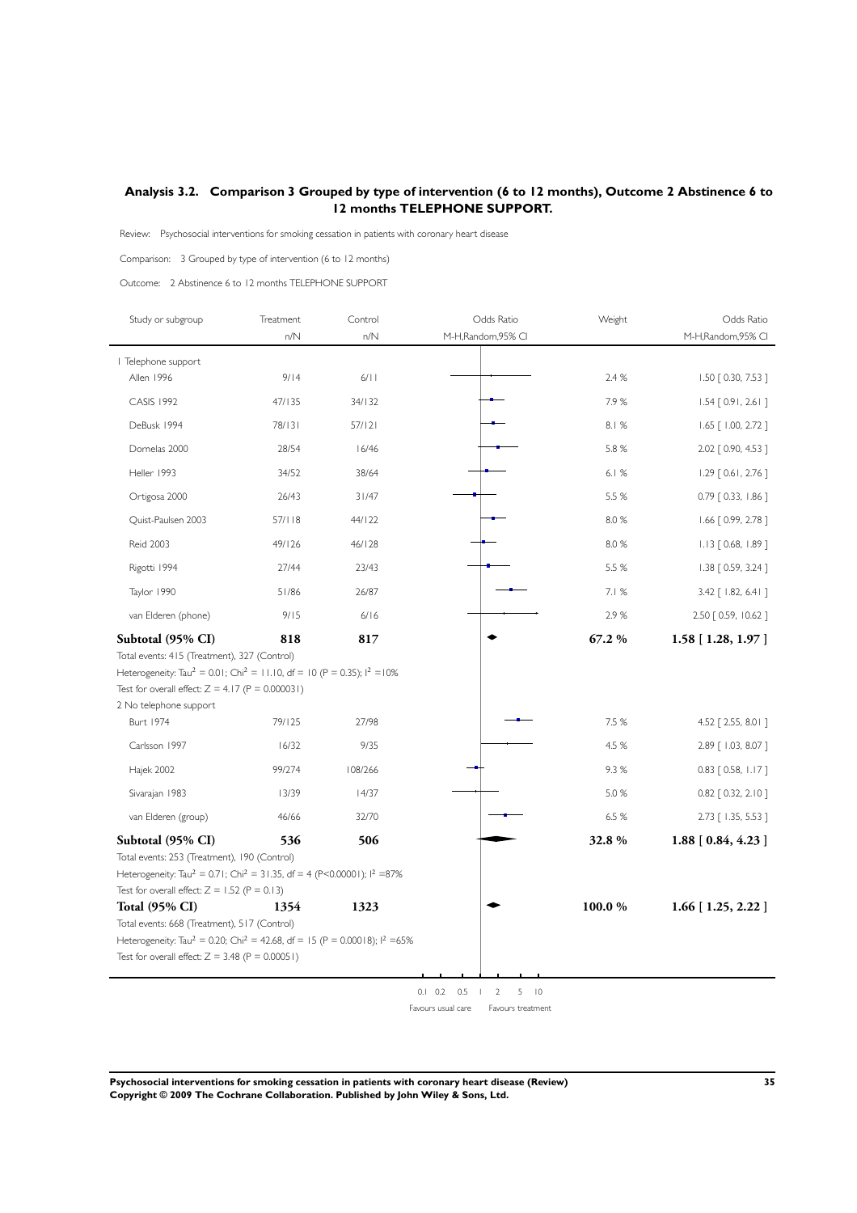## Analysis 3.2. Comparison 3 Grouped by type of intervention (6 to 12 months), Outcome 2 Abstinence 6 to 12 months TELEPHONE SUPPORT.

Review: Psychosocial interventions for smoking cessation in patients with coronary heart disease

Comparison: 3 Grouped by type of intervention (6 to 12 months)

Outcome: 2 Abstinence 6 to 12 months TELEPHONE SUPPORT

| Study or subgroup | Treatment n/N | Control n/N | Odds Ratio M-H,Random,95% CI | Weight | Odds Ratio M-H,Random,95% CI |
|---|---|---|---|---|---|
| 1 Telephone support | | | | | |
| Allen 1996 | 9/14 | 6/11 | | 2.4 % | 1.50 [ 0.30, 7.53 ] |
| CASIS 1992 | 47/135 | 34/132 | | 7.9 % | 1.54 [ 0.91, 2.61 ] |
| DeBusk 1994 | 78/131 | 57/121 | | 8.1 % | 1.65 [ 1.00, 2.72 ] |
| Dornelas 2000 | 28/54 | 16/46 | | 5.8 % | 2.02 [ 0.90, 4.53 ] |
| Heller 1993 | 34/52 | 38/64 | | 6.1 % | 1.29 [ 0.61, 2.76 ] |
| Ortigosa 2000 | 26/43 | 31/47 | | 5.5 % | 0.79 [ 0.33, 1.86 ] |
| Quist-Paulsen 2003 | 57/118 | 44/122 | | 8.0 % | 1.66 [ 0.99, 2.78 ] |
| Reid 2003 | 49/126 | 46/128 | | 8.0 % | 1.13 [ 0.68, 1.89 ] |
| Rigotti 1994 | 27/44 | 23/43 | | 5.5 % | 1.38 [ 0.59, 3.24 ] |
| Taylor 1990 | 51/86 | 26/87 | | 7.1 % | 3.42 [ 1.82, 6.41 ] |
| van Elderen (phone) | 9/15 | 6/16 | | 2.9 % | 2.50 [ 0.59, 10.62 ] |
| **Subtotal (95% CI)** | **818** | **817** | | **67.2 %** | **1.58 [ 1.28, 1.97 ]** |
| Total events: 415 (Treatment), 327 (Control) | | | | | |
| Heterogeneity: $Tau^2 = 0.01$; $Chi^2 = 11.10$, df = 10 (P = 0.35); $I^2$ =10% | | | | | |
| Test for overall effect: Z = 4.17 (P = 0.000031) | | | | | |
| 2 No telephone support | | | | | |
| Burt 1974 | 79/125 | 27/98 | | 7.5 % | 4.52 [ 2.55, 8.01 ] |
| Carlsson 1997 | 16/32 | 9/35 | | 4.5 % | 2.89 [ 1.03, 8.07 ] |
| Hajek 2002 | 99/274 | 108/266 | | 9.3 % | 0.83 [ 0.58, 1.17 ] |
| Sivarajan 1983 | 13/39 | 14/37 | | 5.0 % | 0.82 [ 0.32, 2.10 ] |
| van Elderen (group) | 46/66 | 32/70 | | 6.5 % | 2.73 [ 1.35, 5.53 ] |
| **Subtotal (95% CI)** | **536** | **506** | | **32.8 %** | **1.88 [ 0.84, 4.23 ]** |
| Total events: 253 (Treatment), 190 (Control) | | | | | |
| Heterogeneity: $Tau^2 = 0.71$; $Chi^2 = 31.35$, df = 4 (P<0.00001); $I^2$ =87% | | | | | |
| Test for overall effect: Z = 1.52 (P = 0.13) | | | | | |
| **Total (95% CI)** | **1354** | **1323** | | **100.0 %** | **1.66 [ 1.25, 2.22 ]** |
| Total events: 668 (Treatment), 517 (Control) | | | | | |
| Heterogeneity: $Tau^2 = 0.20$; $Chi^2 = 42.68$, df = 15 (P = 0.00018); $I^2$ =65% | | | | | |
| Test for overall effect: Z = 3.48 (P = 0.00051) | | | | | |

0.1 0.2 0.5 1 2 5 10

Favours usual care Favours treatment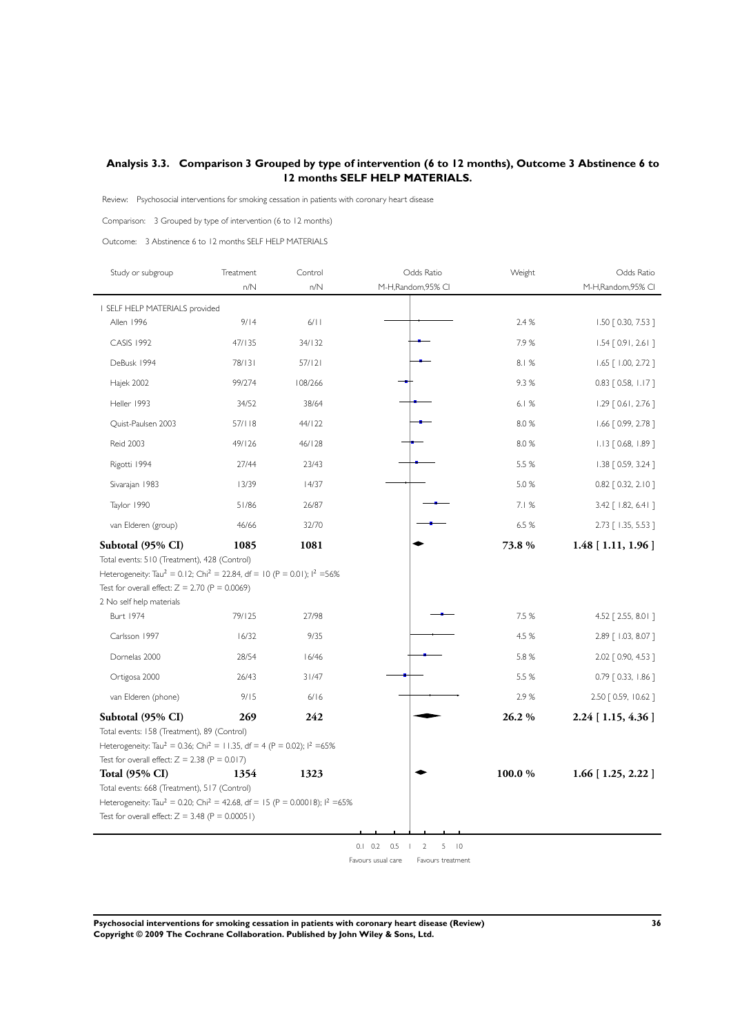## Analysis 3.3. Comparison 3 Grouped by type of intervention (6 to 12 months), Outcome 3 Abstinence 6 to 12 months SELF HELP MATERIALS.

Review: Psychosocial interventions for smoking cessation in patients with coronary heart disease

Comparison: 3 Grouped by type of intervention (6 to 12 months)

Outcome: 3 Abstinence 6 to 12 months SELF HELP MATERIALS

| Study or subgroup | Treatment n/N | Control n/N | Odds Ratio M-H,Random,95% CI | Weight | Odds Ratio M-H,Random,95% CI |
|---|---|---|---|---|---|
| 1 SELF HELP MATERIALS provided | | | | | |
| Allen 1996 | 9/14 | 6/11 | | 2.4 % | 1.50 [ 0.30, 7.53 ] |
| CASIS 1992 | 47/135 | 34/132 | | 7.9 % | 1.54 [ 0.91, 2.61 ] |
| DeBusk 1994 | 78/131 | 57/121 | | 8.1 % | 1.65 [ 1.00, 2.72 ] |
| Hajek 2002 | 99/274 | 108/266 | | 9.3 % | 0.83 [ 0.58, 1.17 ] |
| Heller 1993 | 34/52 | 38/64 | | 6.1 % | 1.29 [ 0.61, 2.76 ] |
| Quist-Paulsen 2003 | 57/118 | 44/122 | | 8.0 % | 1.66 [ 0.99, 2.78 ] |
| Reid 2003 | 49/126 | 46/128 | | 8.0 % | 1.13 [ 0.68, 1.89 ] |
| Rigotti 1994 | 27/44 | 23/43 | | 5.5 % | 1.38 [ 0.59, 3.24 ] |
| Sivarajan 1983 | 13/39 | 14/37 | | 5.0 % | 0.82 [ 0.32, 2.10 ] |
| Taylor 1990 | 51/86 | 26/87 | | 7.1 % | 3.42 [ 1.82, 6.41 ] |
| van Elderen (group) | 46/66 | 32/70 | | 6.5 % | 2.73 [ 1.35, 5.53 ] |
| **Subtotal (95% CI)** | **1085** | **1081** | | **73.8 %** | **1.48 [ 1.11, 1.96 ]** |
| Total events: 510 (Treatment), 428 (Control) | | | | | |
| Heterogeneity: $Tau^2 = 0.12$; $Chi^2 = 22.84$, df = 10 (P = 0.01); $I^2$ =56% | | | | | |
| Test for overall effect: Z = 2.70 (P = 0.0069) | | | | | |
| 2 No self help materials | | | | | |
| Burt 1974 | 79/125 | 27/98 | | 7.5 % | 4.52 [ 2.55, 8.01 ] |
| Carlsson 1997 | 16/32 | 9/35 | | 4.5 % | 2.89 [ 1.03, 8.07 ] |
| Dornelas 2000 | 28/54 | 16/46 | | 5.8 % | 2.02 [ 0.90, 4.53 ] |
| Ortigosa 2000 | 26/43 | 31/47 | | 5.5 % | 0.79 [ 0.33, 1.86 ] |
| van Elderen (phone) | 9/15 | 6/16 | | 2.9 % | 2.50 [ 0.59, 10.62 ] |
| **Subtotal (95% CI)** | **269** | **242** | | **26.2 %** | **2.24 [ 1.15, 4.36 ]** |
| Total events: 158 (Treatment), 89 (Control) | | | | | |
| Heterogeneity: $Tau^2 = 0.36$; $Chi^2 = 11.35$, df = 4 (P = 0.02); $I^2$ =65% | | | | | |
| Test for overall effect: Z = 2.38 (P = 0.017) | | | | | |
| **Total (95% CI)** | **1354** | **1323** | | **100.0 %** | **1.66 [ 1.25, 2.22 ]** |
| Total events: 668 (Treatment), 517 (Control) | | | | | |
| Heterogeneity: $Tau^2 = 0.20$; $Chi^2 = 42.68$, df = 15 (P = 0.00018); $I^2$ =65% | | | | | |
| Test for overall effect: Z = 3.48 (P = 0.00051) | | | | | |

0.1 0.2 0.5 1 2 5 10

Favours usual care Favours treatment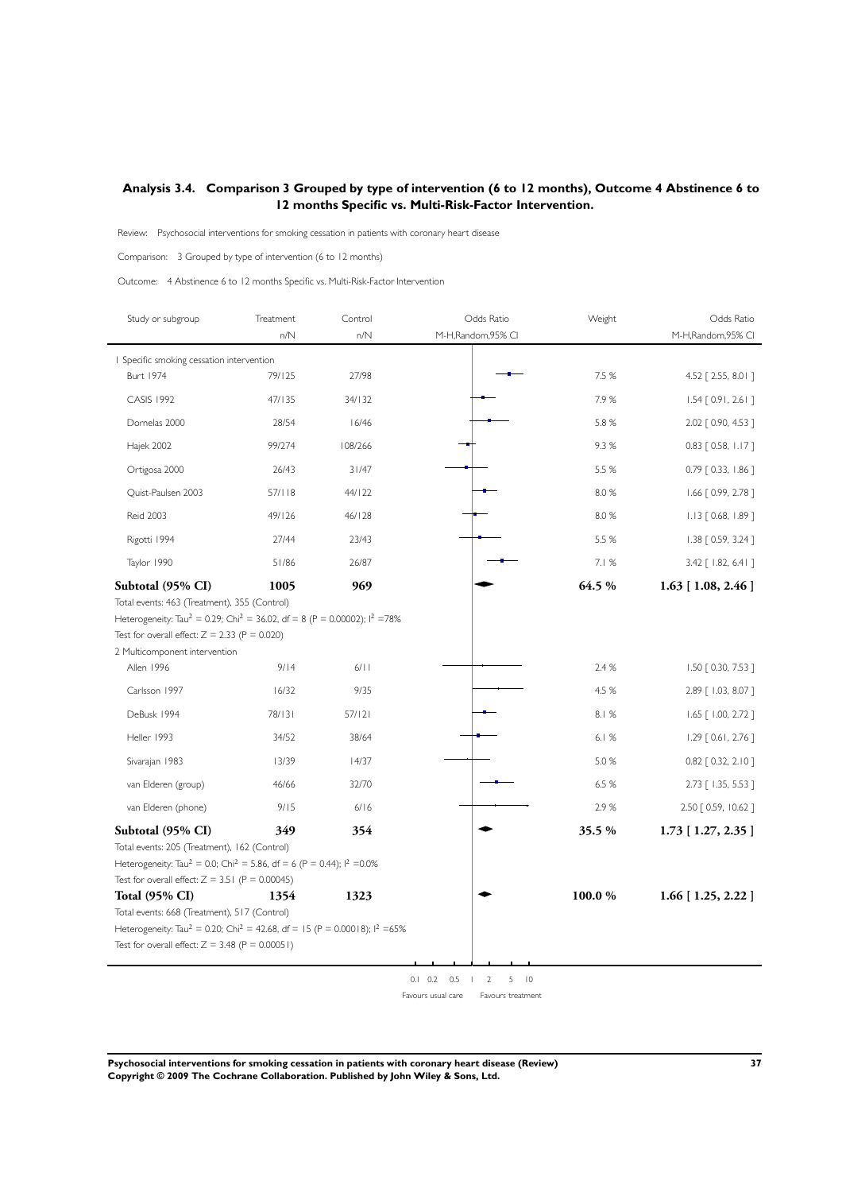## Analysis 3.4. Comparison 3 Grouped by type of intervention (6 to 12 months), Outcome 4 Abstinence 6 to 12 months Specific vs. Multi-Risk-Factor Intervention.

Review: Psychosocial interventions for smoking cessation in patients with coronary heart disease

Comparison: 3 Grouped by type of intervention (6 to 12 months)

Outcome: 4 Abstinence 6 to 12 months Specific vs. Multi-Risk-Factor Intervention

| Study or subgroup | Treatment n/N | Control n/N | Odds Ratio M-H,Random,95% CI | Weight | Odds Ratio M-H,Random,95% CI |
|---|---|---|---|---|---|
| 1 Specific smoking cessation intervention | | | | | |
| Burt 1974 | 79/125 | 27/98 | | 7.5 % | 4.52 [ 2.55, 8.01 ] |
| CASIS 1992 | 47/135 | 34/132 | | 7.9 % | 1.54 [ 0.91, 2.61 ] |
| Dornelas 2000 | 28/54 | 16/46 | | 5.8 % | 2.02 [ 0.90, 4.53 ] |
| Hajek 2002 | 99/274 | 108/266 | | 9.3 % | 0.83 [ 0.58, 1.17 ] |
| Ortigosa 2000 | 26/43 | 31/47 | | 5.5 % | 0.79 [ 0.33, 1.86 ] |
| Quist-Paulsen 2003 | 57/118 | 44/122 | | 8.0 % | 1.66 [ 0.99, 2.78 ] |
| Reid 2003 | 49/126 | 46/128 | | 8.0 % | 1.13 [ 0.68, 1.89 ] |
| Rigotti 1994 | 27/44 | 23/43 | | 5.5 % | 1.38 [ 0.59, 3.24 ] |
| Taylor 1990 | 51/86 | 26/87 | | 7.1 % | 3.42 [ 1.82, 6.41 ] |
| **Subtotal (95% CI)** | **1005** | **969** | | **64.5 %** | **1.63 [ 1.08, 2.46 ]** |
| Total events: 463 (Treatment), 355 (Control) | | | | | |
| Heterogeneity: $Tau^2 = 0.29$; $Chi^2 = 36.02$, df = 8 (P = 0.00002); $I^2$ =78% | | | | | |
| Test for overall effect: Z = 2.33 (P = 0.020) | | | | | |
| 2 Multicomponent intervention | | | | | |
| Allen 1996 | 9/14 | 6/11 | | 2.4 % | 1.50 [ 0.30, 7.53 ] |
| Carlsson 1997 | 16/32 | 9/35 | | 4.5 % | 2.89 [ 1.03, 8.07 ] |
| DeBusk 1994 | 78/131 | 57/121 | | 8.1 % | 1.65 [ 1.00, 2.72 ] |
| Heller 1993 | 34/52 | 38/64 | | 6.1 % | 1.29 [ 0.61, 2.76 ] |
| Sivarajan 1983 | 13/39 | 14/37 | | 5.0 % | 0.82 [ 0.32, 2.10 ] |
| van Elderen (group) | 46/66 | 32/70 | | 6.5 % | 2.73 [ 1.35, 5.53 ] |
| van Elderen (phone) | 9/15 | 6/16 | | 2.9 % | 2.50 [ 0.59, 10.62 ] |
| **Subtotal (95% CI)** | **349** | **354** | | **35.5 %** | **1.73 [ 1.27, 2.35 ]** |
| Total events: 205 (Treatment), 162 (Control) | | | | | |
| Heterogeneity: $Tau^2 = 0.0$; $Chi^2 = 5.86$, df = 6 (P = 0.44); $I^2$ =0.0% | | | | | |
| Test for overall effect: Z = 3.51 (P = 0.00045) | | | | | |
| **Total (95% CI)** | **1354** | **1323** | | **100.0 %** | **1.66 [ 1.25, 2.22 ]** |
| Total events: 668 (Treatment), 517 (Control) | | | | | |
| Heterogeneity: $Tau^2 = 0.20$; $Chi^2 = 42.68$, df = 15 (P = 0.00018); $I^2$ =65% | | | | | |
| Test for overall effect: Z = 3.48 (P = 0.00051) | | | | | |

0.1 0.2 0.5 1 2 5 10

Favours usual care — Favours treatment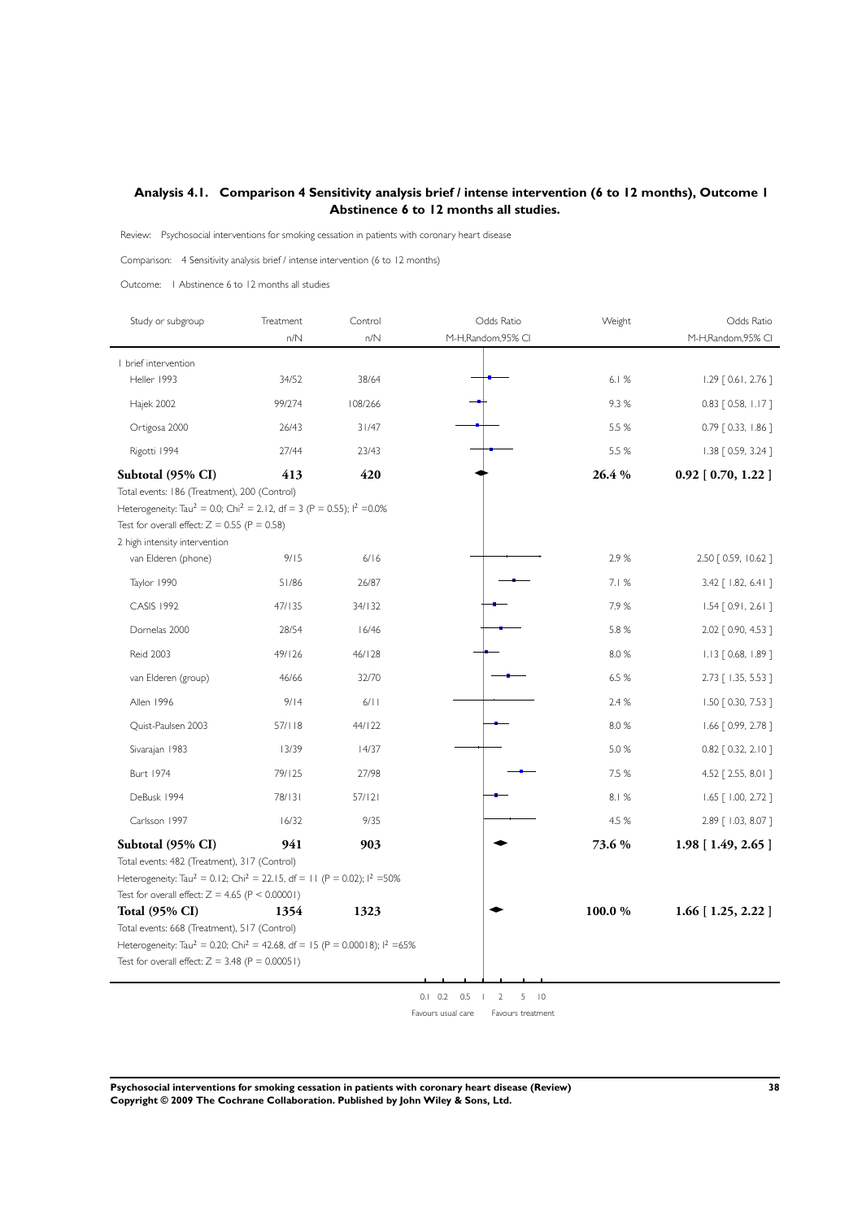## Analysis 4.1. Comparison 4 Sensitivity analysis brief / intense intervention (6 to 12 months), Outcome 1 Abstinence 6 to 12 months all studies.

Review: Psychosocial interventions for smoking cessation in patients with coronary heart disease

Comparison: 4 Sensitivity analysis brief / intense intervention (6 to 12 months)

Outcome: 1 Abstinence 6 to 12 months all studies

| Study or subgroup | Treatment n/N | Control n/N | Odds Ratio M-H,Random,95% CI | Weight | Odds Ratio M-H,Random,95% CI |
|---|---|---|---|---|---|
| **1 brief intervention** | | | | | |
| Heller 1993 | 34/52 | 38/64 | | 6.1 % | 1.29 [ 0.61, 2.76 ] |
| Hajek 2002 | 99/274 | 108/266 | | 9.3 % | 0.83 [ 0.58, 1.17 ] |
| Ortigosa 2000 | 26/43 | 31/47 | | 5.5 % | 0.79 [ 0.33, 1.86 ] |
| Rigotti 1994 | 27/44 | 23/43 | | 5.5 % | 1.38 [ 0.59, 3.24 ] |
| **Subtotal (95% CI)** | **413** | **420** | | **26.4 %** | **0.92 [ 0.70, 1.22 ]** |
| Total events: 186 (Treatment), 200 (Control) | | | | | |
| Heterogeneity: $Tau^2 = 0.0$; $Chi^2 = 2.12$, df = 3 (P = 0.55); $I^2$ =0.0% | | | | | |
| Test for overall effect: Z = 0.55 (P = 0.58) | | | | | |
| **2 high intensity intervention** | | | | | |
| van Elderen (phone) | 9/15 | 6/16 | | 2.9 % | 2.50 [ 0.59, 10.62 ] |
| Taylor 1990 | 51/86 | 26/87 | | 7.1 % | 3.42 [ 1.82, 6.41 ] |
| CASIS 1992 | 47/135 | 34/132 | | 7.9 % | 1.54 [ 0.91, 2.61 ] |
| Dornelas 2000 | 28/54 | 16/46 | | 5.8 % | 2.02 [ 0.90, 4.53 ] |
| Reid 2003 | 49/126 | 46/128 | | 8.0 % | 1.13 [ 0.68, 1.89 ] |
| van Elderen (group) | 46/66 | 32/70 | | 6.5 % | 2.73 [ 1.35, 5.53 ] |
| Allen 1996 | 9/14 | 6/11 | | 2.4 % | 1.50 [ 0.30, 7.53 ] |
| Quist-Paulsen 2003 | 57/118 | 44/122 | | 8.0 % | 1.66 [ 0.99, 2.78 ] |
| Sivarajan 1983 | 13/39 | 14/37 | | 5.0 % | 0.82 [ 0.32, 2.10 ] |
| Burt 1974 | 79/125 | 27/98 | | 7.5 % | 4.52 [ 2.55, 8.01 ] |
| DeBusk 1994 | 78/131 | 57/121 | | 8.1 % | 1.65 [ 1.00, 2.72 ] |
| Carlsson 1997 | 16/32 | 9/35 | | 4.5 % | 2.89 [ 1.03, 8.07 ] |
| **Subtotal (95% CI)** | **941** | **903** | | **73.6 %** | **1.98 [ 1.49, 2.65 ]** |
| Total events: 482 (Treatment), 317 (Control) | | | | | |
| Heterogeneity: $Tau^2 = 0.12$; $Chi^2 = 22.15$, df = 11 (P = 0.02); $I^2$ =50% | | | | | |
| Test for overall effect: Z = 4.65 (P < 0.00001) | | | | | |
| **Total (95% CI)** | **1354** | **1323** | | **100.0 %** | **1.66 [ 1.25, 2.22 ]** |
| Total events: 668 (Treatment), 517 (Control) | | | | | |
| Heterogeneity: $Tau^2 = 0.20$; $Chi^2 = 42.68$, df = 15 (P = 0.00018); $I^2$ =65% | | | | | |
| Test for overall effect: Z = 3.48 (P = 0.00051) | | | | | |

0.1 0.2 0.5 1 2 5 10

Favours usual care Favours treatment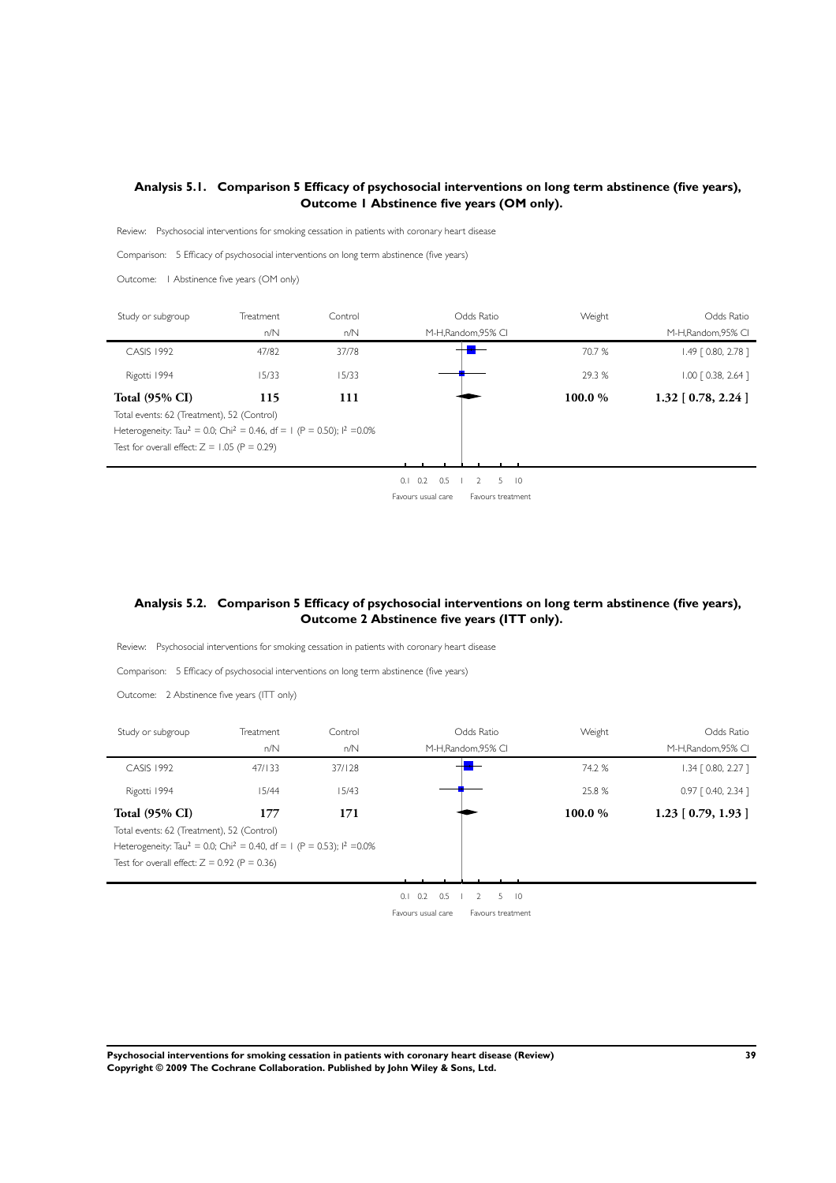## Analysis 5.1. Comparison 5 Efficacy of psychosocial interventions on long term abstinence (five years), Outcome 1 Abstinence five years (OM only).

Review: Psychosocial interventions for smoking cessation in patients with coronary heart disease

Comparison: 5 Efficacy of psychosocial interventions on long term abstinence (five years)

Outcome: 1 Abstinence five years (OM only)

| Study or subgroup | Treatment n/N | Control n/N | Odds Ratio M-H,Random,95% CI | Weight | Odds Ratio M-H,Random,95% CI |
|---|---|---|---|---|---|
| CASIS 1992 | 47/82 | 37/78 | | 70.7 % | 1.49 [ 0.80, 2.78 ] |
| Rigotti 1994 | 15/33 | 15/33 | | 29.3 % | 1.00 [ 0.38, 2.64 ] |
| **Total (95% CI)** | **115** | **111** | | **100.0 %** | **1.32 [ 0.78, 2.24 ]** |

Total events: 62 (Treatment), 52 (Control)

Heterogeneity: $Tau^2 = 0.0$; $Chi^2 = 0.46$, df = 1 (P = 0.50); $I^2$ =0.0%

Test for overall effect: Z = 1.05 (P = 0.29)

0.1 0.2 0.5 1 2 5 10

Favours usual care — Favours treatment

## Analysis 5.2. Comparison 5 Efficacy of psychosocial interventions on long term abstinence (five years), Outcome 2 Abstinence five years (ITT only).

Review: Psychosocial interventions for smoking cessation in patients with coronary heart disease

Comparison: 5 Efficacy of psychosocial interventions on long term abstinence (five years)

Outcome: 2 Abstinence five years (ITT only)

| Study or subgroup | Treatment n/N | Control n/N | Odds Ratio M-H,Random,95% CI | Weight | Odds Ratio M-H,Random,95% CI |
|---|---|---|---|---|---|
| CASIS 1992 | 47/133 | 37/128 | | 74.2 % | 1.34 [ 0.80, 2.27 ] |
| Rigotti 1994 | 15/44 | 15/43 | | 25.8 % | 0.97 [ 0.40, 2.34 ] |
| **Total (95% CI)** | **177** | **171** | | **100.0 %** | **1.23 [ 0.79, 1.93 ]** |

Total events: 62 (Treatment), 52 (Control)

Heterogeneity: $Tau^2 = 0.0$; $Chi^2 = 0.40$, df = 1 (P = 0.53); $I^2$ =0.0%

Test for overall effect: Z = 0.92 (P = 0.36)

0.1 0.2 0.5 1 2 5 10

Favours usual care — Favours treatment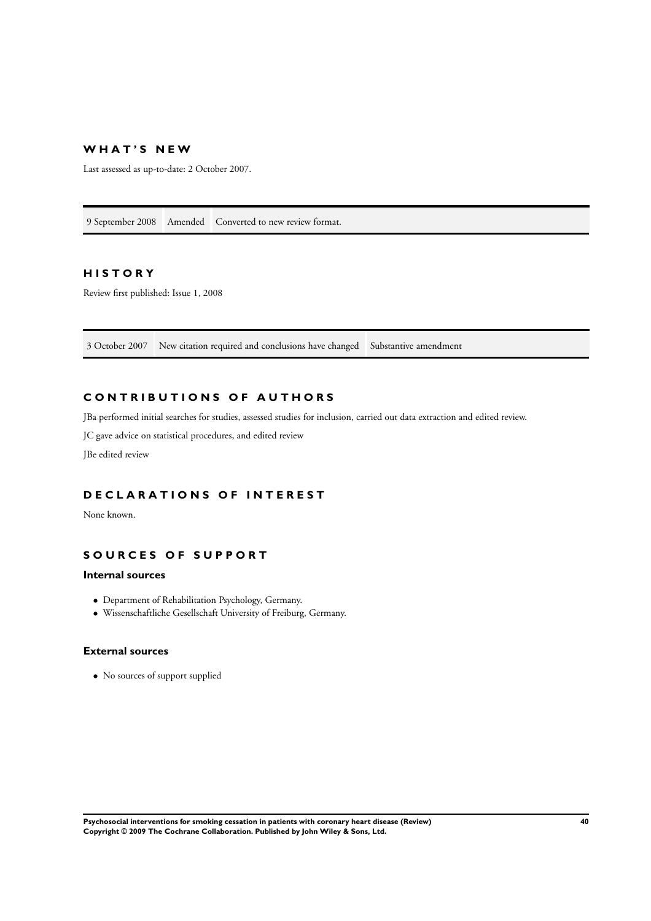## WHAT'S NEW

Last assessed as up-to-date: 2 October 2007.

| 9 September 2008 | Amended | Converted to new review format. |
|---|---|---|

## HISTORY

Review first published: Issue 1, 2008

| 3 October 2007 | New citation required and conclusions have changed | Substantive amendment |
|---|---|---|

## CONTRIBUTIONS OF AUTHORS

JBa performed initial searches for studies, assessed studies for inclusion, carried out data extraction and edited review.

JC gave advice on statistical procedures, and edited review

JBe edited review

## DECLARATIONS OF INTEREST

None known.

## SOURCES OF SUPPORT

### Internal sources

- Department of Rehabilitation Psychology, Germany.
- Wissenschaftliche Gesellschaft University of Freiburg, Germany.

### External sources

- No sources of support supplied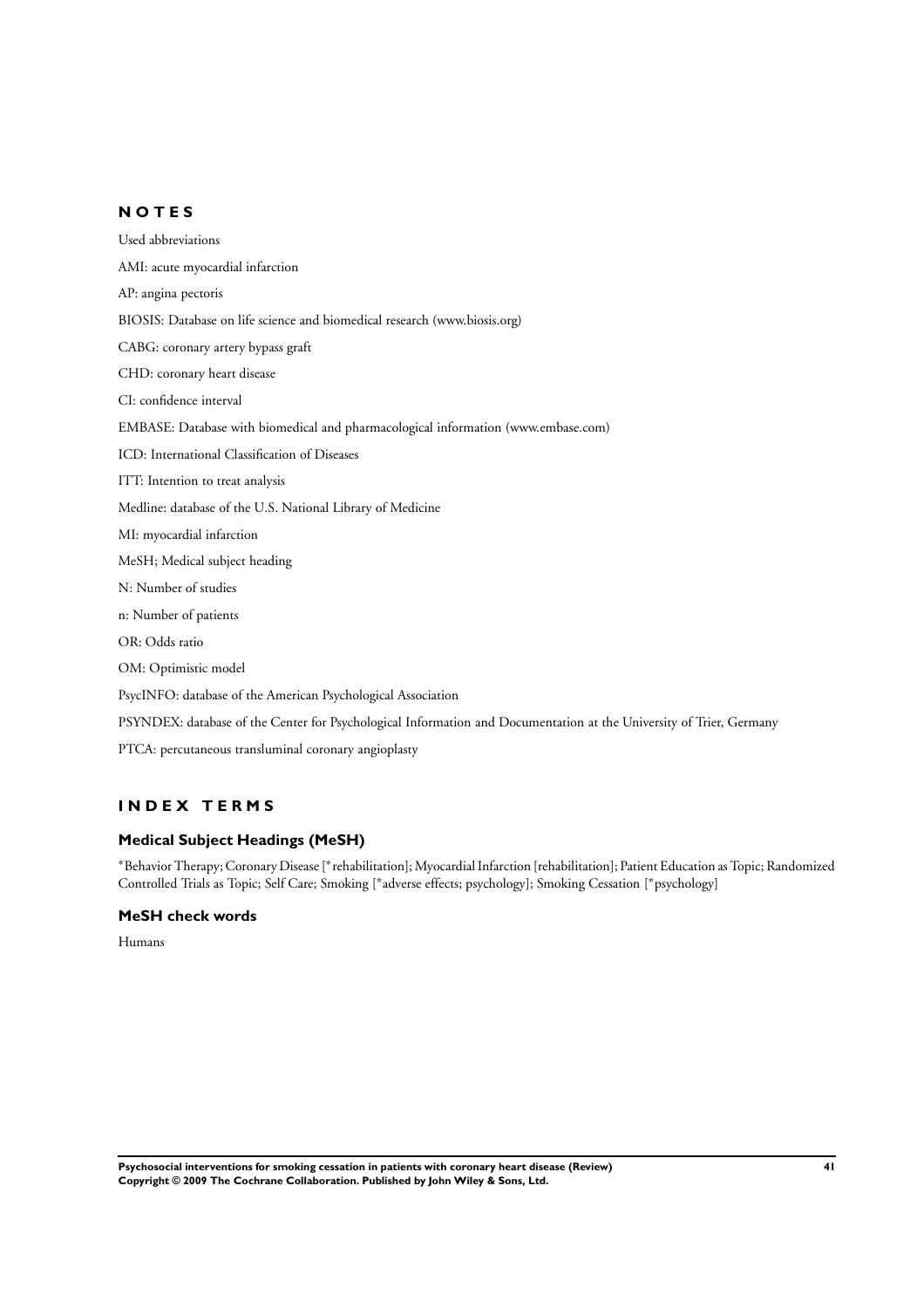## NOTES

Used abbreviations

AMI: acute myocardial infarction

AP: angina pectoris

BIOSIS: Database on life science and biomedical research (www.biosis.org)

CABG: coronary artery bypass graft

CHD: coronary heart disease

CI: confidence interval

EMBASE: Database with biomedical and pharmacological information (www.embase.com)

ICD: International Classification of Diseases

ITT: Intention to treat analysis

Medline: database of the U.S. National Library of Medicine

MI: myocardial infarction

MeSH; Medical subject heading

N: Number of studies

n: Number of patients

OR: Odds ratio

OM: Optimistic model

PsycINFO: database of the American Psychological Association

PSYNDEX: database of the Center for Psychological Information and Documentation at the University of Trier, Germany

PTCA: percutaneous transluminal coronary angioplasty

## INDEX TERMS

### Medical Subject Headings (MeSH)

*Behavior Therapy; Coronary Disease [*rehabilitation]; Myocardial Infarction [rehabilitation]; Patient Education as Topic; Randomized Controlled Trials as Topic; Self Care; Smoking [*adverse effects; psychology]; Smoking Cessation [*psychology]

### MeSH check words

Humans